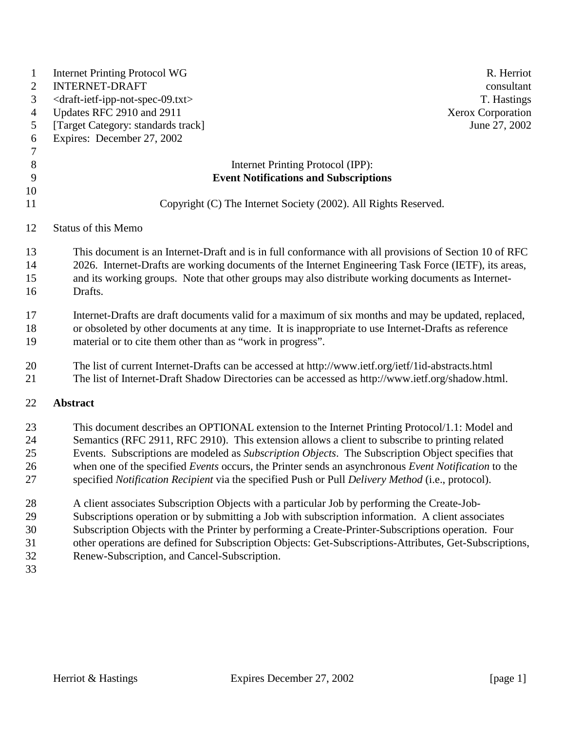Internet Printing Protocol WG R. Herriot
INTERNET-DRAFT consultant
<draft-ietf-ipp-not-spec-09.txt> T. Hastings
Updates RFC 2910 and 2911 Xerox Corporation
[Target Category: standards track] June 27, 2002
Expires: December 27, 2002

# Internet Printing Protocol (IPP): **Event Notifications and Subscriptions**

Copyright (C) The Internet Society (2002). All Rights Reserved.

Status of this Memo

This document is an Internet-Draft and is in full conformance with all provisions of Section 10 of RFC 2026. Internet-Drafts are working documents of the Internet Engineering Task Force (IETF), its areas, and its working groups. Note that other groups may also distribute working documents as Internet-Drafts.

Internet-Drafts are draft documents valid for a maximum of six months and may be updated, replaced, or obsoleted by other documents at any time. It is inappropriate to use Internet-Drafts as reference material or to cite them other than as "work in progress".

The list of current Internet-Drafts can be accessed at http://www.ietf.org/ietf/1id-abstracts.html
The list of Internet-Draft Shadow Directories can be accessed as http://www.ietf.org/shadow.html.

## Abstract

This document describes an OPTIONAL extension to the Internet Printing Protocol/1.1: Model and Semantics (RFC 2911, RFC 2910). This extension allows a client to subscribe to printing related Events. Subscriptions are modeled as *Subscription Objects*. The Subscription Object specifies that when one of the specified *Events* occurs, the Printer sends an asynchronous *Event Notification* to the specified *Notification Recipient* via the specified Push or Pull *Delivery Method* (i.e., protocol).

A client associates Subscription Objects with a particular Job by performing the Create-Job-Subscriptions operation or by submitting a Job with subscription information. A client associates Subscription Objects with the Printer by performing a Create-Printer-Subscriptions operation. Four other operations are defined for Subscription Objects: Get-Subscriptions-Attributes, Get-Subscriptions, Renew-Subscription, and Cancel-Subscription.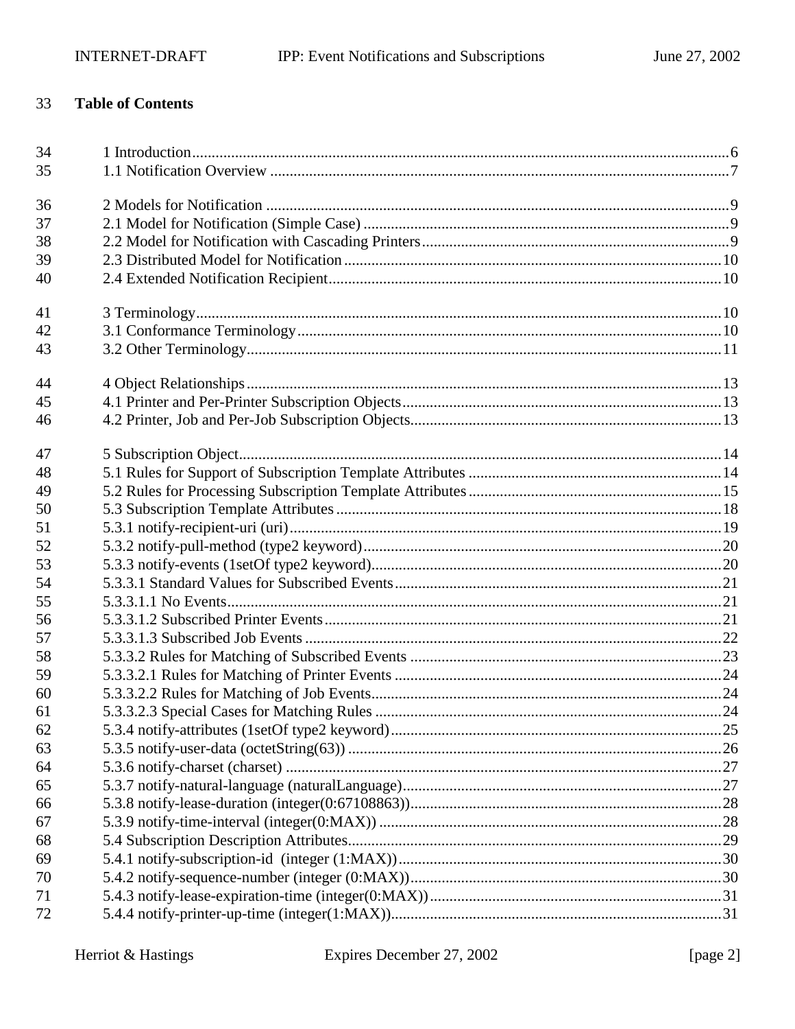**Table of Contents**

1 Introduction.....6
1.1 Notification Overview.....7

2 Models for Notification.....9
2.1 Model for Notification (Simple Case).....9
2.2 Model for Notification with Cascading Printers.....9
2.3 Distributed Model for Notification.....10
2.4 Extended Notification Recipient.....10

3 Terminology.....10
3.1 Conformance Terminology.....10
3.2 Other Terminology.....11

4 Object Relationships.....13
4.1 Printer and Per-Printer Subscription Objects.....13
4.2 Printer, Job and Per-Job Subscription Objects.....13

5 Subscription Object.....14
5.1 Rules for Support of Subscription Template Attributes.....14
5.2 Rules for Processing Subscription Template Attributes.....15
5.3 Subscription Template Attributes.....18
5.3.1 notify-recipient-uri (uri).....19
5.3.2 notify-pull-method (type2 keyword).....20
5.3.3 notify-events (1setOf type2 keyword).....20
5.3.3.1 Standard Values for Subscribed Events.....21
5.3.3.1.1 No Events.....21
5.3.3.1.2 Subscribed Printer Events.....21
5.3.3.1.3 Subscribed Job Events.....22
5.3.3.2 Rules for Matching of Subscribed Events.....23
5.3.3.2.1 Rules for Matching of Printer Events.....24
5.3.3.2.2 Rules for Matching of Job Events.....24
5.3.3.2.3 Special Cases for Matching Rules.....24
5.3.4 notify-attributes (1setOf type2 keyword).....25
5.3.5 notify-user-data (octetString(63)).....26
5.3.6 notify-charset (charset).....27
5.3.7 notify-natural-language (naturalLanguage).....27
5.3.8 notify-lease-duration (integer(0:67108863)).....28
5.3.9 notify-time-interval (integer(0:MAX)).....28
5.4 Subscription Description Attributes.....29
5.4.1 notify-subscription-id (integer (1:MAX)).....30
5.4.2 notify-sequence-number (integer (0:MAX)).....30
5.4.3 notify-lease-expiration-time (integer(0:MAX)).....31
5.4.4 notify-printer-up-time (integer(1:MAX)).....31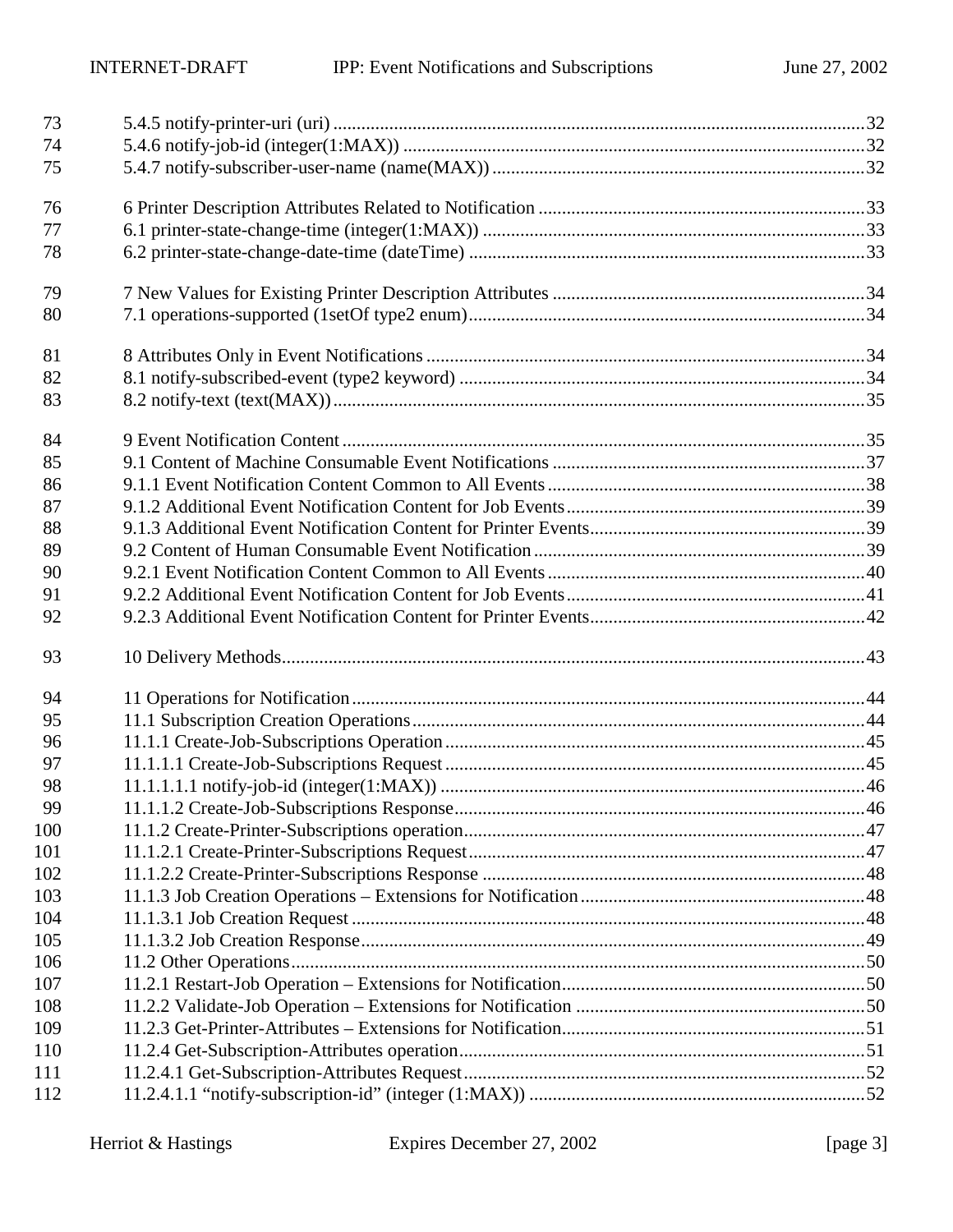73 5.4.5 notify-printer-uri (uri) ....................................................................................................32
74 5.4.6 notify-job-id (integer(1:MAX)) ..................................................................................32
75 5.4.7 notify-subscriber-user-name (name(MAX)) ................................................................32

76 6 Printer Description Attributes Related to Notification ......................................................33
77 6.1 printer-state-change-time (integer(1:MAX)) ...................................................................33
78 6.2 printer-state-change-date-time (dateTime) .....................................................................33

79 7 New Values for Existing Printer Description Attributes ....................................................34
80 7.1 operations-supported (1setOf type2 enum).....................................................................34

81 8 Attributes Only in Event Notifications ..............................................................................34
82 8.1 notify-subscribed-event (type2 keyword) .......................................................................34
83 8.2 notify-text (text(MAX))...................................................................................................35

84 9 Event Notification Content .................................................................................................35
85 9.1 Content of Machine Consumable Event Notifications ....................................................37
86 9.1.1 Event Notification Content Common to All Events.....................................................38
87 9.1.2 Additional Event Notification Content for Job Events.................................................39
88 9.1.3 Additional Event Notification Content for Printer Events............................................39
89 9.2 Content of Human Consumable Event Notification........................................................39
90 9.2.1 Event Notification Content Common to All Events.....................................................40
91 9.2.2 Additional Event Notification Content for Job Events.................................................41
92 9.2.3 Additional Event Notification Content for Printer Events............................................42

93 10 Delivery Methods.............................................................................................................43

94 11 Operations for Notification..............................................................................................44
95 11.1 Subscription Creation Operations..................................................................................44
96 11.1.1 Create-Job-Subscriptions Operation...........................................................................45
97 11.1.1.1 Create-Job-Subscriptions Request...........................................................................45
98 11.1.1.1.1 notify-job-id (integer(1:MAX)) ............................................................................46
99 11.1.1.2 Create-Job-Subscriptions Response.........................................................................46
100 11.1.2 Create-Printer-Subscriptions operation.......................................................................47
101 11.1.2.1 Create-Printer-Subscriptions Request......................................................................47
102 11.1.2.2 Create-Printer-Subscriptions Response ..................................................................48
103 11.1.3 Job Creation Operations – Extensions for Notification..............................................48
104 11.1.3.1 Job Creation Request ..............................................................................................48
105 11.1.3.2 Job Creation Response............................................................................................49
106 11.2 Other Operations............................................................................................................50
107 11.2.1 Restart-Job Operation – Extensions for Notification..................................................50
108 11.2.2 Validate-Job Operation – Extensions for Notification ...............................................50
109 11.2.3 Get-Printer-Attributes – Extensions for Notification..................................................51
110 11.2.4 Get-Subscription-Attributes operation........................................................................51
111 11.2.4.1 Get-Subscription-Attributes Request.......................................................................52
112 11.2.4.1.1 "notify-subscription-id" (integer (1:MAX)) ........................................................52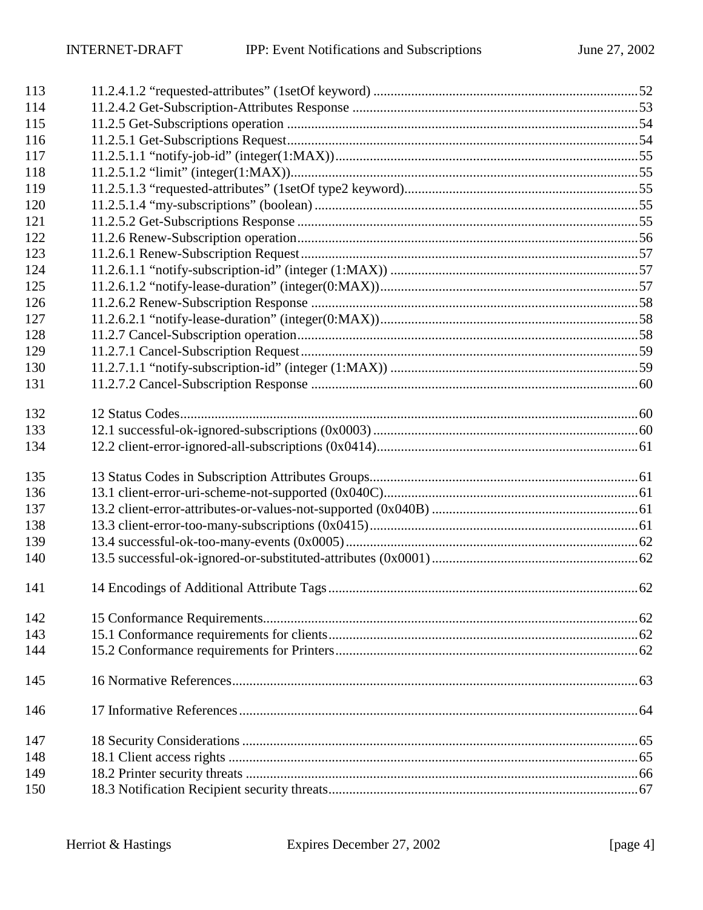113 11.2.4.1.2 “requested-attributes” (1setOf keyword) ....................................................................52
114 11.2.4.2 Get-Subscription-Attributes Response ...........................................................................53
115 11.2.5 Get-Subscriptions operation ..................................................................................................54
116 11.2.5.1 Get-Subscriptions Request.....................................................................................................54
117 11.2.5.1.1 “notify-job-id” (integer(1:MAX))........................................................................................55
118 11.2.5.1.2 “limit” (integer(1:MAX))......................................................................................................55
119 11.2.5.1.3 “requested-attributes” (1setOf type2 keyword)...................................................................55
120 11.2.5.1.4 “my-subscriptions” (boolean) ..............................................................................................55
121 11.2.5.2 Get-Subscriptions Response ..................................................................................................55
122 11.2.6 Renew-Subscription operation..................................................................................................56
123 11.2.6.1 Renew-Subscription Request.................................................................................................57
124 11.2.6.1.1 “notify-subscription-id” (integer (1:MAX)) .......................................................................57
125 11.2.6.1.2 “notify-lease-duration” (integer(0:MAX))..........................................................................57
126 11.2.6.2 Renew-Subscription Response ..............................................................................................58
127 11.2.6.2.1 “notify-lease-duration” (integer(0:MAX))..........................................................................58
128 11.2.7 Cancel-Subscription operation...................................................................................................58
129 11.2.7.1 Cancel-Subscription Request..................................................................................................59
130 11.2.7.1.1 “notify-subscription-id” (integer (1:MAX)) .......................................................................59
131 11.2.7.2 Cancel-Subscription Response ..............................................................................................60

132 12 Status Codes...................................................................................................................................60
133 12.1 successful-ok-ignored-subscriptions (0x0003) ............................................................................60
134 12.2 client-error-ignored-all-subscriptions (0x0414)...........................................................................61

135 13 Status Codes in Subscription Attributes Groups.............................................................................61
136 13.1 client-error-uri-scheme-not-supported (0x040C)........................................................................61
137 13.2 client-error-attributes-or-values-not-supported (0x040B) ...........................................................61
138 13.3 client-error-too-many-subscriptions (0x0415).............................................................................61
139 13.4 successful-ok-too-many-events (0x0005)....................................................................................62
140 13.5 successful-ok-ignored-or-substituted-attributes (0x0001)...........................................................62

141 14 Encodings of Additional Attribute Tags.........................................................................................62

142 15 Conformance Requirements...........................................................................................................62
143 15.1 Conformance requirements for clients.........................................................................................62
144 15.2 Conformance requirements for Printers.......................................................................................62

145 16 Normative References....................................................................................................................63

146 17 Informative References...................................................................................................................64

147 18 Security Considerations .................................................................................................................65
148 18.1 Client access rights .....................................................................................................................65
149 18.2 Printer security threats ................................................................................................................66
150 18.3 Notification Recipient security threats........................................................................................67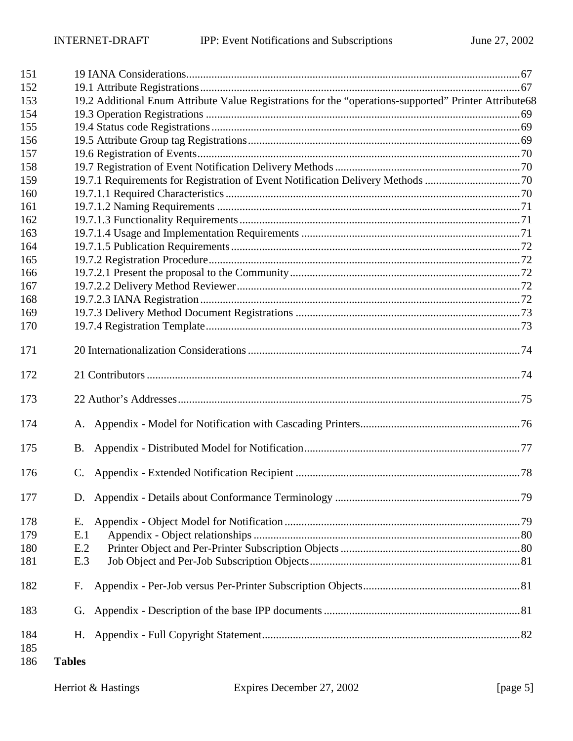19 IANA Considerations......................................................................................................................67
19.1 Attribute Registrations.................................................................................................................67
19.2 Additional Enum Attribute Value Registrations for the "operations-supported" Printer Attribute68
19.3 Operation Registrations ...............................................................................................................69
19.4 Status code Registrations.............................................................................................................69
19.5 Attribute Group tag Registrations................................................................................................69
19.6 Registration of Events..................................................................................................................70
19.7 Registration of Event Notification Delivery Methods.................................................................70
19.7.1 Requirements for Registration of Event Notification Delivery Methods .................................70
19.7.1.1 Required Characteristics........................................................................................................70
19.7.1.2 Naming Requirements ...........................................................................................................71
19.7.1.3 Functionality Requirements...................................................................................................71
19.7.1.4 Usage and Implementation Requirements .............................................................................71
19.7.1.5 Publication Requirements......................................................................................................72
19.7.2 Registration Procedure..............................................................................................................72
19.7.2.1 Present the proposal to the Community.................................................................................72
19.7.2.2 Delivery Method Reviewer....................................................................................................72
19.7.2.3 IANA Registration.................................................................................................................72
19.7.3 Delivery Method Document Registrations ...............................................................................73
19.7.4 Registration Template...............................................................................................................73

20 Internationalization Considerations ................................................................................................74

21 Contributors ....................................................................................................................................74

22 Author's Addresses.........................................................................................................................75

A. Appendix - Model for Notification with Cascading Printers........................................................76

B. Appendix - Distributed Model for Notification............................................................................77

C. Appendix - Extended Notification Recipient ...............................................................................78

D. Appendix - Details about Conformance Terminology .................................................................79

E. Appendix - Object Model for Notification...................................................................................79
E.1 Appendix - Object relationships ..............................................................................................80
E.2 Printer Object and Per-Printer Subscription Objects ...............................................................80
E.3 Job Object and Per-Job Subscription Objects..........................................................................81

F. Appendix - Per-Job versus Per-Printer Subscription Objects.......................................................81

G. Appendix - Description of the base IPP documents .....................................................................81

H. Appendix - Full Copyright Statement...........................................................................................82

**Tables**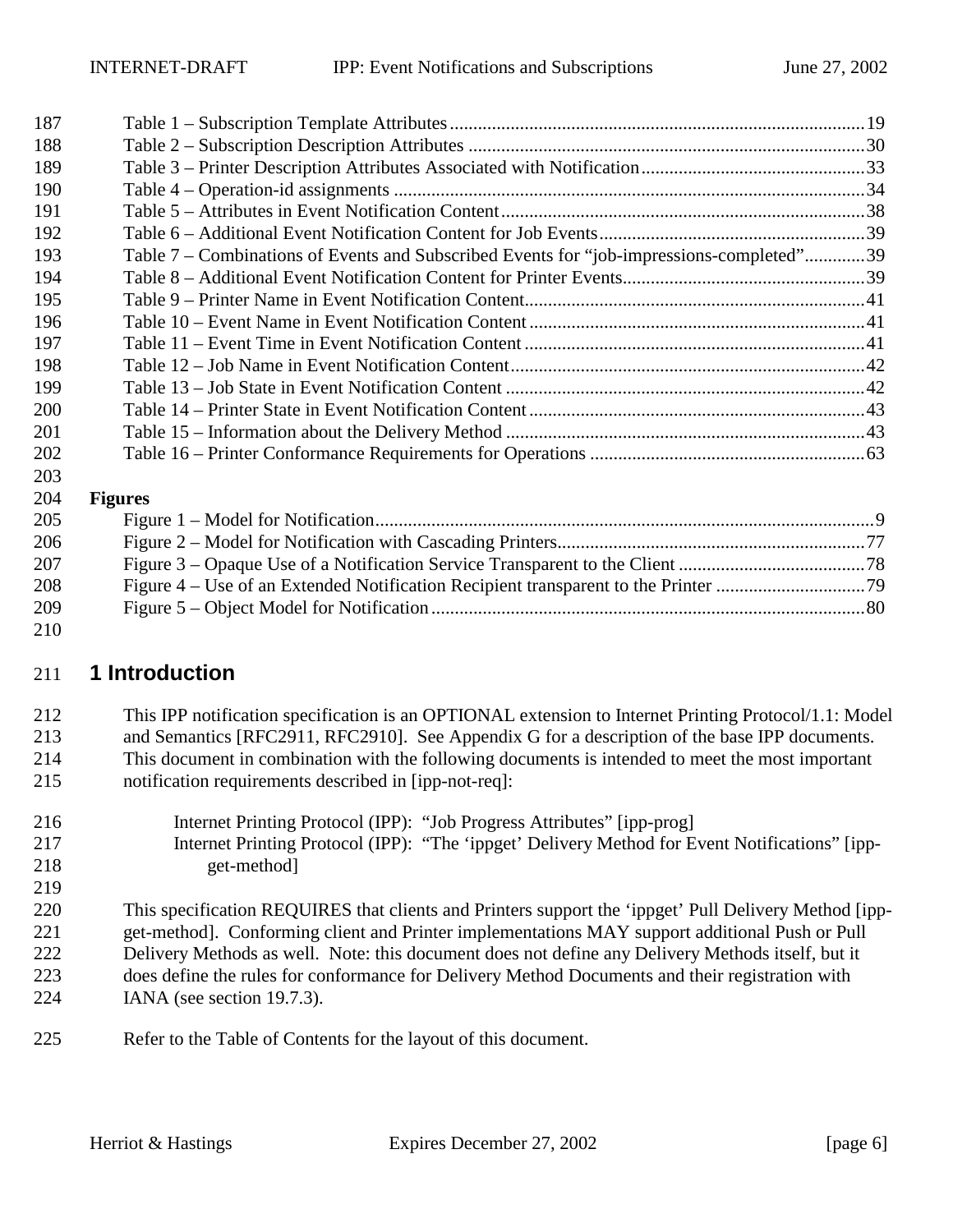Table 1 – Subscription Template Attributes ..... 19
Table 2 – Subscription Description Attributes ..... 30
Table 3 – Printer Description Attributes Associated with Notification ..... 33
Table 4 – Operation-id assignments ..... 34
Table 5 – Attributes in Event Notification Content ..... 38
Table 6 – Additional Event Notification Content for Job Events ..... 39
Table 7 – Combinations of Events and Subscribed Events for “job-impressions-completed” ..... 39
Table 8 – Additional Event Notification Content for Printer Events ..... 39
Table 9 – Printer Name in Event Notification Content ..... 41
Table 10 – Event Name in Event Notification Content ..... 41
Table 11 – Event Time in Event Notification Content ..... 41
Table 12 – Job Name in Event Notification Content ..... 42
Table 13 – Job State in Event Notification Content ..... 42
Table 14 – Printer State in Event Notification Content ..... 43
Table 15 – Information about the Delivery Method ..... 43
Table 16 – Printer Conformance Requirements for Operations ..... 63

**Figures**

Figure 1 – Model for Notification ..... 9
Figure 2 – Model for Notification with Cascading Printers ..... 77
Figure 3 – Opaque Use of a Notification Service Transparent to the Client ..... 78
Figure 4 – Use of an Extended Notification Recipient transparent to the Printer ..... 79
Figure 5 – Object Model for Notification ..... 80

# 1 Introduction

This IPP notification specification is an OPTIONAL extension to Internet Printing Protocol/1.1: Model and Semantics [RFC2911, RFC2910]. See Appendix G for a description of the base IPP documents. This document in combination with the following documents is intended to meet the most important notification requirements described in [ipp-not-req]:

> Internet Printing Protocol (IPP): "Job Progress Attributes" [ipp-prog]
> Internet Printing Protocol (IPP): "The 'ippget' Delivery Method for Event Notifications" [ipp-get-method]

This specification REQUIRES that clients and Printers support the 'ippget' Pull Delivery Method [ipp-get-method]. Conforming client and Printer implementations MAY support additional Push or Pull Delivery Methods as well. Note: this document does not define any Delivery Methods itself, but it does define the rules for conformance for Delivery Method Documents and their registration with IANA (see section 19.7.3).

Refer to the Table of Contents for the layout of this document.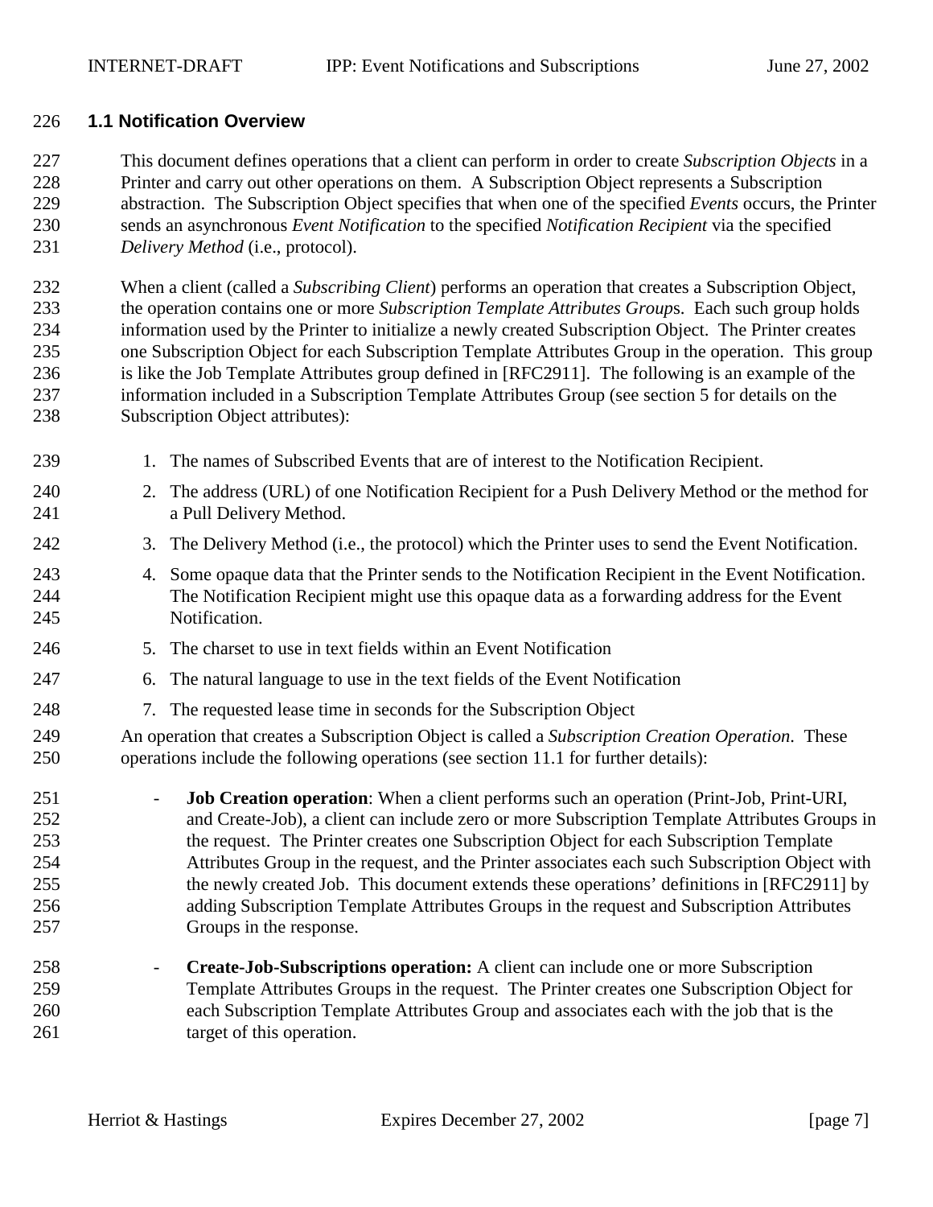### 1.1 Notification Overview

This document defines operations that a client can perform in order to create *Subscription Objects* in a Printer and carry out other operations on them. A Subscription Object represents a Subscription abstraction. The Subscription Object specifies that when one of the specified *Events* occurs, the Printer sends an asynchronous *Event Notification* to the specified *Notification Recipient* via the specified *Delivery Method* (i.e., protocol).

When a client (called a *Subscribing Client*) performs an operation that creates a Subscription Object, the operation contains one or more *Subscription Template Attributes Groups*. Each such group holds information used by the Printer to initialize a newly created Subscription Object. The Printer creates one Subscription Object for each Subscription Template Attributes Group in the operation. This group is like the Job Template Attributes group defined in [RFC2911]. The following is an example of the information included in a Subscription Template Attributes Group (see section 5 for details on the Subscription Object attributes):

1. The names of Subscribed Events that are of interest to the Notification Recipient.
2. The address (URL) of one Notification Recipient for a Push Delivery Method or the method for a Pull Delivery Method.
3. The Delivery Method (i.e., the protocol) which the Printer uses to send the Event Notification.
4. Some opaque data that the Printer sends to the Notification Recipient in the Event Notification. The Notification Recipient might use this opaque data as a forwarding address for the Event Notification.
5. The charset to use in text fields within an Event Notification
6. The natural language to use in the text fields of the Event Notification
7. The requested lease time in seconds for the Subscription Object

An operation that creates a Subscription Object is called a *Subscription Creation Operation*. These operations include the following operations (see section 11.1 for further details):

- **Job Creation operation**: When a client performs such an operation (Print-Job, Print-URI, and Create-Job), a client can include zero or more Subscription Template Attributes Groups in the request. The Printer creates one Subscription Object for each Subscription Template Attributes Group in the request, and the Printer associates each such Subscription Object with the newly created Job. This document extends these operations' definitions in [RFC2911] by adding Subscription Template Attributes Groups in the request and Subscription Attributes Groups in the response.

- **Create-Job-Subscriptions operation:** A client can include one or more Subscription Template Attributes Groups in the request. The Printer creates one Subscription Object for each Subscription Template Attributes Group and associates each with the job that is the target of this operation.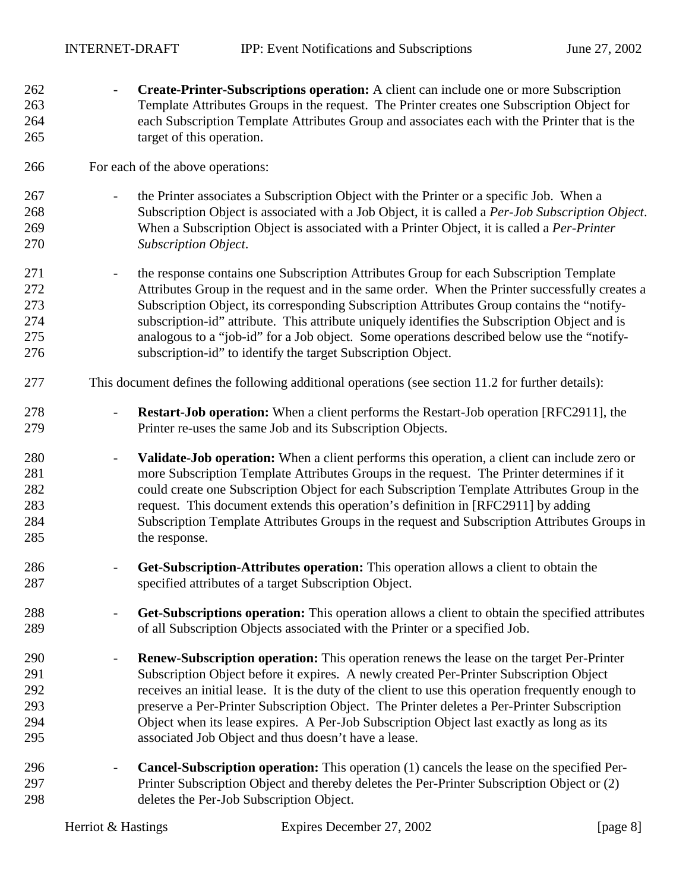- **Create-Printer-Subscriptions operation:** A client can include one or more Subscription Template Attributes Groups in the request. The Printer creates one Subscription Object for each Subscription Template Attributes Group and associates each with the Printer that is the target of this operation.

For each of the above operations:

- the Printer associates a Subscription Object with the Printer or a specific Job. When a Subscription Object is associated with a Job Object, it is called a *Per-Job Subscription Object*. When a Subscription Object is associated with a Printer Object, it is called a *Per-Printer Subscription Object*.

- the response contains one Subscription Attributes Group for each Subscription Template Attributes Group in the request and in the same order. When the Printer successfully creates a Subscription Object, its corresponding Subscription Attributes Group contains the "notify-subscription-id" attribute. This attribute uniquely identifies the Subscription Object and is analogous to a "job-id" for a Job object. Some operations described below use the "notify-subscription-id" to identify the target Subscription Object.

This document defines the following additional operations (see section 11.2 for further details):

- **Restart-Job operation:** When a client performs the Restart-Job operation [RFC2911], the Printer re-uses the same Job and its Subscription Objects.

- **Validate-Job operation:** When a client performs this operation, a client can include zero or more Subscription Template Attributes Groups in the request. The Printer determines if it could create one Subscription Object for each Subscription Template Attributes Group in the request. This document extends this operation's definition in [RFC2911] by adding Subscription Template Attributes Groups in the request and Subscription Attributes Groups in the response.

- **Get-Subscription-Attributes operation:** This operation allows a client to obtain the specified attributes of a target Subscription Object.

- **Get-Subscriptions operation:** This operation allows a client to obtain the specified attributes of all Subscription Objects associated with the Printer or a specified Job.

- **Renew-Subscription operation:** This operation renews the lease on the target Per-Printer Subscription Object before it expires. A newly created Per-Printer Subscription Object receives an initial lease. It is the duty of the client to use this operation frequently enough to preserve a Per-Printer Subscription Object. The Printer deletes a Per-Printer Subscription Object when its lease expires. A Per-Job Subscription Object last exactly as long as its associated Job Object and thus doesn't have a lease.

- **Cancel-Subscription operation:** This operation (1) cancels the lease on the specified Per-Printer Subscription Object and thereby deletes the Per-Printer Subscription Object or (2) deletes the Per-Job Subscription Object.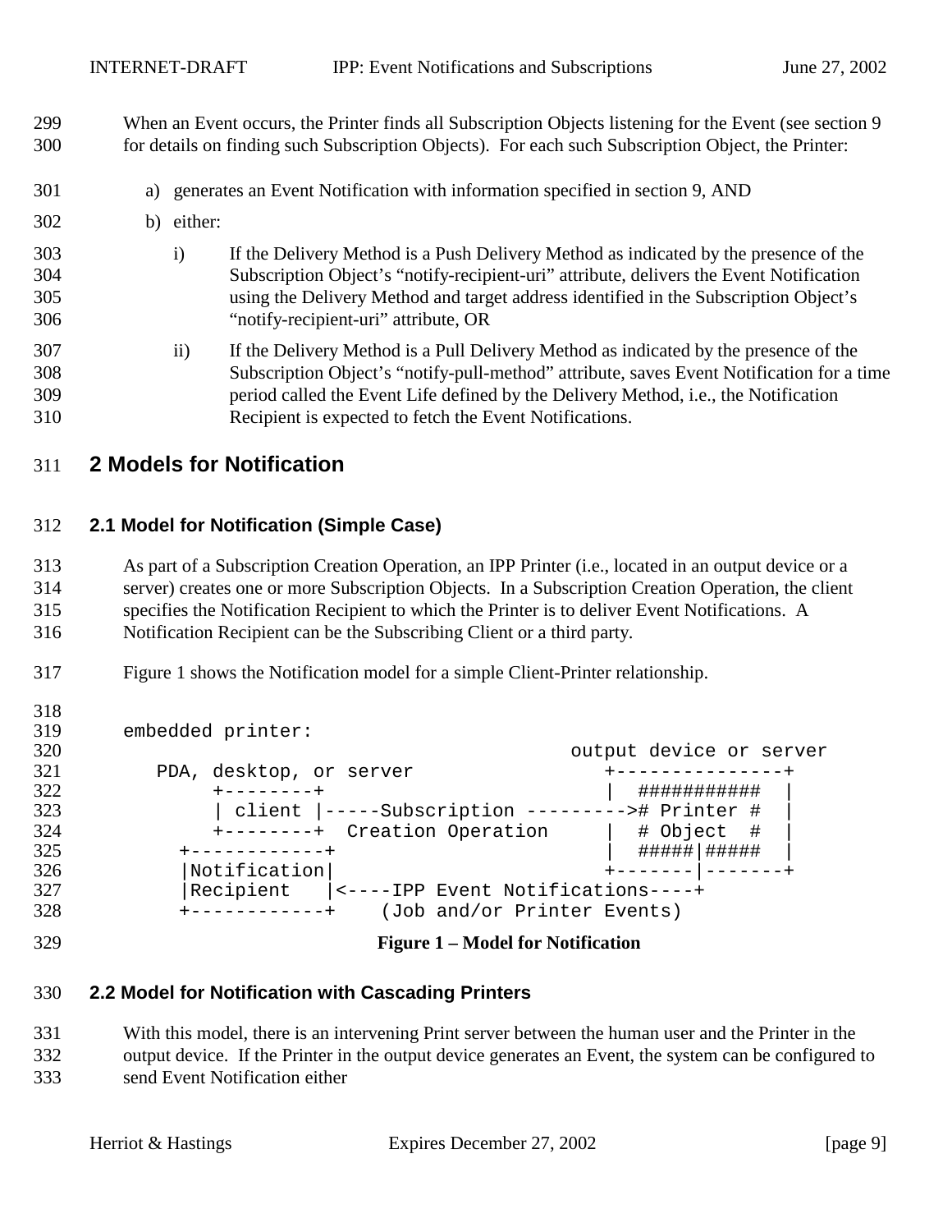When an Event occurs, the Printer finds all Subscription Objects listening for the Event (see section 9 for details on finding such Subscription Objects). For each such Subscription Object, the Printer:

a) generates an Event Notification with information specified in section 9, AND

b) either:

   i) If the Delivery Method is a Push Delivery Method as indicated by the presence of the Subscription Object's "notify-recipient-uri" attribute, delivers the Event Notification using the Delivery Method and target address identified in the Subscription Object's "notify-recipient-uri" attribute, OR

   ii) If the Delivery Method is a Pull Delivery Method as indicated by the presence of the Subscription Object's "notify-pull-method" attribute, saves Event Notification for a time period called the Event Life defined by the Delivery Method, i.e., the Notification Recipient is expected to fetch the Event Notifications.

# 2 Models for Notification

## 2.1 Model for Notification (Simple Case)

As part of a Subscription Creation Operation, an IPP Printer (i.e., located in an output device or a server) creates one or more Subscription Objects. In a Subscription Creation Operation, the client specifies the Notification Recipient to which the Printer is to deliver Event Notifications. A Notification Recipient can be the Subscribing Client or a third party.

Figure 1 shows the Notification model for a simple Client-Printer relationship.

```
embedded printer:
                                             output device or server
     PDA, desktop, or server                   +---------------+
          +--------+                           |  ###########  |
          | client |-----Subscription --------># Printer #  |
          +--------+  Creation Operation     |  # Object  #  |
       +------------+                          |  #####|#####  |
       |Notification|                          +-------|-------+
       |Recipient   |<----IPP Event Notifications----+
       +------------+    (Job and/or Printer Events)
```

**Figure 1 – Model for Notification**

## 2.2 Model for Notification with Cascading Printers

With this model, there is an intervening Print server between the human user and the Printer in the output device. If the Printer in the output device generates an Event, the system can be configured to send Event Notification either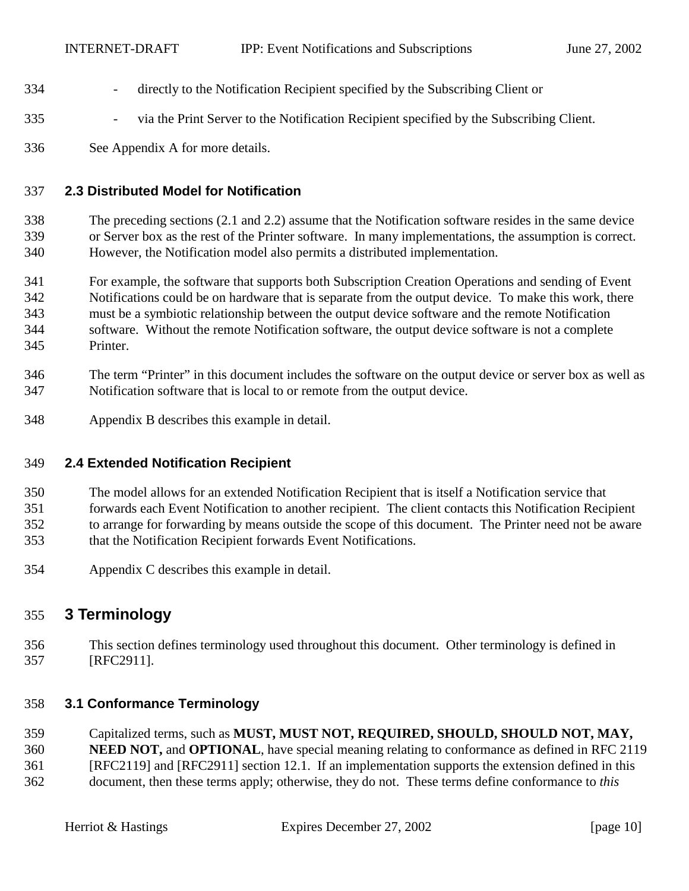- directly to the Notification Recipient specified by the Subscribing Client or
- via the Print Server to the Notification Recipient specified by the Subscribing Client.

See Appendix A for more details.

### 2.3 Distributed Model for Notification

The preceding sections (2.1 and 2.2) assume that the Notification software resides in the same device or Server box as the rest of the Printer software. In many implementations, the assumption is correct. However, the Notification model also permits a distributed implementation.

For example, the software that supports both Subscription Creation Operations and sending of Event Notifications could be on hardware that is separate from the output device. To make this work, there must be a symbiotic relationship between the output device software and the remote Notification software. Without the remote Notification software, the output device software is not a complete Printer.

The term “Printer” in this document includes the software on the output device or server box as well as Notification software that is local to or remote from the output device.

Appendix B describes this example in detail.

### 2.4 Extended Notification Recipient

The model allows for an extended Notification Recipient that is itself a Notification service that forwards each Event Notification to another recipient. The client contacts this Notification Recipient to arrange for forwarding by means outside the scope of this document. The Printer need not be aware that the Notification Recipient forwards Event Notifications.

Appendix C describes this example in detail.

## 3 Terminology

This section defines terminology used throughout this document. Other terminology is defined in [RFC2911].

### 3.1 Conformance Terminology

Capitalized terms, such as **MUST, MUST NOT, REQUIRED, SHOULD, SHOULD NOT, MAY, NEED NOT,** and **OPTIONAL**, have special meaning relating to conformance as defined in RFC 2119 [RFC2119] and [RFC2911] section 12.1. If an implementation supports the extension defined in this document, then these terms apply; otherwise, they do not. These terms define conformance to *this*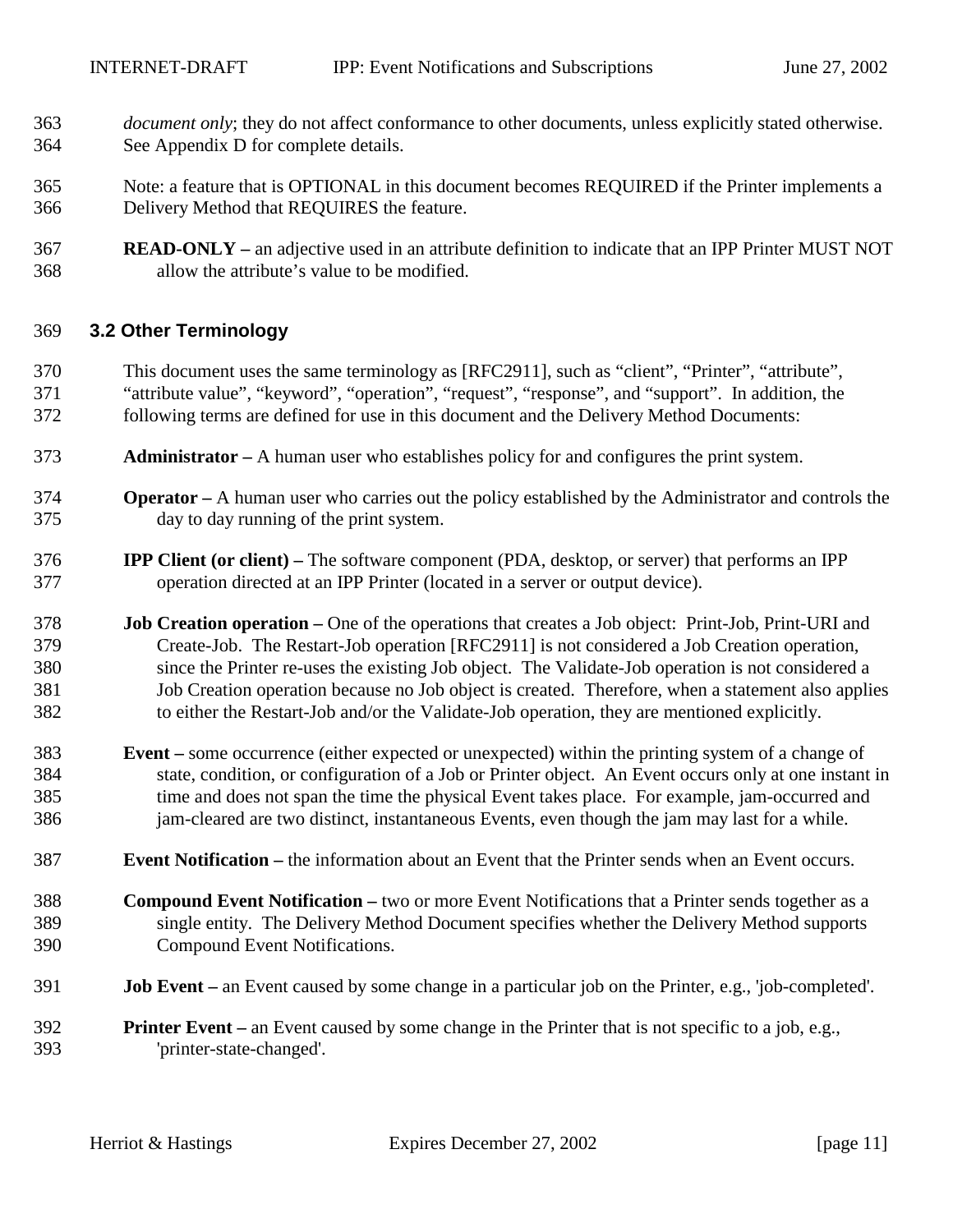*document only*; they do not affect conformance to other documents, unless explicitly stated otherwise. See Appendix D for complete details.

Note: a feature that is OPTIONAL in this document becomes REQUIRED if the Printer implements a Delivery Method that REQUIRES the feature.

**READ-ONLY –** an adjective used in an attribute definition to indicate that an IPP Printer MUST NOT allow the attribute's value to be modified.

## 3.2 Other Terminology

This document uses the same terminology as [RFC2911], such as "client", "Printer", "attribute", "attribute value", "keyword", "operation", "request", "response", and "support". In addition, the following terms are defined for use in this document and the Delivery Method Documents:

**Administrator –** A human user who establishes policy for and configures the print system.

**Operator –** A human user who carries out the policy established by the Administrator and controls the day to day running of the print system.

**IPP Client (or client) –** The software component (PDA, desktop, or server) that performs an IPP operation directed at an IPP Printer (located in a server or output device).

**Job Creation operation –** One of the operations that creates a Job object: Print-Job, Print-URI and Create-Job. The Restart-Job operation [RFC2911] is not considered a Job Creation operation, since the Printer re-uses the existing Job object. The Validate-Job operation is not considered a Job Creation operation because no Job object is created. Therefore, when a statement also applies to either the Restart-Job and/or the Validate-Job operation, they are mentioned explicitly.

**Event –** some occurrence (either expected or unexpected) within the printing system of a change of state, condition, or configuration of a Job or Printer object. An Event occurs only at one instant in time and does not span the time the physical Event takes place. For example, jam-occurred and jam-cleared are two distinct, instantaneous Events, even though the jam may last for a while.

**Event Notification –** the information about an Event that the Printer sends when an Event occurs.

**Compound Event Notification –** two or more Event Notifications that a Printer sends together as a single entity. The Delivery Method Document specifies whether the Delivery Method supports Compound Event Notifications.

**Job Event –** an Event caused by some change in a particular job on the Printer, e.g., 'job-completed'.

**Printer Event –** an Event caused by some change in the Printer that is not specific to a job, e.g., 'printer-state-changed'.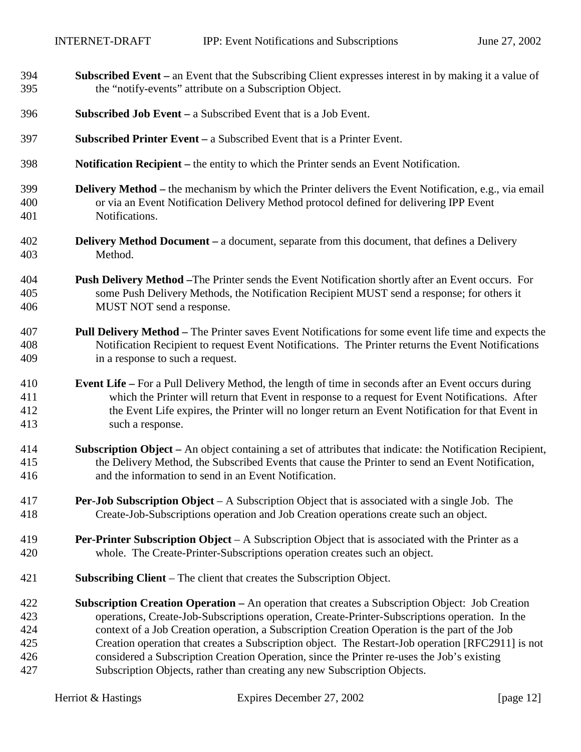**Subscribed Event –** an Event that the Subscribing Client expresses interest in by making it a value of the "notify-events" attribute on a Subscription Object.

**Subscribed Job Event –** a Subscribed Event that is a Job Event.

**Subscribed Printer Event –** a Subscribed Event that is a Printer Event.

**Notification Recipient –** the entity to which the Printer sends an Event Notification.

**Delivery Method –** the mechanism by which the Printer delivers the Event Notification, e.g., via email or via an Event Notification Delivery Method protocol defined for delivering IPP Event Notifications.

**Delivery Method Document –** a document, separate from this document, that defines a Delivery Method.

**Push Delivery Method –**The Printer sends the Event Notification shortly after an Event occurs. For some Push Delivery Methods, the Notification Recipient MUST send a response; for others it MUST NOT send a response.

**Pull Delivery Method –** The Printer saves Event Notifications for some event life time and expects the Notification Recipient to request Event Notifications. The Printer returns the Event Notifications in a response to such a request.

**Event Life –** For a Pull Delivery Method, the length of time in seconds after an Event occurs during which the Printer will return that Event in response to a request for Event Notifications. After the Event Life expires, the Printer will no longer return an Event Notification for that Event in such a response.

**Subscription Object –** An object containing a set of attributes that indicate: the Notification Recipient, the Delivery Method, the Subscribed Events that cause the Printer to send an Event Notification, and the information to send in an Event Notification.

**Per-Job Subscription Object** – A Subscription Object that is associated with a single Job. The Create-Job-Subscriptions operation and Job Creation operations create such an object.

**Per-Printer Subscription Object** – A Subscription Object that is associated with the Printer as a whole. The Create-Printer-Subscriptions operation creates such an object.

**Subscribing Client** – The client that creates the Subscription Object.

**Subscription Creation Operation –** An operation that creates a Subscription Object: Job Creation operations, Create-Job-Subscriptions operation, Create-Printer-Subscriptions operation. In the context of a Job Creation operation, a Subscription Creation Operation is the part of the Job Creation operation that creates a Subscription object. The Restart-Job operation [RFC2911] is not considered a Subscription Creation Operation, since the Printer re-uses the Job's existing Subscription Objects, rather than creating any new Subscription Objects.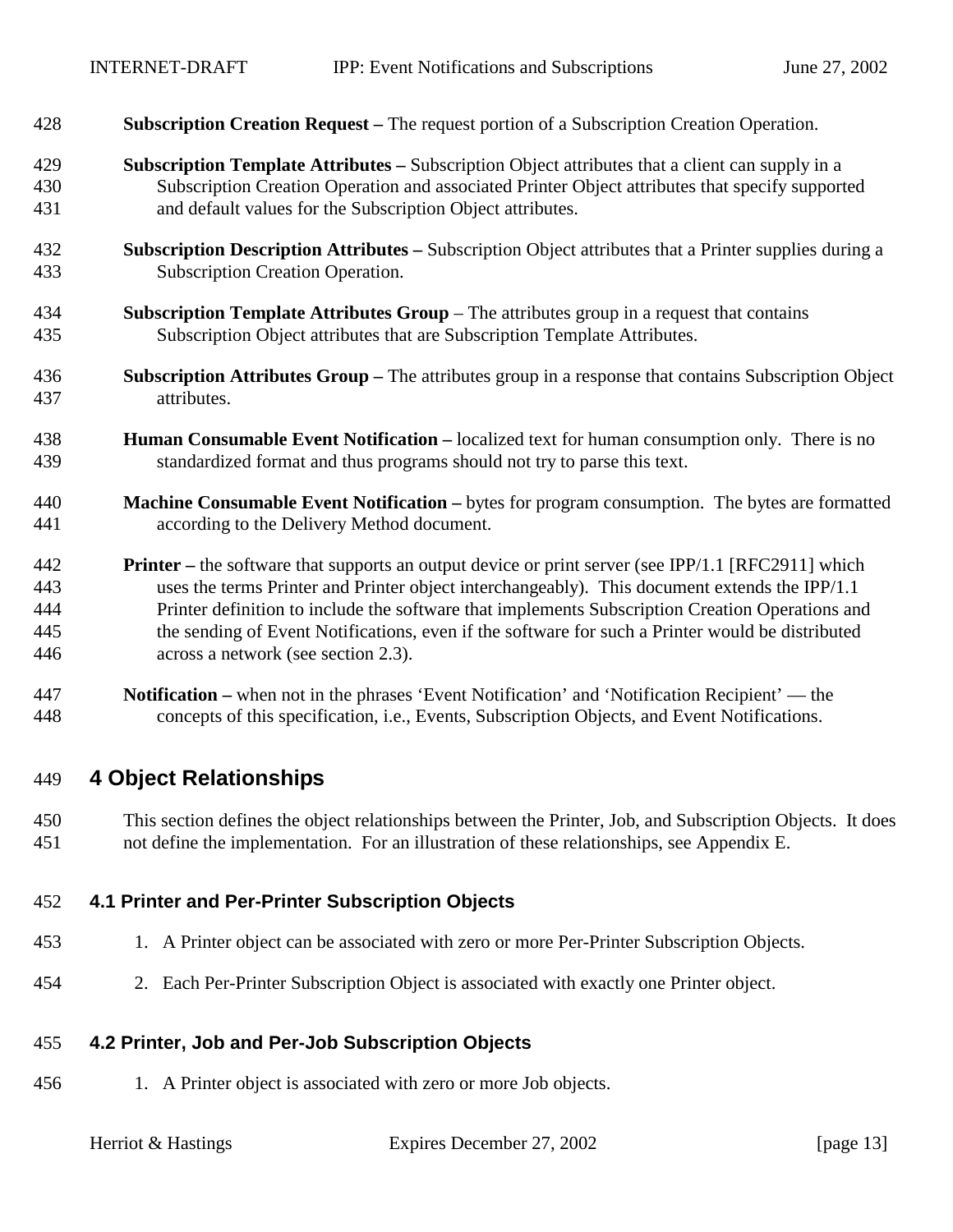**Subscription Creation Request –** The request portion of a Subscription Creation Operation.

**Subscription Template Attributes –** Subscription Object attributes that a client can supply in a Subscription Creation Operation and associated Printer Object attributes that specify supported and default values for the Subscription Object attributes.

**Subscription Description Attributes –** Subscription Object attributes that a Printer supplies during a Subscription Creation Operation.

**Subscription Template Attributes Group** – The attributes group in a request that contains Subscription Object attributes that are Subscription Template Attributes.

**Subscription Attributes Group –** The attributes group in a response that contains Subscription Object attributes.

**Human Consumable Event Notification –** localized text for human consumption only. There is no standardized format and thus programs should not try to parse this text.

**Machine Consumable Event Notification –** bytes for program consumption. The bytes are formatted according to the Delivery Method document.

**Printer –** the software that supports an output device or print server (see IPP/1.1 [RFC2911] which uses the terms Printer and Printer object interchangeably). This document extends the IPP/1.1 Printer definition to include the software that implements Subscription Creation Operations and the sending of Event Notifications, even if the software for such a Printer would be distributed across a network (see section 2.3).

**Notification –** when not in the phrases 'Event Notification' and 'Notification Recipient' — the concepts of this specification, i.e., Events, Subscription Objects, and Event Notifications.

# 4 Object Relationships

This section defines the object relationships between the Printer, Job, and Subscription Objects. It does not define the implementation. For an illustration of these relationships, see Appendix E.

## 4.1 Printer and Per-Printer Subscription Objects

1. A Printer object can be associated with zero or more Per-Printer Subscription Objects.
2. Each Per-Printer Subscription Object is associated with exactly one Printer object.

## 4.2 Printer, Job and Per-Job Subscription Objects

1. A Printer object is associated with zero or more Job objects.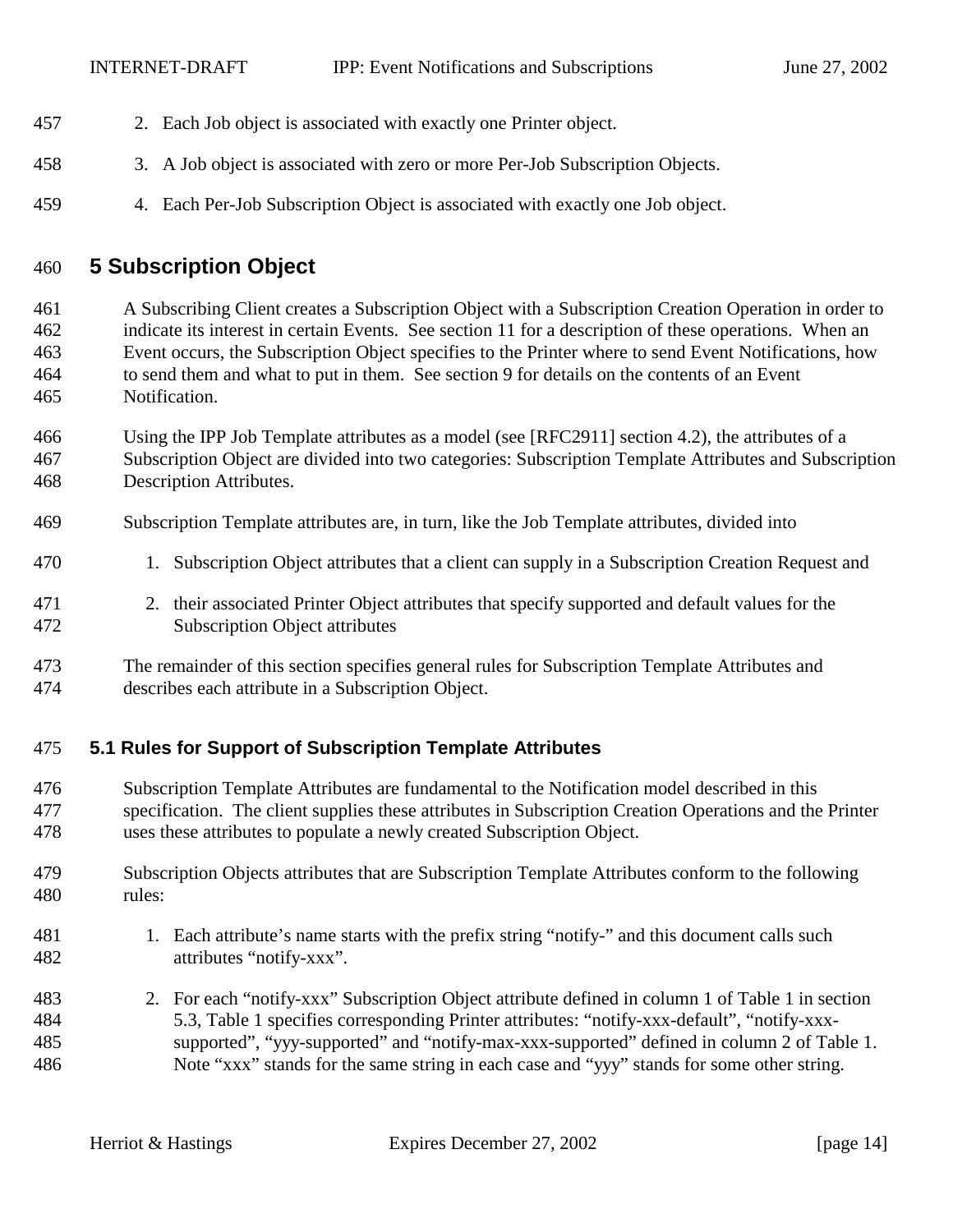2. Each Job object is associated with exactly one Printer object.

3. A Job object is associated with zero or more Per-Job Subscription Objects.

4. Each Per-Job Subscription Object is associated with exactly one Job object.

# 5 Subscription Object

A Subscribing Client creates a Subscription Object with a Subscription Creation Operation in order to indicate its interest in certain Events. See section 11 for a description of these operations. When an Event occurs, the Subscription Object specifies to the Printer where to send Event Notifications, how to send them and what to put in them. See section 9 for details on the contents of an Event Notification.

Using the IPP Job Template attributes as a model (see [RFC2911] section 4.2), the attributes of a Subscription Object are divided into two categories: Subscription Template Attributes and Subscription Description Attributes.

Subscription Template attributes are, in turn, like the Job Template attributes, divided into

1. Subscription Object attributes that a client can supply in a Subscription Creation Request and

2. their associated Printer Object attributes that specify supported and default values for the Subscription Object attributes

The remainder of this section specifies general rules for Subscription Template Attributes and describes each attribute in a Subscription Object.

## 5.1 Rules for Support of Subscription Template Attributes

Subscription Template Attributes are fundamental to the Notification model described in this specification. The client supplies these attributes in Subscription Creation Operations and the Printer uses these attributes to populate a newly created Subscription Object.

Subscription Objects attributes that are Subscription Template Attributes conform to the following rules:

1. Each attribute's name starts with the prefix string "notify-" and this document calls such attributes "notify-xxx".

2. For each "notify-xxx" Subscription Object attribute defined in column 1 of Table 1 in section 5.3, Table 1 specifies corresponding Printer attributes: "notify-xxx-default", "notify-xxx-supported", "yyy-supported" and "notify-max-xxx-supported" defined in column 2 of Table 1. Note "xxx" stands for the same string in each case and "yyy" stands for some other string.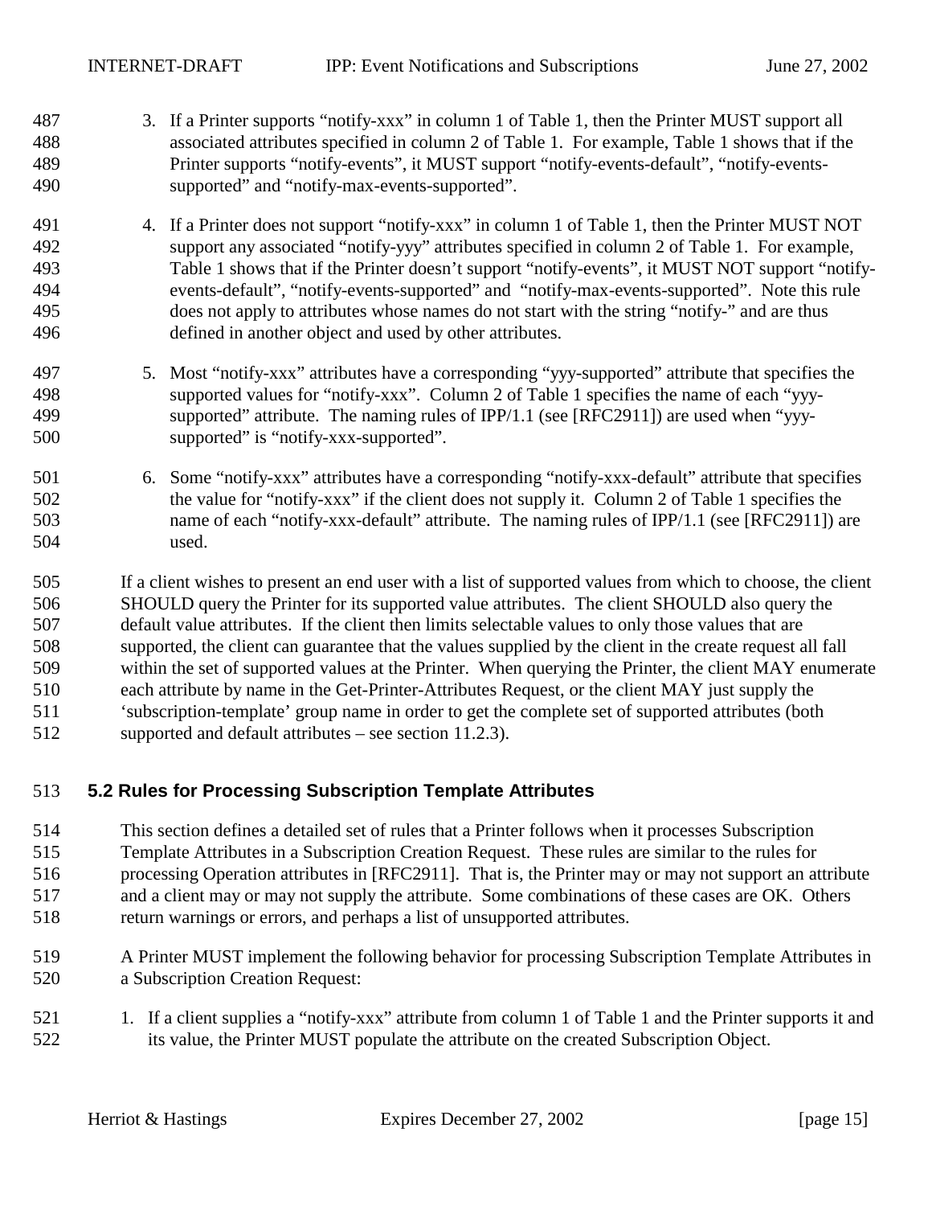3. If a Printer supports “notify-xxx” in column 1 of Table 1, then the Printer MUST support all associated attributes specified in column 2 of Table 1. For example, Table 1 shows that if the Printer supports “notify-events”, it MUST support “notify-events-default”, “notify-events-supported” and “notify-max-events-supported”.

4. If a Printer does not support “notify-xxx” in column 1 of Table 1, then the Printer MUST NOT support any associated “notify-yyy” attributes specified in column 2 of Table 1. For example, Table 1 shows that if the Printer doesn’t support “notify-events”, it MUST NOT support “notify-events-default”, “notify-events-supported” and “notify-max-events-supported”. Note this rule does not apply to attributes whose names do not start with the string “notify-” and are thus defined in another object and used by other attributes.

5. Most “notify-xxx” attributes have a corresponding “yyy-supported” attribute that specifies the supported values for “notify-xxx”. Column 2 of Table 1 specifies the name of each “yyy-supported” attribute. The naming rules of IPP/1.1 (see [RFC2911]) are used when “yyy-supported” is “notify-xxx-supported”.

6. Some “notify-xxx” attributes have a corresponding “notify-xxx-default” attribute that specifies the value for “notify-xxx” if the client does not supply it. Column 2 of Table 1 specifies the name of each “notify-xxx-default” attribute. The naming rules of IPP/1.1 (see [RFC2911]) are used.

If a client wishes to present an end user with a list of supported values from which to choose, the client SHOULD query the Printer for its supported value attributes. The client SHOULD also query the default value attributes. If the client then limits selectable values to only those values that are supported, the client can guarantee that the values supplied by the client in the create request all fall within the set of supported values at the Printer. When querying the Printer, the client MAY enumerate each attribute by name in the Get-Printer-Attributes Request, or the client MAY just supply the ‘subscription-template’ group name in order to get the complete set of supported attributes (both supported and default attributes – see section 11.2.3).

## 5.2 Rules for Processing Subscription Template Attributes

This section defines a detailed set of rules that a Printer follows when it processes Subscription Template Attributes in a Subscription Creation Request. These rules are similar to the rules for processing Operation attributes in [RFC2911]. That is, the Printer may or may not support an attribute and a client may or may not supply the attribute. Some combinations of these cases are OK. Others return warnings or errors, and perhaps a list of unsupported attributes.

A Printer MUST implement the following behavior for processing Subscription Template Attributes in a Subscription Creation Request:

1. If a client supplies a “notify-xxx” attribute from column 1 of Table 1 and the Printer supports it and its value, the Printer MUST populate the attribute on the created Subscription Object.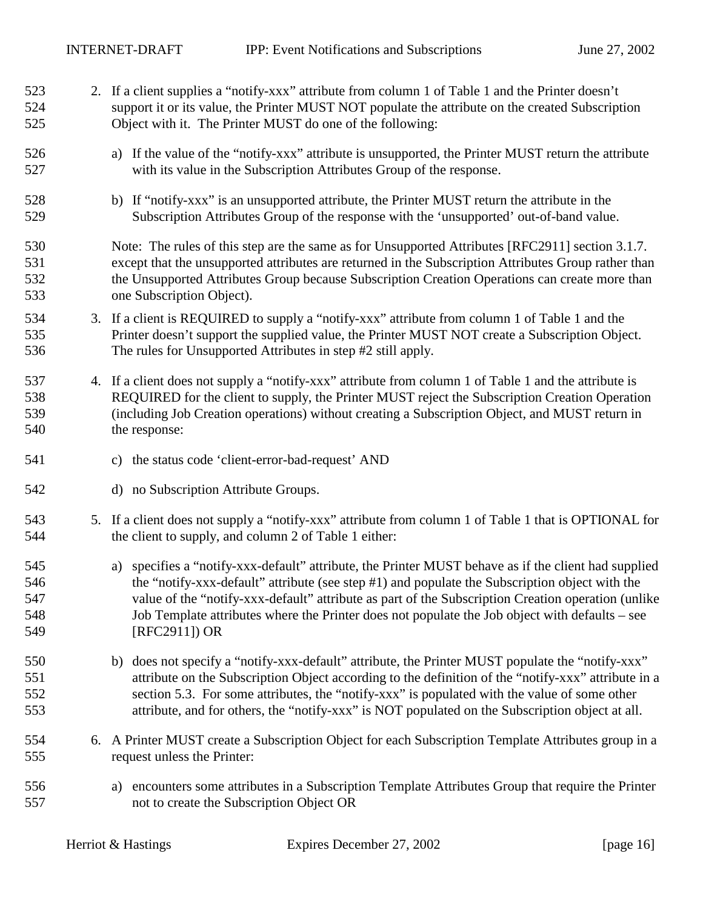2. If a client supplies a “notify-xxx” attribute from column 1 of Table 1 and the Printer doesn’t support it or its value, the Printer MUST NOT populate the attribute on the created Subscription Object with it. The Printer MUST do one of the following:

   a) If the value of the “notify-xxx” attribute is unsupported, the Printer MUST return the attribute with its value in the Subscription Attributes Group of the response.

   b) If “notify-xxx” is an unsupported attribute, the Printer MUST return the attribute in the Subscription Attributes Group of the response with the ‘unsupported’ out-of-band value.

   Note: The rules of this step are the same as for Unsupported Attributes [RFC2911] section 3.1.7. except that the unsupported attributes are returned in the Subscription Attributes Group rather than the Unsupported Attributes Group because Subscription Creation Operations can create more than one Subscription Object).

3. If a client is REQUIRED to supply a “notify-xxx” attribute from column 1 of Table 1 and the Printer doesn’t support the supplied value, the Printer MUST NOT create a Subscription Object. The rules for Unsupported Attributes in step #2 still apply.

4. If a client does not supply a “notify-xxx” attribute from column 1 of Table 1 and the attribute is REQUIRED for the client to supply, the Printer MUST reject the Subscription Creation Operation (including Job Creation operations) without creating a Subscription Object, and MUST return in the response:

   c) the status code ‘client-error-bad-request’ AND

   d) no Subscription Attribute Groups.

5. If a client does not supply a “notify-xxx” attribute from column 1 of Table 1 that is OPTIONAL for the client to supply, and column 2 of Table 1 either:

   a) specifies a “notify-xxx-default” attribute, the Printer MUST behave as if the client had supplied the “notify-xxx-default” attribute (see step #1) and populate the Subscription object with the value of the “notify-xxx-default” attribute as part of the Subscription Creation operation (unlike Job Template attributes where the Printer does not populate the Job object with defaults – see [RFC2911]) OR

   b) does not specify a “notify-xxx-default” attribute, the Printer MUST populate the “notify-xxx” attribute on the Subscription Object according to the definition of the “notify-xxx” attribute in a section 5.3. For some attributes, the “notify-xxx” is populated with the value of some other attribute, and for others, the “notify-xxx” is NOT populated on the Subscription object at all.

6. A Printer MUST create a Subscription Object for each Subscription Template Attributes group in a request unless the Printer:

   a) encounters some attributes in a Subscription Template Attributes Group that require the Printer not to create the Subscription Object OR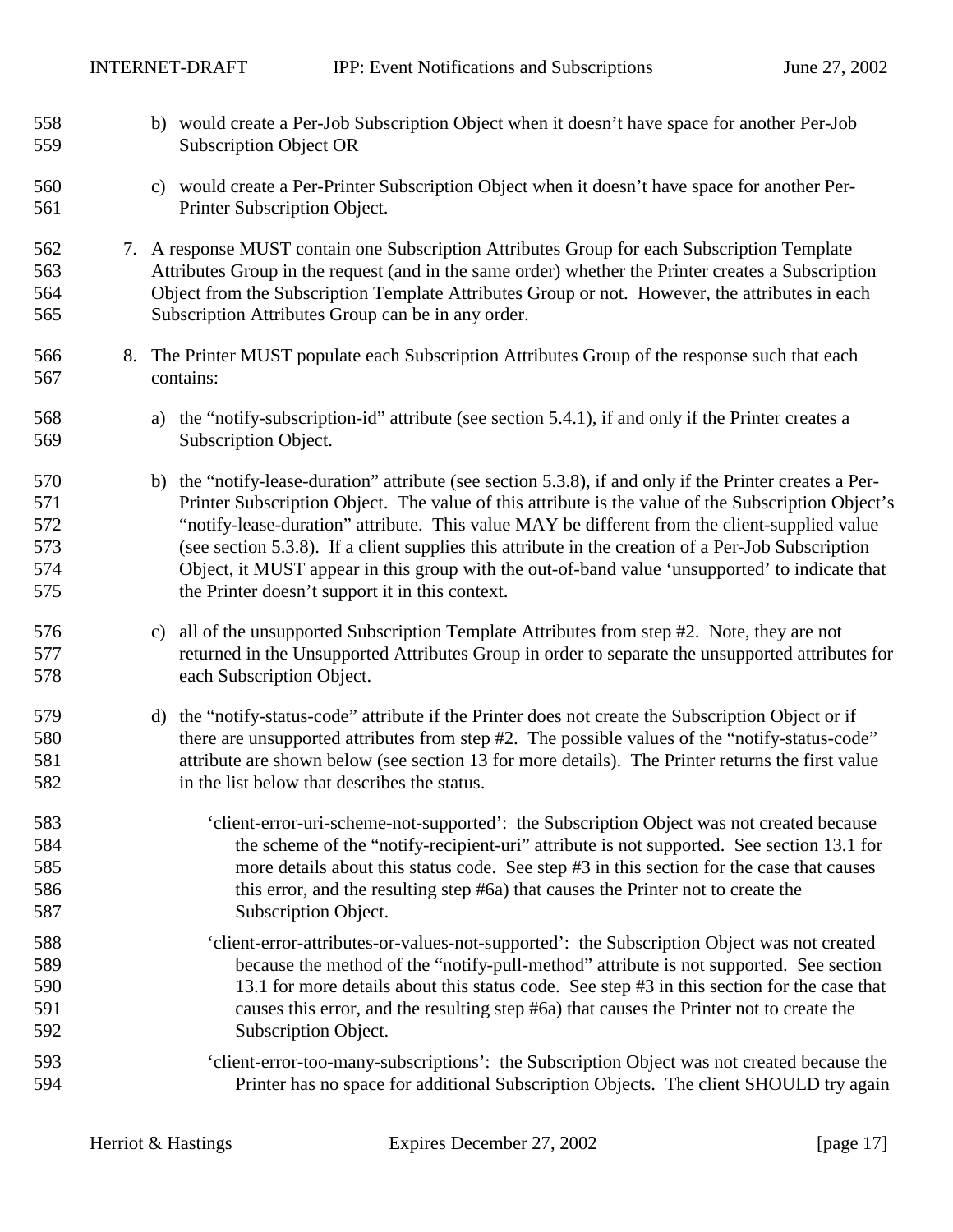b) would create a Per-Job Subscription Object when it doesn't have space for another Per-Job Subscription Object OR

c) would create a Per-Printer Subscription Object when it doesn't have space for another Per-Printer Subscription Object.

7. A response MUST contain one Subscription Attributes Group for each Subscription Template Attributes Group in the request (and in the same order) whether the Printer creates a Subscription Object from the Subscription Template Attributes Group or not. However, the attributes in each Subscription Attributes Group can be in any order.

8. The Printer MUST populate each Subscription Attributes Group of the response such that each contains:

   a) the "notify-subscription-id" attribute (see section 5.4.1), if and only if the Printer creates a Subscription Object.

   b) the "notify-lease-duration" attribute (see section 5.3.8), if and only if the Printer creates a Per-Printer Subscription Object. The value of this attribute is the value of the Subscription Object's "notify-lease-duration" attribute. This value MAY be different from the client-supplied value (see section 5.3.8). If a client supplies this attribute in the creation of a Per-Job Subscription Object, it MUST appear in this group with the out-of-band value 'unsupported' to indicate that the Printer doesn't support it in this context.

   c) all of the unsupported Subscription Template Attributes from step #2. Note, they are not returned in the Unsupported Attributes Group in order to separate the unsupported attributes for each Subscription Object.

   d) the "notify-status-code" attribute if the Printer does not create the Subscription Object or if there are unsupported attributes from step #2. The possible values of the "notify-status-code" attribute are shown below (see section 13 for more details). The Printer returns the first value in the list below that describes the status.

      'client-error-uri-scheme-not-supported': the Subscription Object was not created because the scheme of the "notify-recipient-uri" attribute is not supported. See section 13.1 for more details about this status code. See step #3 in this section for the case that causes this error, and the resulting step #6a) that causes the Printer not to create the Subscription Object.

      'client-error-attributes-or-values-not-supported': the Subscription Object was not created because the method of the "notify-pull-method" attribute is not supported. See section 13.1 for more details about this status code. See step #3 in this section for the case that causes this error, and the resulting step #6a) that causes the Printer not to create the Subscription Object.

      'client-error-too-many-subscriptions': the Subscription Object was not created because the Printer has no space for additional Subscription Objects. The client SHOULD try again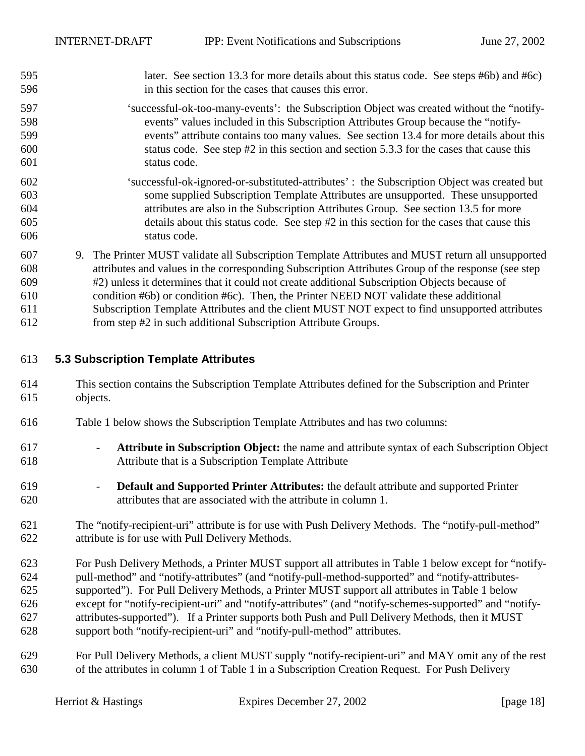later. See section 13.3 for more details about this status code. See steps #6b) and #6c) in this section for the cases that causes this error.

'successful-ok-too-many-events': the Subscription Object was created without the "notify-events" values included in this Subscription Attributes Group because the "notify-events" attribute contains too many values. See section 13.4 for more details about this status code. See step #2 in this section and section 5.3.3 for the cases that cause this status code.

'successful-ok-ignored-or-substituted-attributes' : the Subscription Object was created but some supplied Subscription Template Attributes are unsupported. These unsupported attributes are also in the Subscription Attributes Group. See section 13.5 for more details about this status code. See step #2 in this section for the cases that cause this status code.

9. The Printer MUST validate all Subscription Template Attributes and MUST return all unsupported attributes and values in the corresponding Subscription Attributes Group of the response (see step #2) unless it determines that it could not create additional Subscription Objects because of condition #6b) or condition #6c). Then, the Printer NEED NOT validate these additional Subscription Template Attributes and the client MUST NOT expect to find unsupported attributes from step #2 in such additional Subscription Attribute Groups.

## 5.3 Subscription Template Attributes

This section contains the Subscription Template Attributes defined for the Subscription and Printer objects.

Table 1 below shows the Subscription Template Attributes and has two columns:

- **Attribute in Subscription Object:** the name and attribute syntax of each Subscription Object Attribute that is a Subscription Template Attribute
- **Default and Supported Printer Attributes:** the default attribute and supported Printer attributes that are associated with the attribute in column 1.

The "notify-recipient-uri" attribute is for use with Push Delivery Methods. The "notify-pull-method" attribute is for use with Pull Delivery Methods.

For Push Delivery Methods, a Printer MUST support all attributes in Table 1 below except for "notify-pull-method" and "notify-attributes" (and "notify-pull-method-supported" and "notify-attributes-supported"). For Pull Delivery Methods, a Printer MUST support all attributes in Table 1 below except for "notify-recipient-uri" and "notify-attributes" (and "notify-schemes-supported" and "notify-attributes-supported"). If a Printer supports both Push and Pull Delivery Methods, then it MUST support both "notify-recipient-uri" and "notify-pull-method" attributes.

For Pull Delivery Methods, a client MUST supply "notify-recipient-uri" and MAY omit any of the rest of the attributes in column 1 of Table 1 in a Subscription Creation Request. For Push Delivery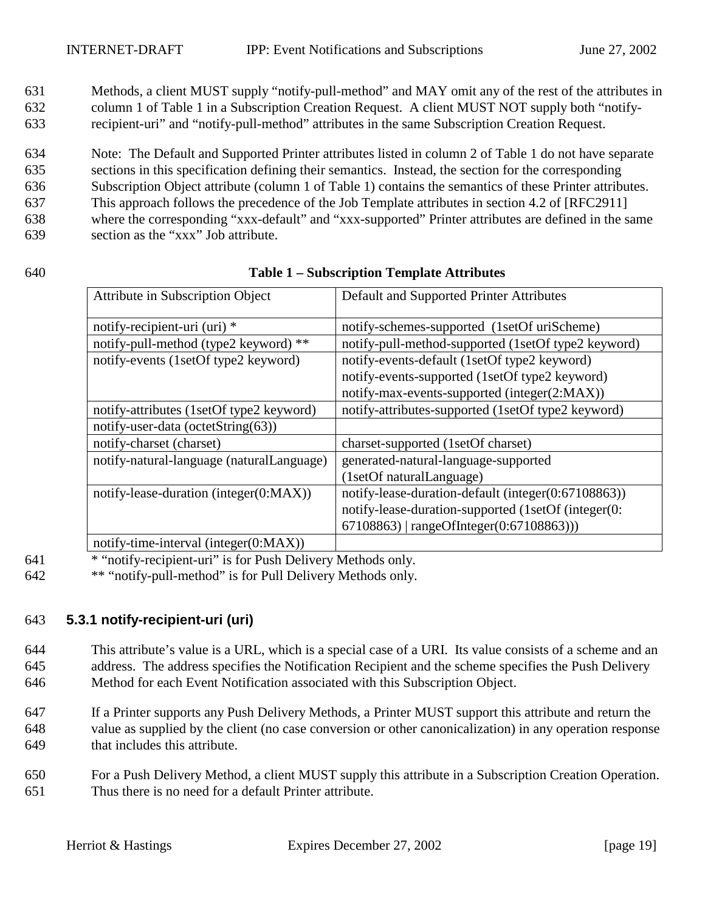Methods, a client MUST supply "notify-pull-method" and MAY omit any of the rest of the attributes in column 1 of Table 1 in a Subscription Creation Request. A client MUST NOT supply both "notify-recipient-uri" and "notify-pull-method" attributes in the same Subscription Creation Request.

Note: The Default and Supported Printer attributes listed in column 2 of Table 1 do not have separate sections in this specification defining their semantics. Instead, the section for the corresponding Subscription Object attribute (column 1 of Table 1) contains the semantics of these Printer attributes. This approach follows the precedence of the Job Template attributes in section 4.2 of [RFC2911] where the corresponding "xxx-default" and "xxx-supported" Printer attributes are defined in the same section as the "xxx" Job attribute.

**Table 1 – Subscription Template Attributes**

| Attribute in Subscription Object | Default and Supported Printer Attributes |
|---|---|
| notify-recipient-uri (uri) * | notify-schemes-supported (1setOf uriScheme) |
| notify-pull-method (type2 keyword) ** | notify-pull-method-supported (1setOf type2 keyword) |
| notify-events (1setOf type2 keyword) | notify-events-default (1setOf type2 keyword)<br>notify-events-supported (1setOf type2 keyword)<br>notify-max-events-supported (integer(2:MAX)) |
| notify-attributes (1setOf type2 keyword) | notify-attributes-supported (1setOf type2 keyword) |
| notify-user-data (octetString(63)) | |
| notify-charset (charset) | charset-supported (1setOf charset) |
| notify-natural-language (naturalLanguage) | generated-natural-language-supported (1setOf naturalLanguage) |
| notify-lease-duration (integer(0:MAX)) | notify-lease-duration-default (integer(0:67108863))<br>notify-lease-duration-supported (1setOf (integer(0: 67108863) \| rangeOfInteger(0:67108863))) |
| notify-time-interval (integer(0:MAX)) | |

\* "notify-recipient-uri" is for Push Delivery Methods only.

\*\* "notify-pull-method" is for Pull Delivery Methods only.

### 5.3.1 notify-recipient-uri (uri)

This attribute's value is a URL, which is a special case of a URI. Its value consists of a scheme and an address. The address specifies the Notification Recipient and the scheme specifies the Push Delivery Method for each Event Notification associated with this Subscription Object.

If a Printer supports any Push Delivery Methods, a Printer MUST support this attribute and return the value as supplied by the client (no case conversion or other canonicalization) in any operation response that includes this attribute.

For a Push Delivery Method, a client MUST supply this attribute in a Subscription Creation Operation. Thus there is no need for a default Printer attribute.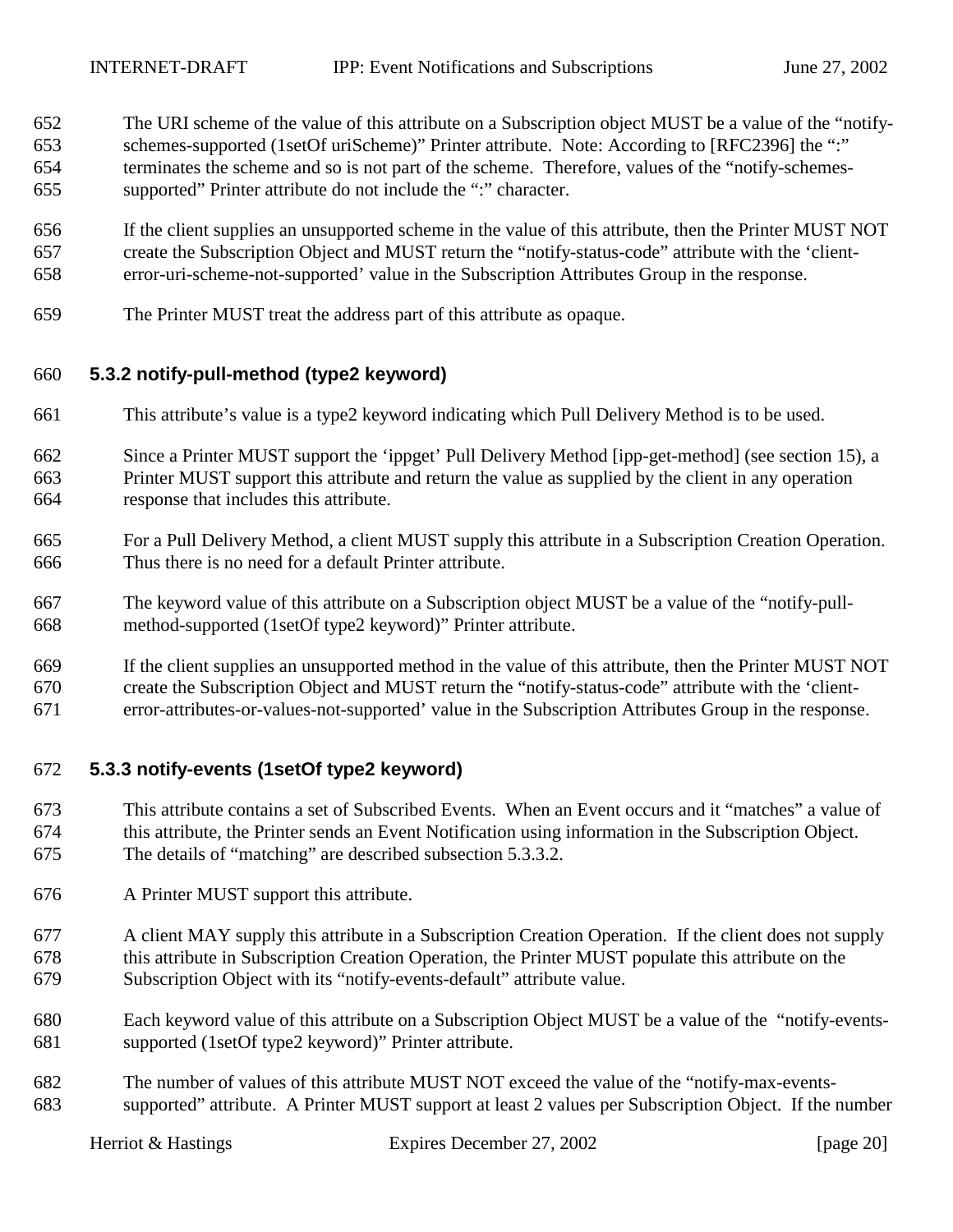The URI scheme of the value of this attribute on a Subscription object MUST be a value of the "notify-schemes-supported (1setOf uriScheme)" Printer attribute. Note: According to [RFC2396] the ":" terminates the scheme and so is not part of the scheme. Therefore, values of the "notify-schemes-supported" Printer attribute do not include the ":" character.

If the client supplies an unsupported scheme in the value of this attribute, then the Printer MUST NOT create the Subscription Object and MUST return the "notify-status-code" attribute with the 'client-error-uri-scheme-not-supported' value in the Subscription Attributes Group in the response.

The Printer MUST treat the address part of this attribute as opaque.

### 5.3.2 notify-pull-method (type2 keyword)

This attribute's value is a type2 keyword indicating which Pull Delivery Method is to be used.

Since a Printer MUST support the 'ippget' Pull Delivery Method [ipp-get-method] (see section 15), a Printer MUST support this attribute and return the value as supplied by the client in any operation response that includes this attribute.

For a Pull Delivery Method, a client MUST supply this attribute in a Subscription Creation Operation. Thus there is no need for a default Printer attribute.

The keyword value of this attribute on a Subscription object MUST be a value of the "notify-pull-method-supported (1setOf type2 keyword)" Printer attribute.

If the client supplies an unsupported method in the value of this attribute, then the Printer MUST NOT create the Subscription Object and MUST return the "notify-status-code" attribute with the 'client-error-attributes-or-values-not-supported' value in the Subscription Attributes Group in the response.

### 5.3.3 notify-events (1setOf type2 keyword)

This attribute contains a set of Subscribed Events. When an Event occurs and it "matches" a value of this attribute, the Printer sends an Event Notification using information in the Subscription Object. The details of "matching" are described subsection 5.3.3.2.

A Printer MUST support this attribute.

A client MAY supply this attribute in a Subscription Creation Operation. If the client does not supply this attribute in Subscription Creation Operation, the Printer MUST populate this attribute on the Subscription Object with its "notify-events-default" attribute value.

Each keyword value of this attribute on a Subscription Object MUST be a value of the "notify-events-supported (1setOf type2 keyword)" Printer attribute.

The number of values of this attribute MUST NOT exceed the value of the "notify-max-events-supported" attribute. A Printer MUST support at least 2 values per Subscription Object. If the number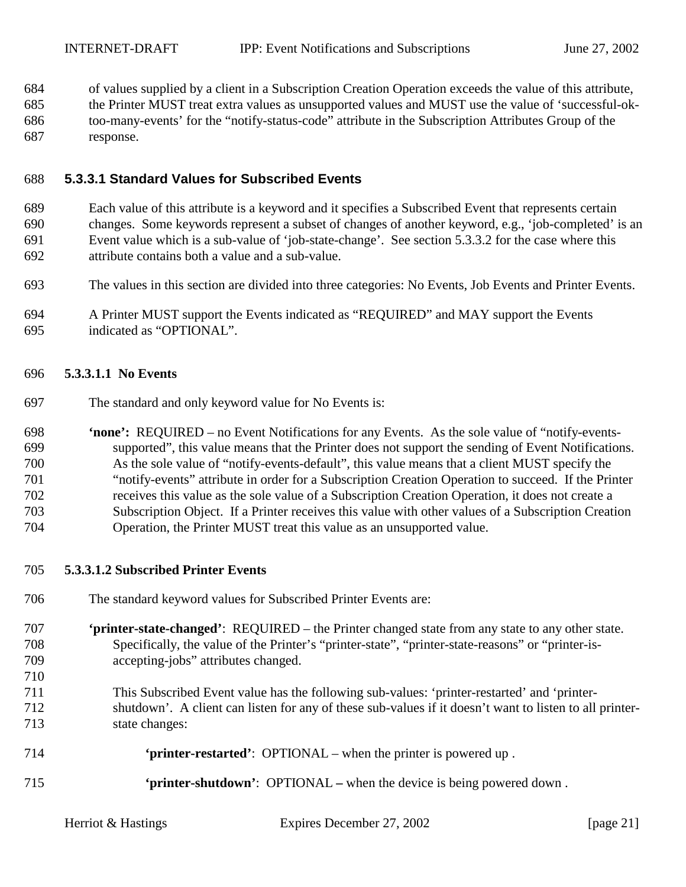of values supplied by a client in a Subscription Creation Operation exceeds the value of this attribute, the Printer MUST treat extra values as unsupported values and MUST use the value of 'successful-ok-too-many-events' for the "notify-status-code" attribute in the Subscription Attributes Group of the response.

### 5.3.3.1 Standard Values for Subscribed Events

Each value of this attribute is a keyword and it specifies a Subscribed Event that represents certain changes. Some keywords represent a subset of changes of another keyword, e.g., 'job-completed' is an Event value which is a sub-value of 'job-state-change'. See section 5.3.3.2 for the case where this attribute contains both a value and a sub-value.

The values in this section are divided into three categories: No Events, Job Events and Printer Events.

A Printer MUST support the Events indicated as "REQUIRED" and MAY support the Events indicated as "OPTIONAL".

#### 5.3.3.1.1 No Events

The standard and only keyword value for No Events is:

**'none':** REQUIRED – no Event Notifications for any Events. As the sole value of "notify-events-supported", this value means that the Printer does not support the sending of Event Notifications. As the sole value of "notify-events-default", this value means that a client MUST specify the "notify-events" attribute in order for a Subscription Creation Operation to succeed. If the Printer receives this value as the sole value of a Subscription Creation Operation, it does not create a Subscription Object. If a Printer receives this value with other values of a Subscription Creation Operation, the Printer MUST treat this value as an unsupported value.

#### 5.3.3.1.2 Subscribed Printer Events

The standard keyword values for Subscribed Printer Events are:

**'printer-state-changed'**: REQUIRED – the Printer changed state from any state to any other state. Specifically, the value of the Printer's "printer-state", "printer-state-reasons" or "printer-is-accepting-jobs" attributes changed.

This Subscribed Event value has the following sub-values: 'printer-restarted' and 'printer-shutdown'. A client can listen for any of these sub-values if it doesn't want to listen to all printer-state changes:

- **'printer-restarted'**: OPTIONAL – when the printer is powered up .
- **'printer-shutdown'**: OPTIONAL – when the device is being powered down .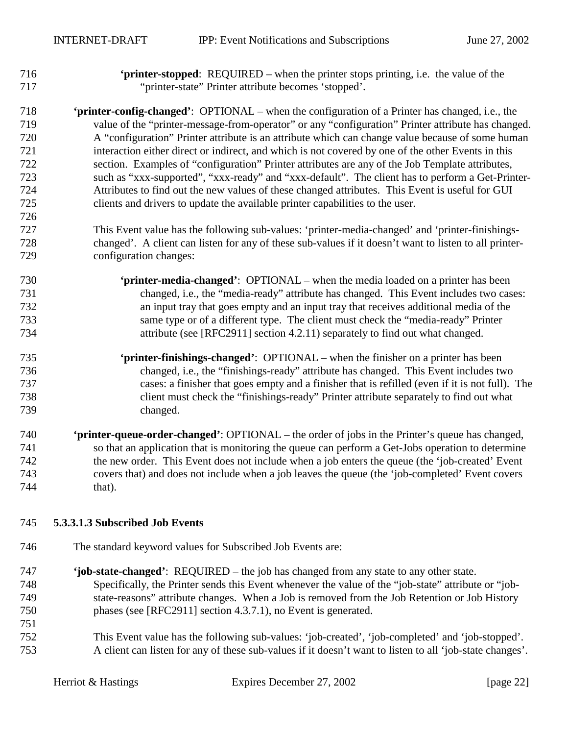**'printer-stopped**: REQUIRED – when the printer stops printing, i.e. the value of the "printer-state" Printer attribute becomes 'stopped'.

**'printer-config-changed'**: OPTIONAL – when the configuration of a Printer has changed, i.e., the value of the "printer-message-from-operator" or any "configuration" Printer attribute has changed. A "configuration" Printer attribute is an attribute which can change value because of some human interaction either direct or indirect, and which is not covered by one of the other Events in this section. Examples of "configuration" Printer attributes are any of the Job Template attributes, such as "xxx-supported", "xxx-ready" and "xxx-default". The client has to perform a Get-Printer-Attributes to find out the new values of these changed attributes. This Event is useful for GUI clients and drivers to update the available printer capabilities to the user.

This Event value has the following sub-values: 'printer-media-changed' and 'printer-finishings-changed'. A client can listen for any of these sub-values if it doesn't want to listen to all printer-configuration changes:

**'printer-media-changed'**: OPTIONAL – when the media loaded on a printer has been changed, i.e., the "media-ready" attribute has changed. This Event includes two cases: an input tray that goes empty and an input tray that receives additional media of the same type or of a different type. The client must check the "media-ready" Printer attribute (see [RFC2911] section 4.2.11) separately to find out what changed.

**'printer-finishings-changed'**: OPTIONAL – when the finisher on a printer has been changed, i.e., the "finishings-ready" attribute has changed. This Event includes two cases: a finisher that goes empty and a finisher that is refilled (even if it is not full). The client must check the "finishings-ready" Printer attribute separately to find out what changed.

**'printer-queue-order-changed'**: OPTIONAL – the order of jobs in the Printer's queue has changed, so that an application that is monitoring the queue can perform a Get-Jobs operation to determine the new order. This Event does not include when a job enters the queue (the 'job-created' Event covers that) and does not include when a job leaves the queue (the 'job-completed' Event covers that).

#### 5.3.3.1.3 Subscribed Job Events

The standard keyword values for Subscribed Job Events are:

**'job-state-changed'**: REQUIRED – the job has changed from any state to any other state. Specifically, the Printer sends this Event whenever the value of the "job-state" attribute or "job-state-reasons" attribute changes. When a Job is removed from the Job Retention or Job History phases (see [RFC2911] section 4.3.7.1), no Event is generated.

This Event value has the following sub-values: 'job-created', 'job-completed' and 'job-stopped'. A client can listen for any of these sub-values if it doesn't want to listen to all 'job-state changes'.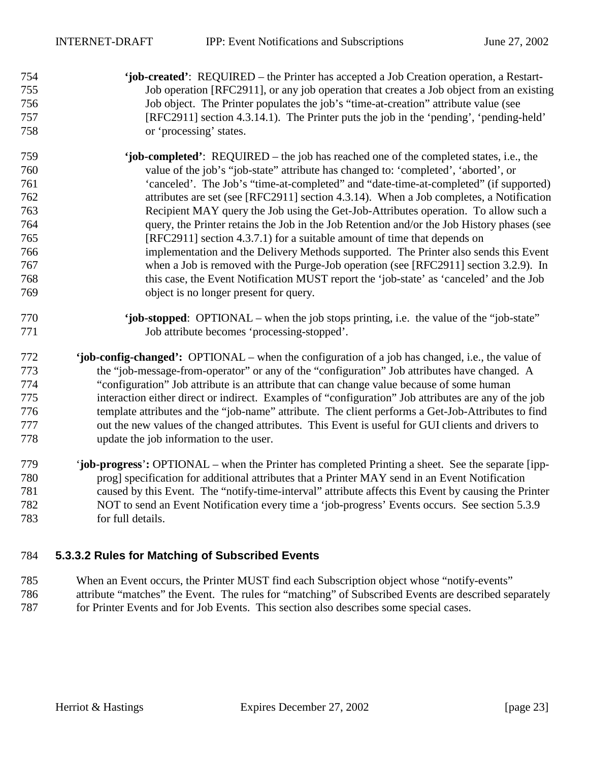**'job-created'**: REQUIRED – the Printer has accepted a Job Creation operation, a Restart-Job operation [RFC2911], or any job operation that creates a Job object from an existing Job object. The Printer populates the job's "time-at-creation" attribute value (see [RFC2911] section 4.3.14.1). The Printer puts the job in the 'pending', 'pending-held' or 'processing' states.

**'job-completed'**: REQUIRED – the job has reached one of the completed states, i.e., the value of the job's "job-state" attribute has changed to: 'completed', 'aborted', or 'canceled'. The Job's "time-at-completed" and "date-time-at-completed" (if supported) attributes are set (see [RFC2911] section 4.3.14). When a Job completes, a Notification Recipient MAY query the Job using the Get-Job-Attributes operation. To allow such a query, the Printer retains the Job in the Job Retention and/or the Job History phases (see [RFC2911] section 4.3.7.1) for a suitable amount of time that depends on implementation and the Delivery Methods supported. The Printer also sends this Event when a Job is removed with the Purge-Job operation (see [RFC2911] section 3.2.9). In this case, the Event Notification MUST report the 'job-state' as 'canceled' and the Job object is no longer present for query.

**'job-stopped**: OPTIONAL – when the job stops printing, i.e. the value of the "job-state" Job attribute becomes 'processing-stopped'.

**'job-config-changed':** OPTIONAL – when the configuration of a job has changed, i.e., the value of the "job-message-from-operator" or any of the "configuration" Job attributes have changed. A "configuration" Job attribute is an attribute that can change value because of some human interaction either direct or indirect. Examples of "configuration" Job attributes are any of the job template attributes and the "job-name" attribute. The client performs a Get-Job-Attributes to find out the new values of the changed attributes. This Event is useful for GUI clients and drivers to update the job information to the user.

'**job-progress**'**:** OPTIONAL – when the Printer has completed Printing a sheet. See the separate [ipp-prog] specification for additional attributes that a Printer MAY send in an Event Notification caused by this Event. The "notify-time-interval" attribute affects this Event by causing the Printer NOT to send an Event Notification every time a 'job-progress' Events occurs. See section 5.3.9 for full details.

#### 5.3.3.2 Rules for Matching of Subscribed Events

When an Event occurs, the Printer MUST find each Subscription object whose "notify-events" attribute "matches" the Event. The rules for "matching" of Subscribed Events are described separately for Printer Events and for Job Events. This section also describes some special cases.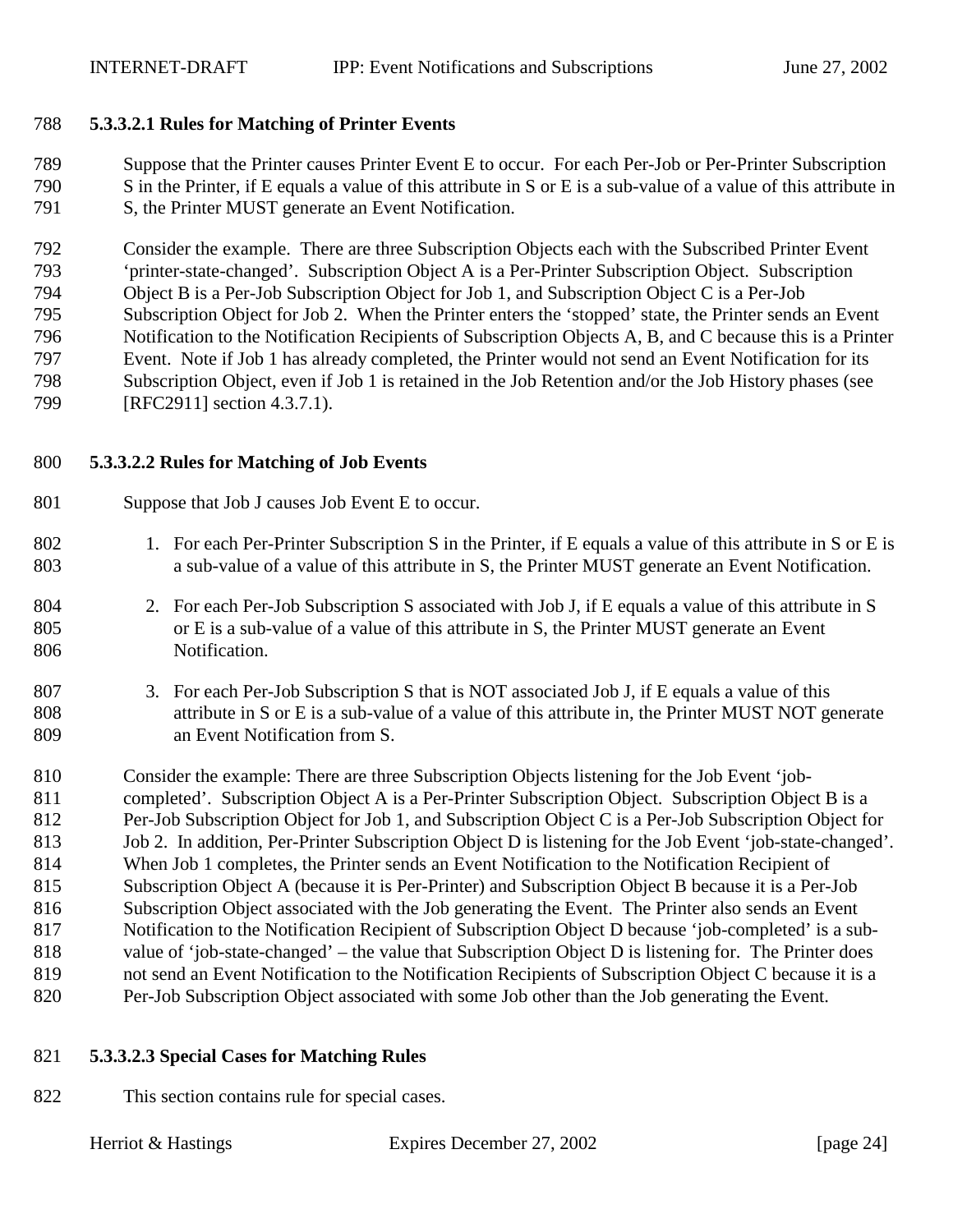#### 5.3.3.2.1 Rules for Matching of Printer Events

Suppose that the Printer causes Printer Event E to occur. For each Per-Job or Per-Printer Subscription S in the Printer, if E equals a value of this attribute in S or E is a sub-value of a value of this attribute in S, the Printer MUST generate an Event Notification.

Consider the example. There are three Subscription Objects each with the Subscribed Printer Event 'printer-state-changed'. Subscription Object A is a Per-Printer Subscription Object. Subscription Object B is a Per-Job Subscription Object for Job 1, and Subscription Object C is a Per-Job Subscription Object for Job 2. When the Printer enters the 'stopped' state, the Printer sends an Event Notification to the Notification Recipients of Subscription Objects A, B, and C because this is a Printer Event. Note if Job 1 has already completed, the Printer would not send an Event Notification for its Subscription Object, even if Job 1 is retained in the Job Retention and/or the Job History phases (see [RFC2911] section 4.3.7.1).

#### 5.3.3.2.2 Rules for Matching of Job Events

Suppose that Job J causes Job Event E to occur.

1. For each Per-Printer Subscription S in the Printer, if E equals a value of this attribute in S or E is a sub-value of a value of this attribute in S, the Printer MUST generate an Event Notification.

2. For each Per-Job Subscription S associated with Job J, if E equals a value of this attribute in S or E is a sub-value of a value of this attribute in S, the Printer MUST generate an Event Notification.

3. For each Per-Job Subscription S that is NOT associated Job J, if E equals a value of this attribute in S or E is a sub-value of a value of this attribute in, the Printer MUST NOT generate an Event Notification from S.

Consider the example: There are three Subscription Objects listening for the Job Event 'job-completed'. Subscription Object A is a Per-Printer Subscription Object. Subscription Object B is a Per-Job Subscription Object for Job 1, and Subscription Object C is a Per-Job Subscription Object for Job 2. In addition, Per-Printer Subscription Object D is listening for the Job Event 'job-state-changed'. When Job 1 completes, the Printer sends an Event Notification to the Notification Recipient of Subscription Object A (because it is Per-Printer) and Subscription Object B because it is a Per-Job Subscription Object associated with the Job generating the Event. The Printer also sends an Event Notification to the Notification Recipient of Subscription Object D because 'job-completed' is a sub-value of 'job-state-changed' – the value that Subscription Object D is listening for. The Printer does not send an Event Notification to the Notification Recipients of Subscription Object C because it is a Per-Job Subscription Object associated with some Job other than the Job generating the Event.

#### 5.3.3.2.3 Special Cases for Matching Rules

This section contains rule for special cases.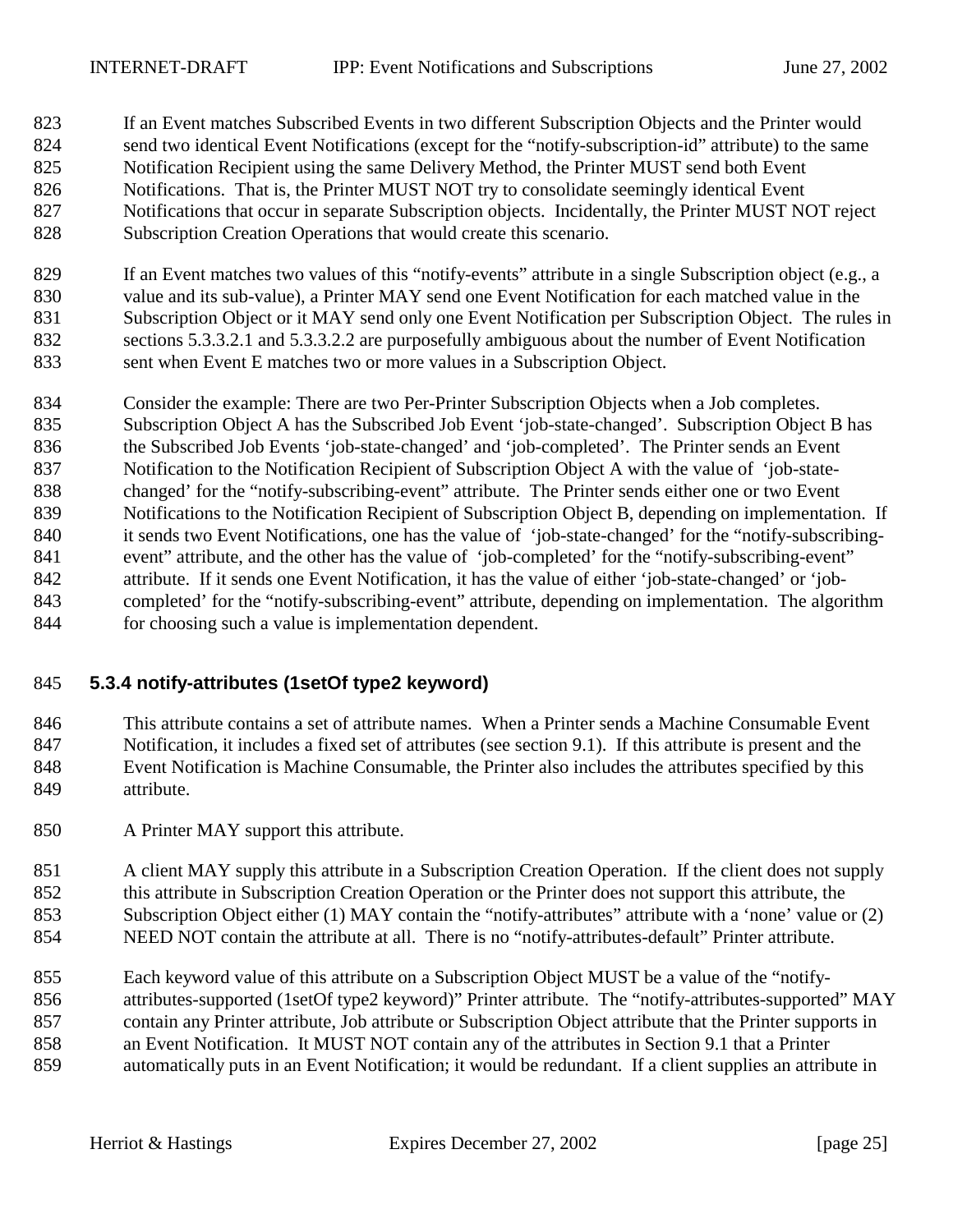If an Event matches Subscribed Events in two different Subscription Objects and the Printer would send two identical Event Notifications (except for the "notify-subscription-id" attribute) to the same Notification Recipient using the same Delivery Method, the Printer MUST send both Event Notifications. That is, the Printer MUST NOT try to consolidate seemingly identical Event Notifications that occur in separate Subscription objects. Incidentally, the Printer MUST NOT reject Subscription Creation Operations that would create this scenario.

If an Event matches two values of this "notify-events" attribute in a single Subscription object (e.g., a value and its sub-value), a Printer MAY send one Event Notification for each matched value in the Subscription Object or it MAY send only one Event Notification per Subscription Object. The rules in sections 5.3.3.2.1 and 5.3.3.2.2 are purposefully ambiguous about the number of Event Notification sent when Event E matches two or more values in a Subscription Object.

Consider the example: There are two Per-Printer Subscription Objects when a Job completes. Subscription Object A has the Subscribed Job Event 'job-state-changed'. Subscription Object B has the Subscribed Job Events 'job-state-changed' and 'job-completed'. The Printer sends an Event Notification to the Notification Recipient of Subscription Object A with the value of 'job-state-changed' for the "notify-subscribing-event" attribute. The Printer sends either one or two Event Notifications to the Notification Recipient of Subscription Object B, depending on implementation. If it sends two Event Notifications, one has the value of 'job-state-changed' for the "notify-subscribing-event" attribute, and the other has the value of 'job-completed' for the "notify-subscribing-event" attribute. If it sends one Event Notification, it has the value of either 'job-state-changed' or 'job-completed' for the "notify-subscribing-event" attribute, depending on implementation. The algorithm for choosing such a value is implementation dependent.

### 5.3.4 notify-attributes (1setOf type2 keyword)

This attribute contains a set of attribute names. When a Printer sends a Machine Consumable Event Notification, it includes a fixed set of attributes (see section 9.1). If this attribute is present and the Event Notification is Machine Consumable, the Printer also includes the attributes specified by this attribute.

A Printer MAY support this attribute.

A client MAY supply this attribute in a Subscription Creation Operation. If the client does not supply this attribute in Subscription Creation Operation or the Printer does not support this attribute, the Subscription Object either (1) MAY contain the "notify-attributes" attribute with a 'none' value or (2) NEED NOT contain the attribute at all. There is no "notify-attributes-default" Printer attribute.

Each keyword value of this attribute on a Subscription Object MUST be a value of the "notify-attributes-supported (1setOf type2 keyword)" Printer attribute. The "notify-attributes-supported" MAY contain any Printer attribute, Job attribute or Subscription Object attribute that the Printer supports in an Event Notification. It MUST NOT contain any of the attributes in Section 9.1 that a Printer automatically puts in an Event Notification; it would be redundant. If a client supplies an attribute in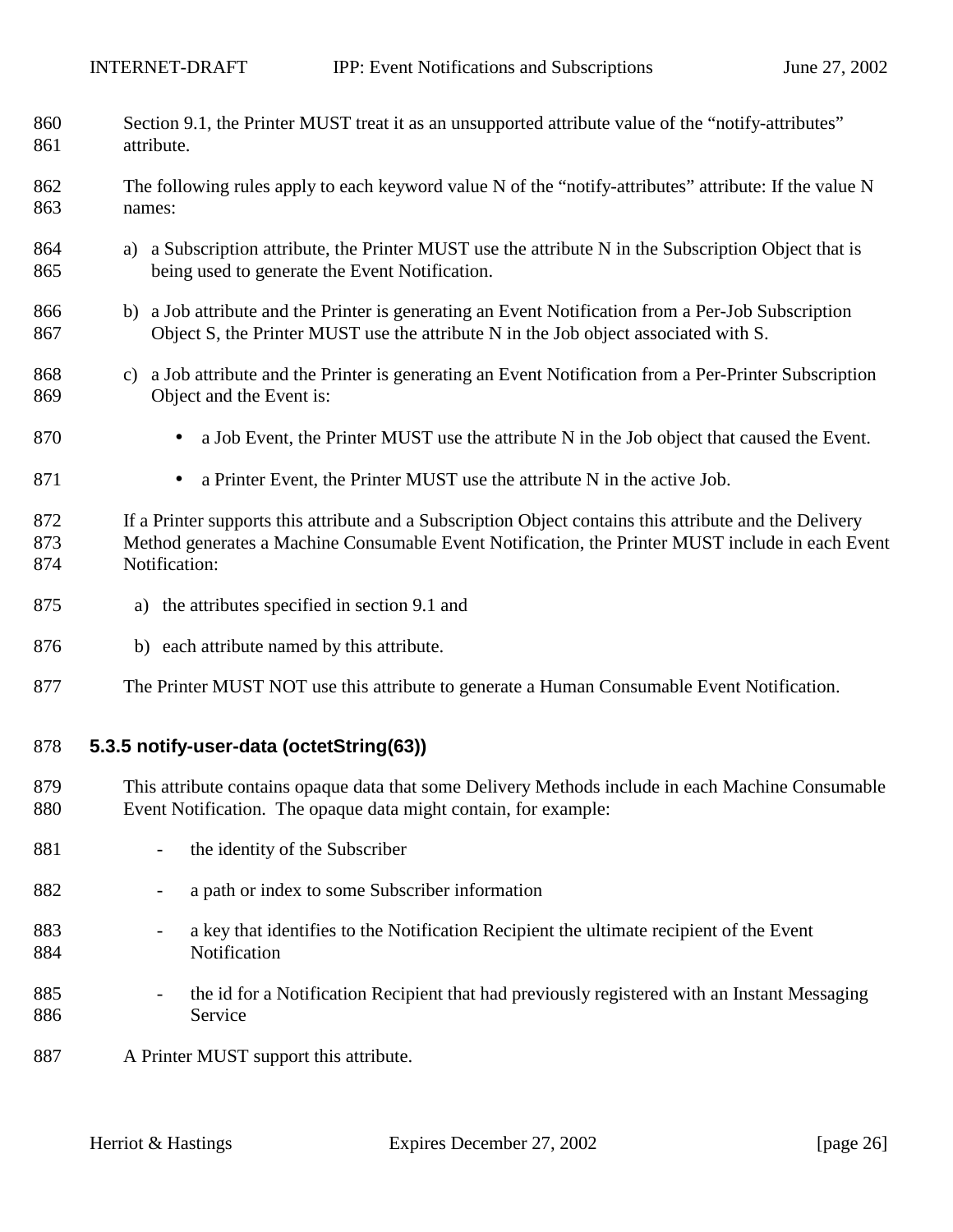Section 9.1, the Printer MUST treat it as an unsupported attribute value of the "notify-attributes" attribute.

The following rules apply to each keyword value N of the "notify-attributes" attribute: If the value N names:

a) a Subscription attribute, the Printer MUST use the attribute N in the Subscription Object that is being used to generate the Event Notification.

b) a Job attribute and the Printer is generating an Event Notification from a Per-Job Subscription Object S, the Printer MUST use the attribute N in the Job object associated with S.

c) a Job attribute and the Printer is generating an Event Notification from a Per-Printer Subscription Object and the Event is:

- a Job Event, the Printer MUST use the attribute N in the Job object that caused the Event.
- a Printer Event, the Printer MUST use the attribute N in the active Job.

If a Printer supports this attribute and a Subscription Object contains this attribute and the Delivery Method generates a Machine Consumable Event Notification, the Printer MUST include in each Event Notification:

a) the attributes specified in section 9.1 and

b) each attribute named by this attribute.

The Printer MUST NOT use this attribute to generate a Human Consumable Event Notification.

### 5.3.5 notify-user-data (octetString(63))

This attribute contains opaque data that some Delivery Methods include in each Machine Consumable Event Notification. The opaque data might contain, for example:

- the identity of the Subscriber
- a path or index to some Subscriber information
- a key that identifies to the Notification Recipient the ultimate recipient of the Event Notification
- the id for a Notification Recipient that had previously registered with an Instant Messaging Service

A Printer MUST support this attribute.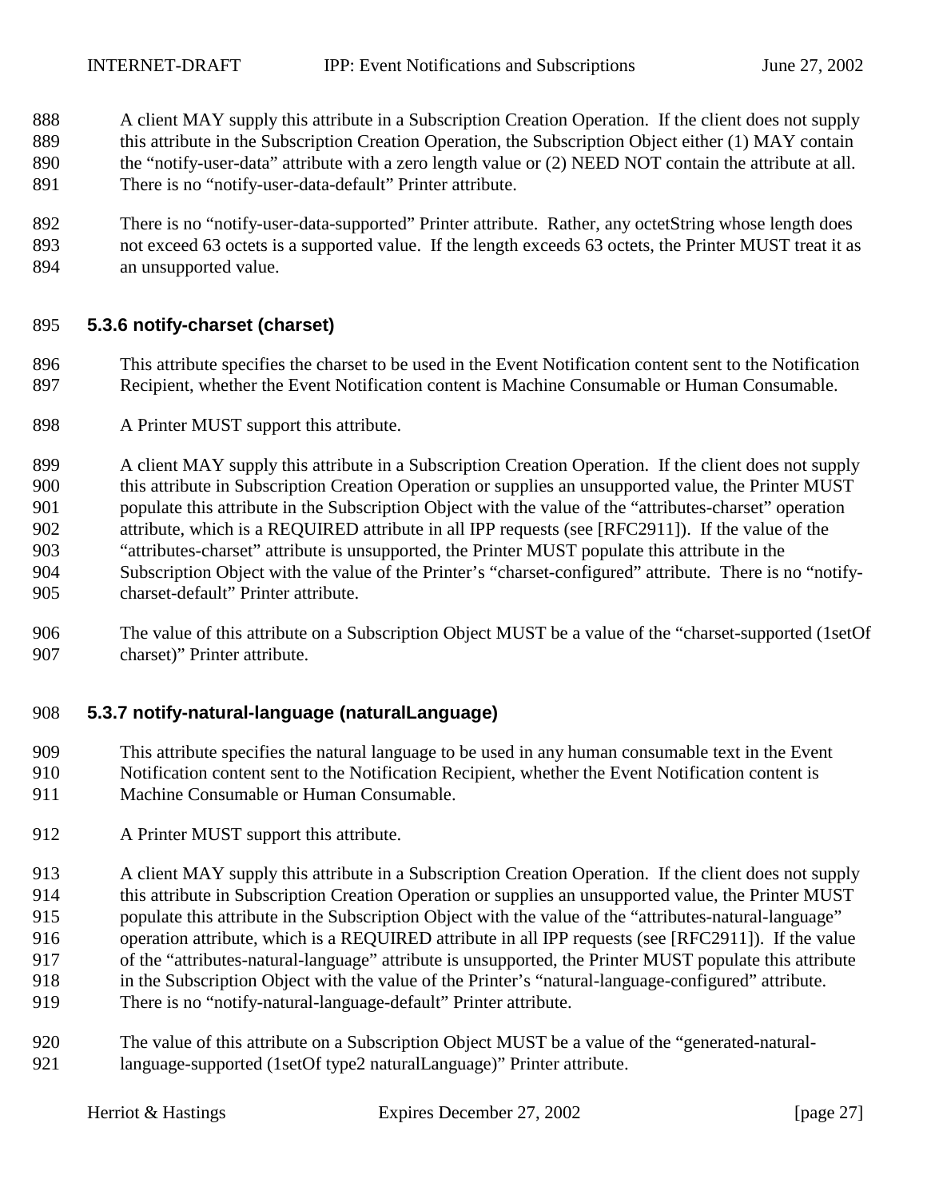A client MAY supply this attribute in a Subscription Creation Operation. If the client does not supply this attribute in the Subscription Creation Operation, the Subscription Object either (1) MAY contain the "notify-user-data" attribute with a zero length value or (2) NEED NOT contain the attribute at all. There is no "notify-user-data-default" Printer attribute.

There is no "notify-user-data-supported" Printer attribute. Rather, any octetString whose length does not exceed 63 octets is a supported value. If the length exceeds 63 octets, the Printer MUST treat it as an unsupported value.

### 5.3.6 notify-charset (charset)

This attribute specifies the charset to be used in the Event Notification content sent to the Notification Recipient, whether the Event Notification content is Machine Consumable or Human Consumable.

A Printer MUST support this attribute.

A client MAY supply this attribute in a Subscription Creation Operation. If the client does not supply this attribute in Subscription Creation Operation or supplies an unsupported value, the Printer MUST populate this attribute in the Subscription Object with the value of the "attributes-charset" operation attribute, which is a REQUIRED attribute in all IPP requests (see [RFC2911]). If the value of the "attributes-charset" attribute is unsupported, the Printer MUST populate this attribute in the Subscription Object with the value of the Printer's "charset-configured" attribute. There is no "notify-charset-default" Printer attribute.

The value of this attribute on a Subscription Object MUST be a value of the "charset-supported (1setOf charset)" Printer attribute.

### 5.3.7 notify-natural-language (naturalLanguage)

This attribute specifies the natural language to be used in any human consumable text in the Event Notification content sent to the Notification Recipient, whether the Event Notification content is Machine Consumable or Human Consumable.

A Printer MUST support this attribute.

A client MAY supply this attribute in a Subscription Creation Operation. If the client does not supply this attribute in Subscription Creation Operation or supplies an unsupported value, the Printer MUST populate this attribute in the Subscription Object with the value of the "attributes-natural-language" operation attribute, which is a REQUIRED attribute in all IPP requests (see [RFC2911]). If the value of the "attributes-natural-language" attribute is unsupported, the Printer MUST populate this attribute in the Subscription Object with the value of the Printer's "natural-language-configured" attribute. There is no "notify-natural-language-default" Printer attribute.

The value of this attribute on a Subscription Object MUST be a value of the "generated-natural-language-supported (1setOf type2 naturalLanguage)" Printer attribute.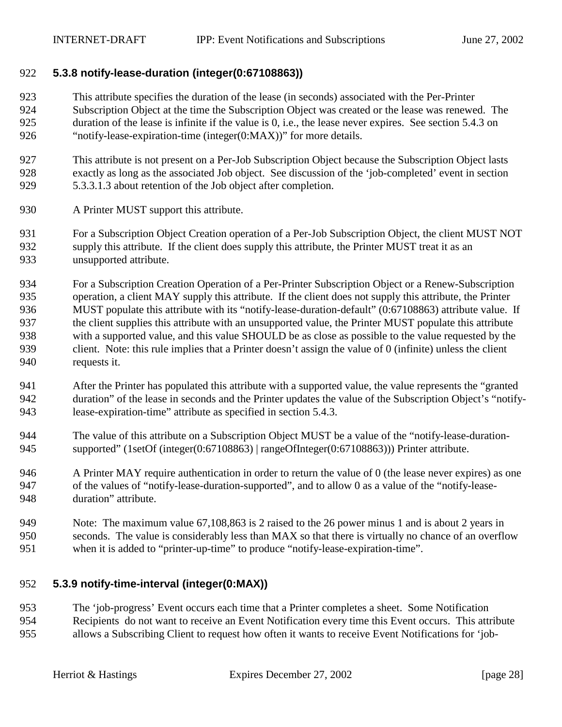### 5.3.8 notify-lease-duration (integer(0:67108863))

This attribute specifies the duration of the lease (in seconds) associated with the Per-Printer Subscription Object at the time the Subscription Object was created or the lease was renewed. The duration of the lease is infinite if the value is 0, i.e., the lease never expires. See section 5.4.3 on "notify-lease-expiration-time (integer(0:MAX))" for more details.

This attribute is not present on a Per-Job Subscription Object because the Subscription Object lasts exactly as long as the associated Job object. See discussion of the 'job-completed' event in section 5.3.3.1.3 about retention of the Job object after completion.

A Printer MUST support this attribute.

For a Subscription Object Creation operation of a Per-Job Subscription Object, the client MUST NOT supply this attribute. If the client does supply this attribute, the Printer MUST treat it as an unsupported attribute.

For a Subscription Creation Operation of a Per-Printer Subscription Object or a Renew-Subscription operation, a client MAY supply this attribute. If the client does not supply this attribute, the Printer MUST populate this attribute with its "notify-lease-duration-default" (0:67108863) attribute value. If the client supplies this attribute with an unsupported value, the Printer MUST populate this attribute with a supported value, and this value SHOULD be as close as possible to the value requested by the client. Note: this rule implies that a Printer doesn't assign the value of 0 (infinite) unless the client requests it.

After the Printer has populated this attribute with a supported value, the value represents the "granted duration" of the lease in seconds and the Printer updates the value of the Subscription Object's "notify-lease-expiration-time" attribute as specified in section 5.4.3.

The value of this attribute on a Subscription Object MUST be a value of the "notify-lease-duration-supported" (1setOf (integer(0:67108863) | rangeOfInteger(0:67108863))) Printer attribute.

A Printer MAY require authentication in order to return the value of 0 (the lease never expires) as one of the values of "notify-lease-duration-supported", and to allow 0 as a value of the "notify-lease-duration" attribute.

Note: The maximum value 67,108,863 is 2 raised to the 26 power minus 1 and is about 2 years in seconds. The value is considerably less than MAX so that there is virtually no chance of an overflow when it is added to "printer-up-time" to produce "notify-lease-expiration-time".

### 5.3.9 notify-time-interval (integer(0:MAX))

The 'job-progress' Event occurs each time that a Printer completes a sheet. Some Notification Recipients do not want to receive an Event Notification every time this Event occurs. This attribute allows a Subscribing Client to request how often it wants to receive Event Notifications for 'job-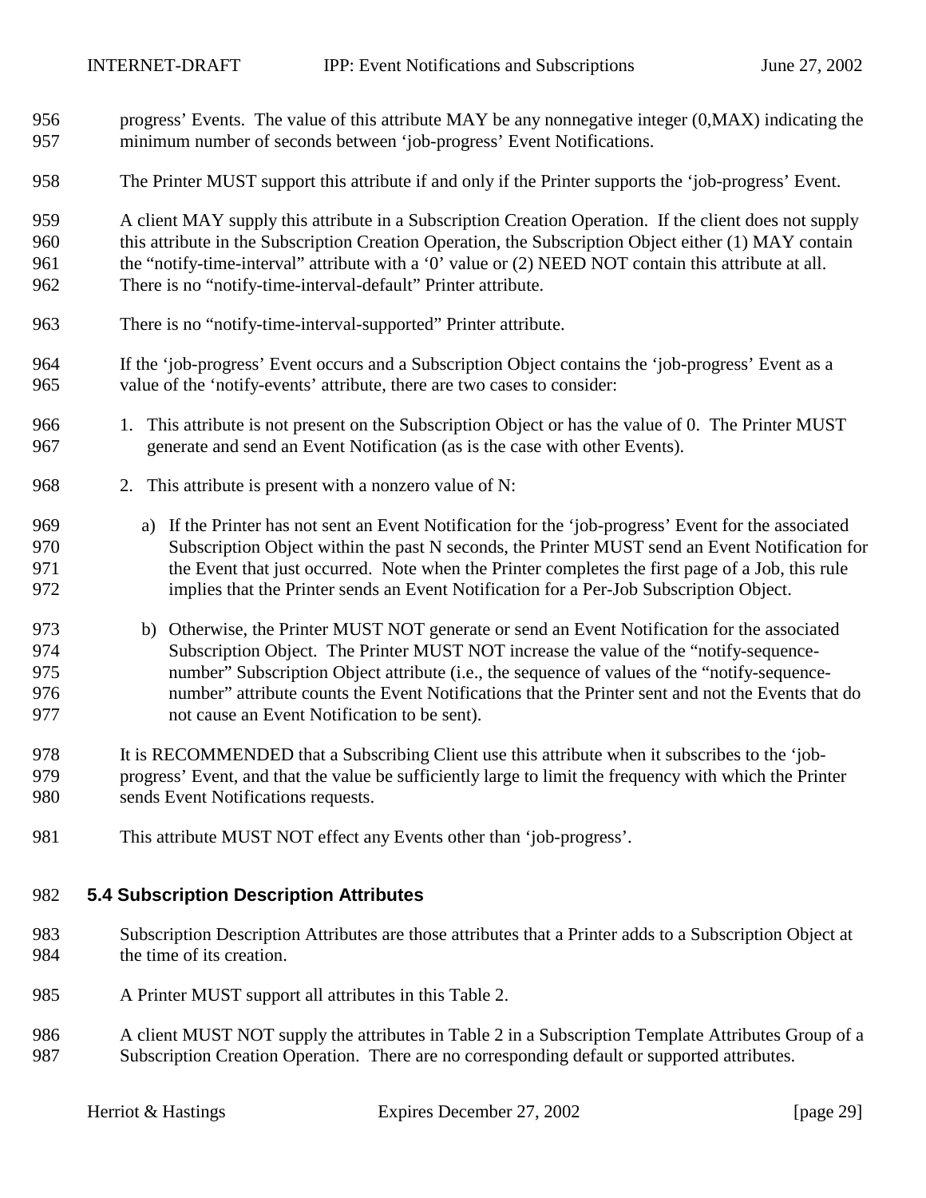progress' Events. The value of this attribute MAY be any nonnegative integer (0,MAX) indicating the minimum number of seconds between 'job-progress' Event Notifications.

The Printer MUST support this attribute if and only if the Printer supports the 'job-progress' Event.

A client MAY supply this attribute in a Subscription Creation Operation. If the client does not supply this attribute in the Subscription Creation Operation, the Subscription Object either (1) MAY contain the "notify-time-interval" attribute with a '0' value or (2) NEED NOT contain this attribute at all. There is no "notify-time-interval-default" Printer attribute.

There is no "notify-time-interval-supported" Printer attribute.

If the 'job-progress' Event occurs and a Subscription Object contains the 'job-progress' Event as a value of the 'notify-events' attribute, there are two cases to consider:

1. This attribute is not present on the Subscription Object or has the value of 0. The Printer MUST generate and send an Event Notification (as is the case with other Events).

2. This attribute is present with a nonzero value of N:

   a) If the Printer has not sent an Event Notification for the 'job-progress' Event for the associated Subscription Object within the past N seconds, the Printer MUST send an Event Notification for the Event that just occurred. Note when the Printer completes the first page of a Job, this rule implies that the Printer sends an Event Notification for a Per-Job Subscription Object.

   b) Otherwise, the Printer MUST NOT generate or send an Event Notification for the associated Subscription Object. The Printer MUST NOT increase the value of the "notify-sequence-number" Subscription Object attribute (i.e., the sequence of values of the "notify-sequence-number" attribute counts the Event Notifications that the Printer sent and not the Events that do not cause an Event Notification to be sent).

It is RECOMMENDED that a Subscribing Client use this attribute when it subscribes to the 'job-progress' Event, and that the value be sufficiently large to limit the frequency with which the Printer sends Event Notifications requests.

This attribute MUST NOT effect any Events other than 'job-progress'.

### 5.4 Subscription Description Attributes

Subscription Description Attributes are those attributes that a Printer adds to a Subscription Object at the time of its creation.

A Printer MUST support all attributes in this Table 2.

A client MUST NOT supply the attributes in Table 2 in a Subscription Template Attributes Group of a Subscription Creation Operation. There are no corresponding default or supported attributes.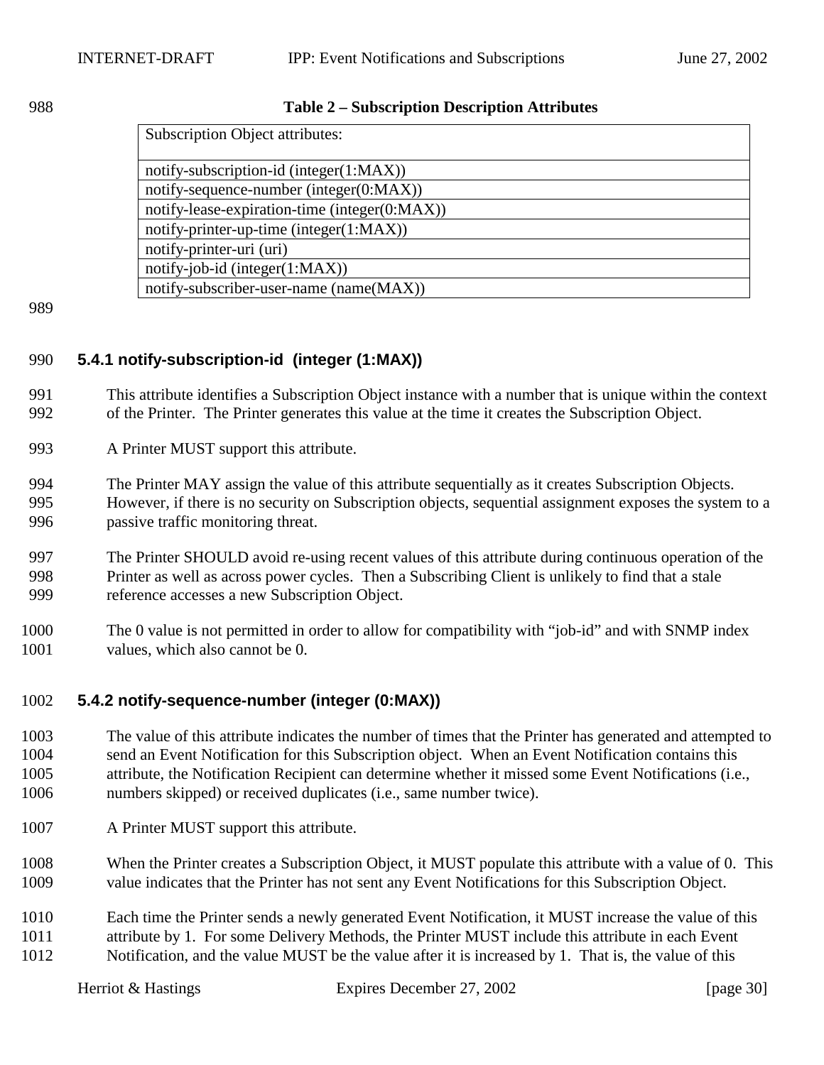**Table 2 – Subscription Description Attributes**

| Subscription Object attributes: |
|---|
| notify-subscription-id (integer(1:MAX)) |
| notify-sequence-number (integer(0:MAX)) |
| notify-lease-expiration-time (integer(0:MAX)) |
| notify-printer-up-time (integer(1:MAX)) |
| notify-printer-uri (uri) |
| notify-job-id (integer(1:MAX)) |
| notify-subscriber-user-name (name(MAX)) |

### 5.4.1 notify-subscription-id (integer (1:MAX))

This attribute identifies a Subscription Object instance with a number that is unique within the context of the Printer. The Printer generates this value at the time it creates the Subscription Object.

A Printer MUST support this attribute.

The Printer MAY assign the value of this attribute sequentially as it creates Subscription Objects. However, if there is no security on Subscription objects, sequential assignment exposes the system to a passive traffic monitoring threat.

The Printer SHOULD avoid re-using recent values of this attribute during continuous operation of the Printer as well as across power cycles. Then a Subscribing Client is unlikely to find that a stale reference accesses a new Subscription Object.

The 0 value is not permitted in order to allow for compatibility with “job-id” and with SNMP index values, which also cannot be 0.

### 5.4.2 notify-sequence-number (integer (0:MAX))

The value of this attribute indicates the number of times that the Printer has generated and attempted to send an Event Notification for this Subscription object. When an Event Notification contains this attribute, the Notification Recipient can determine whether it missed some Event Notifications (i.e., numbers skipped) or received duplicates (i.e., same number twice).

A Printer MUST support this attribute.

When the Printer creates a Subscription Object, it MUST populate this attribute with a value of 0. This value indicates that the Printer has not sent any Event Notifications for this Subscription Object.

Each time the Printer sends a newly generated Event Notification, it MUST increase the value of this attribute by 1. For some Delivery Methods, the Printer MUST include this attribute in each Event Notification, and the value MUST be the value after it is increased by 1. That is, the value of this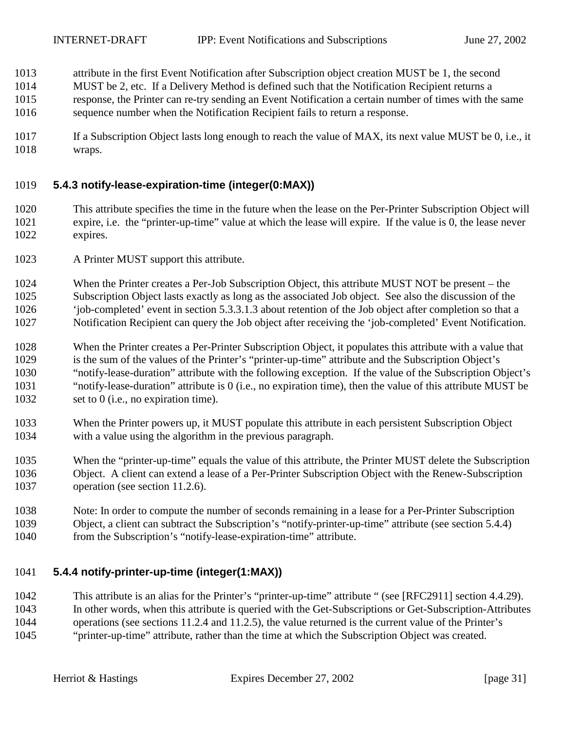attribute in the first Event Notification after Subscription object creation MUST be 1, the second MUST be 2, etc. If a Delivery Method is defined such that the Notification Recipient returns a response, the Printer can re-try sending an Event Notification a certain number of times with the same sequence number when the Notification Recipient fails to return a response.

If a Subscription Object lasts long enough to reach the value of MAX, its next value MUST be 0, i.e., it wraps.

### 5.4.3 notify-lease-expiration-time (integer(0:MAX))

This attribute specifies the time in the future when the lease on the Per-Printer Subscription Object will expire, i.e. the “printer-up-time” value at which the lease will expire. If the value is 0, the lease never expires.

A Printer MUST support this attribute.

When the Printer creates a Per-Job Subscription Object, this attribute MUST NOT be present – the Subscription Object lasts exactly as long as the associated Job object. See also the discussion of the ‘job-completed’ event in section 5.3.3.1.3 about retention of the Job object after completion so that a Notification Recipient can query the Job object after receiving the ‘job-completed’ Event Notification.

When the Printer creates a Per-Printer Subscription Object, it populates this attribute with a value that is the sum of the values of the Printer’s “printer-up-time” attribute and the Subscription Object’s “notify-lease-duration” attribute with the following exception. If the value of the Subscription Object’s “notify-lease-duration” attribute is 0 (i.e., no expiration time), then the value of this attribute MUST be set to 0 (i.e., no expiration time).

When the Printer powers up, it MUST populate this attribute in each persistent Subscription Object with a value using the algorithm in the previous paragraph.

When the “printer-up-time” equals the value of this attribute, the Printer MUST delete the Subscription Object. A client can extend a lease of a Per-Printer Subscription Object with the Renew-Subscription operation (see section 11.2.6).

Note: In order to compute the number of seconds remaining in a lease for a Per-Printer Subscription Object, a client can subtract the Subscription’s “notify-printer-up-time” attribute (see section 5.4.4) from the Subscription’s “notify-lease-expiration-time” attribute.

### 5.4.4 notify-printer-up-time (integer(1:MAX))

This attribute is an alias for the Printer’s “printer-up-time” attribute “ (see [RFC2911] section 4.4.29). In other words, when this attribute is queried with the Get-Subscriptions or Get-Subscription-Attributes operations (see sections 11.2.4 and 11.2.5), the value returned is the current value of the Printer’s “printer-up-time” attribute, rather than the time at which the Subscription Object was created.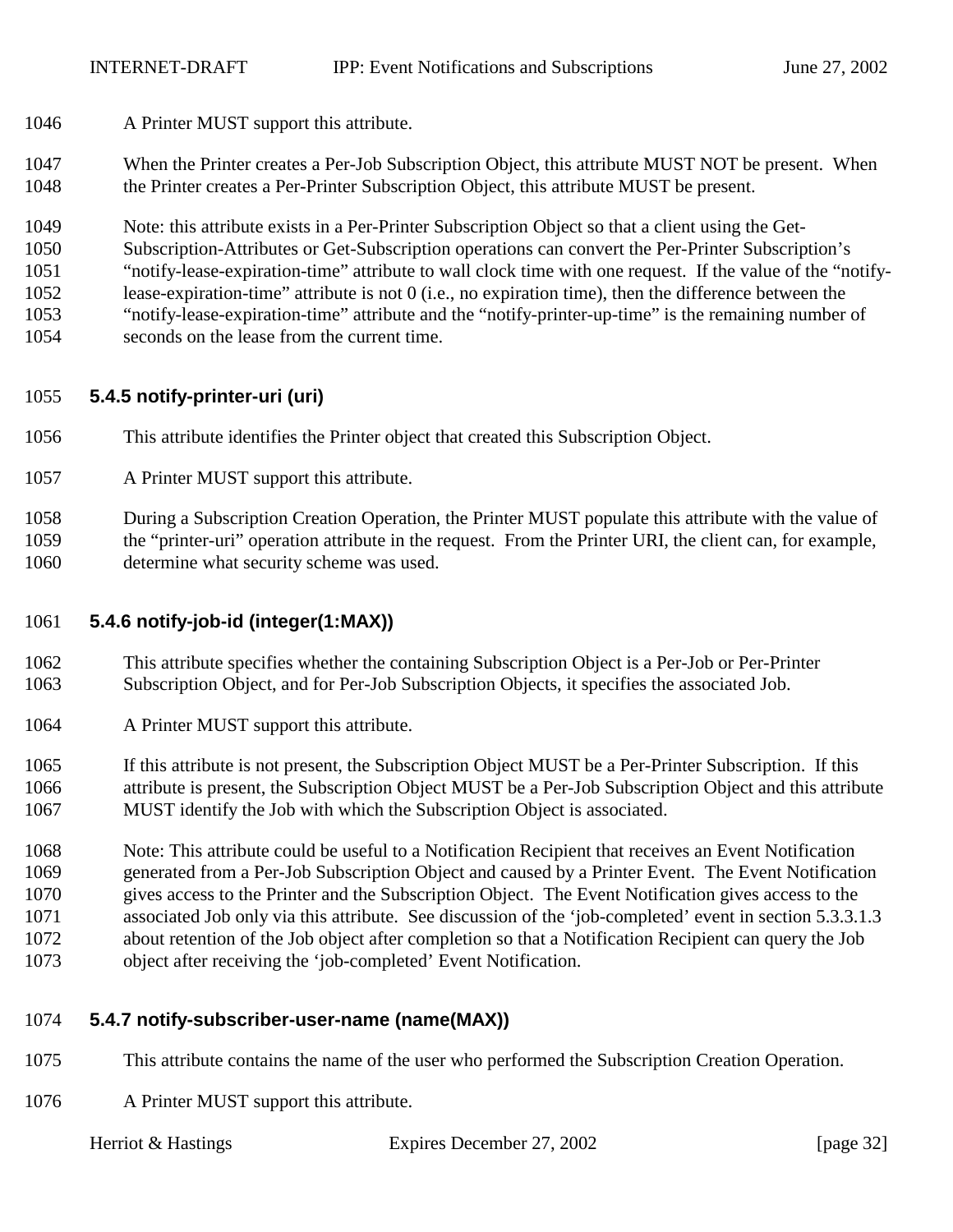A Printer MUST support this attribute.

When the Printer creates a Per-Job Subscription Object, this attribute MUST NOT be present. When the Printer creates a Per-Printer Subscription Object, this attribute MUST be present.

Note: this attribute exists in a Per-Printer Subscription Object so that a client using the Get-Subscription-Attributes or Get-Subscription operations can convert the Per-Printer Subscription's "notify-lease-expiration-time" attribute to wall clock time with one request. If the value of the "notify-lease-expiration-time" attribute is not 0 (i.e., no expiration time), then the difference between the "notify-lease-expiration-time" attribute and the "notify-printer-up-time" is the remaining number of seconds on the lease from the current time.

### 5.4.5 notify-printer-uri (uri)

This attribute identifies the Printer object that created this Subscription Object.

A Printer MUST support this attribute.

During a Subscription Creation Operation, the Printer MUST populate this attribute with the value of the "printer-uri" operation attribute in the request. From the Printer URI, the client can, for example, determine what security scheme was used.

### 5.4.6 notify-job-id (integer(1:MAX))

This attribute specifies whether the containing Subscription Object is a Per-Job or Per-Printer Subscription Object, and for Per-Job Subscription Objects, it specifies the associated Job.

A Printer MUST support this attribute.

If this attribute is not present, the Subscription Object MUST be a Per-Printer Subscription. If this attribute is present, the Subscription Object MUST be a Per-Job Subscription Object and this attribute MUST identify the Job with which the Subscription Object is associated.

Note: This attribute could be useful to a Notification Recipient that receives an Event Notification generated from a Per-Job Subscription Object and caused by a Printer Event. The Event Notification gives access to the Printer and the Subscription Object. The Event Notification gives access to the associated Job only via this attribute. See discussion of the 'job-completed' event in section 5.3.3.1.3 about retention of the Job object after completion so that a Notification Recipient can query the Job object after receiving the 'job-completed' Event Notification.

### 5.4.7 notify-subscriber-user-name (name(MAX))

This attribute contains the name of the user who performed the Subscription Creation Operation.

A Printer MUST support this attribute.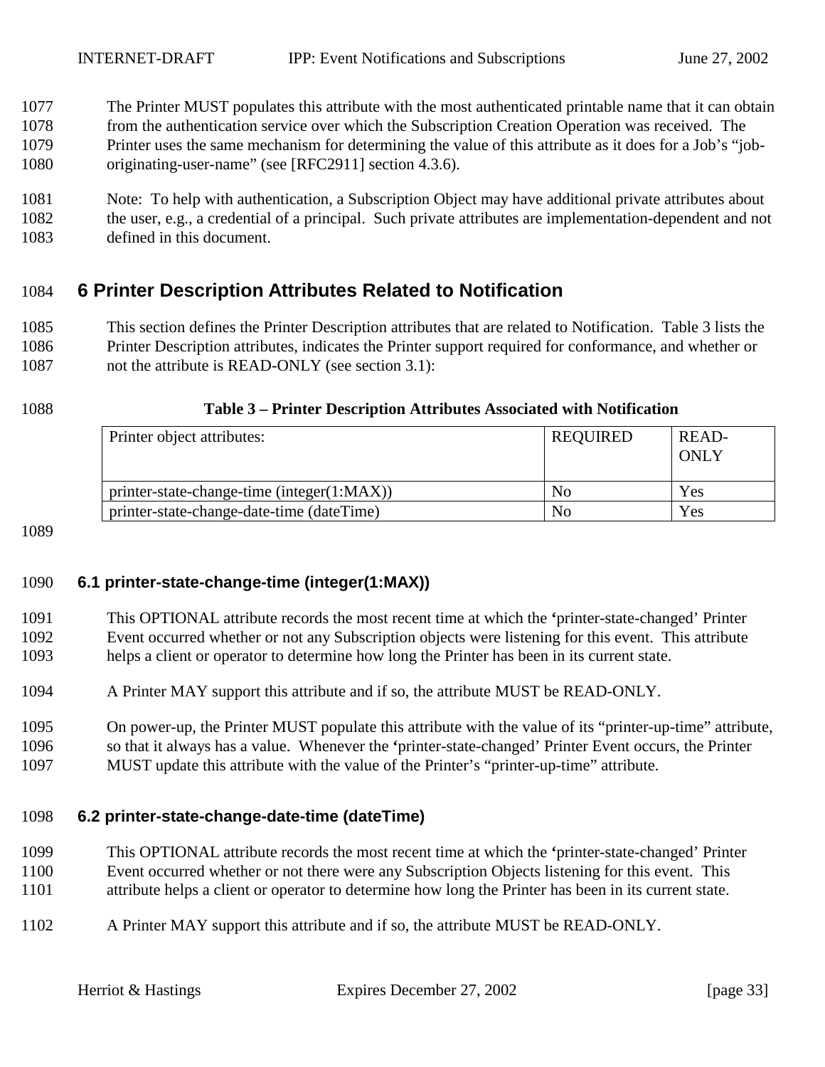The Printer MUST populates this attribute with the most authenticated printable name that it can obtain from the authentication service over which the Subscription Creation Operation was received. The Printer uses the same mechanism for determining the value of this attribute as it does for a Job's "job-originating-user-name" (see [RFC2911] section 4.3.6).

Note: To help with authentication, a Subscription Object may have additional private attributes about the user, e.g., a credential of a principal. Such private attributes are implementation-dependent and not defined in this document.

# 6 Printer Description Attributes Related to Notification

This section defines the Printer Description attributes that are related to Notification. Table 3 lists the Printer Description attributes, indicates the Printer support required for conformance, and whether or not the attribute is READ-ONLY (see section 3.1):

**Table 3 – Printer Description Attributes Associated with Notification**

| Printer object attributes: | REQUIRED | READ-ONLY |
| --- | --- | --- |
| printer-state-change-time (integer(1:MAX)) | No | Yes |
| printer-state-change-date-time (dateTime) | No | Yes |

### 6.1 printer-state-change-time (integer(1:MAX))

This OPTIONAL attribute records the most recent time at which the 'printer-state-changed' Printer Event occurred whether or not any Subscription objects were listening for this event. This attribute helps a client or operator to determine how long the Printer has been in its current state.

A Printer MAY support this attribute and if so, the attribute MUST be READ-ONLY.

On power-up, the Printer MUST populate this attribute with the value of its "printer-up-time" attribute, so that it always has a value. Whenever the 'printer-state-changed' Printer Event occurs, the Printer MUST update this attribute with the value of the Printer's "printer-up-time" attribute.

### 6.2 printer-state-change-date-time (dateTime)

This OPTIONAL attribute records the most recent time at which the 'printer-state-changed' Printer Event occurred whether or not there were any Subscription Objects listening for this event. This attribute helps a client or operator to determine how long the Printer has been in its current state.

A Printer MAY support this attribute and if so, the attribute MUST be READ-ONLY.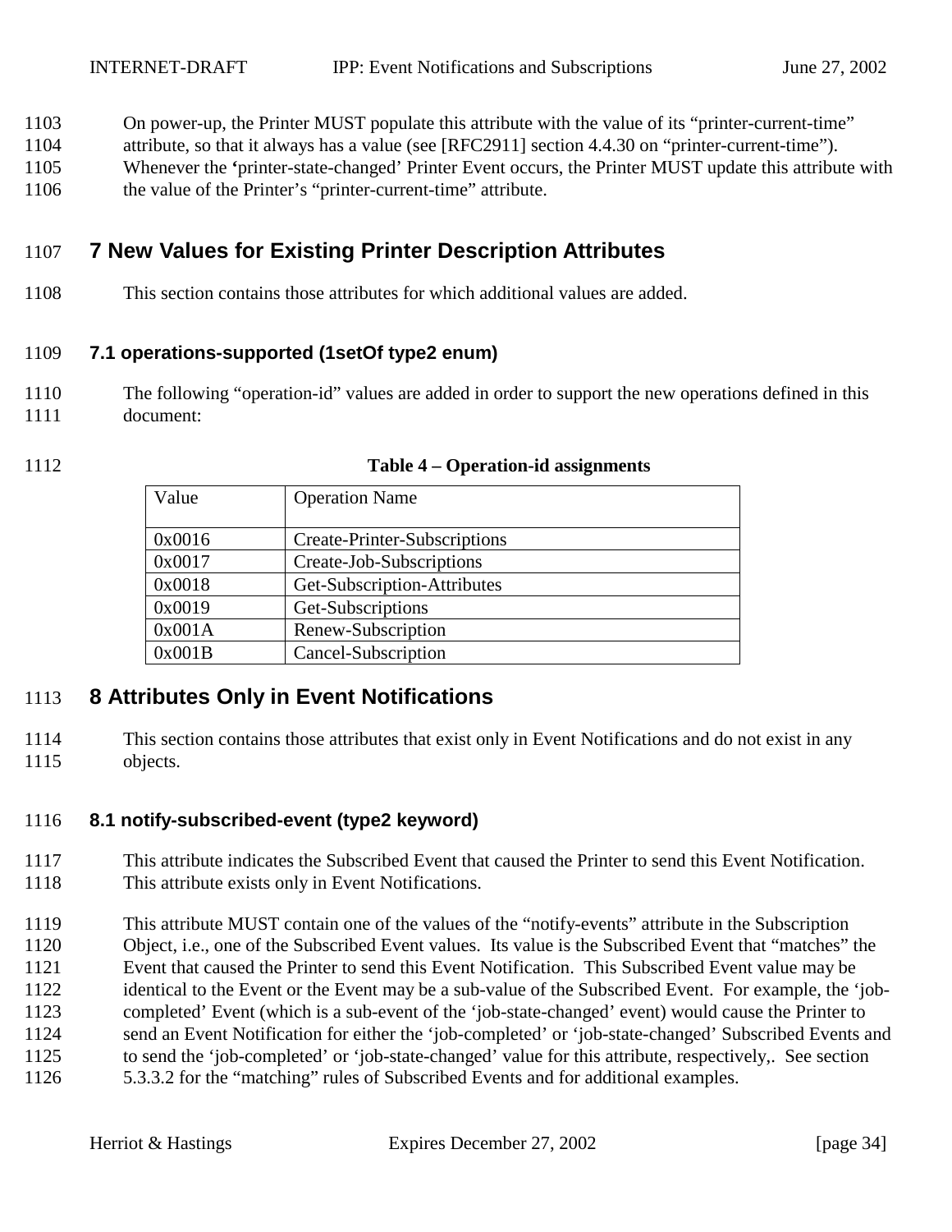On power-up, the Printer MUST populate this attribute with the value of its "printer-current-time" attribute, so that it always has a value (see [RFC2911] section 4.4.30 on "printer-current-time"). Whenever the 'printer-state-changed' Printer Event occurs, the Printer MUST update this attribute with the value of the Printer's "printer-current-time" attribute.

# 7 New Values for Existing Printer Description Attributes

This section contains those attributes for which additional values are added.

## 7.1 operations-supported (1setOf type2 enum)

The following "operation-id" values are added in order to support the new operations defined in this document:

**Table 4 – Operation-id assignments**

| Value | Operation Name |
|---|---|
| 0x0016 | Create-Printer-Subscriptions |
| 0x0017 | Create-Job-Subscriptions |
| 0x0018 | Get-Subscription-Attributes |
| 0x0019 | Get-Subscriptions |
| 0x001A | Renew-Subscription |
| 0x001B | Cancel-Subscription |

# 8 Attributes Only in Event Notifications

This section contains those attributes that exist only in Event Notifications and do not exist in any objects.

## 8.1 notify-subscribed-event (type2 keyword)

This attribute indicates the Subscribed Event that caused the Printer to send this Event Notification. This attribute exists only in Event Notifications.

This attribute MUST contain one of the values of the "notify-events" attribute in the Subscription Object, i.e., one of the Subscribed Event values. Its value is the Subscribed Event that "matches" the Event that caused the Printer to send this Event Notification. This Subscribed Event value may be identical to the Event or the Event may be a sub-value of the Subscribed Event. For example, the 'job-completed' Event (which is a sub-event of the 'job-state-changed' event) would cause the Printer to send an Event Notification for either the 'job-completed' or 'job-state-changed' Subscribed Events and to send the 'job-completed' or 'job-state-changed' value for this attribute, respectively,. See section 5.3.3.2 for the "matching" rules of Subscribed Events and for additional examples.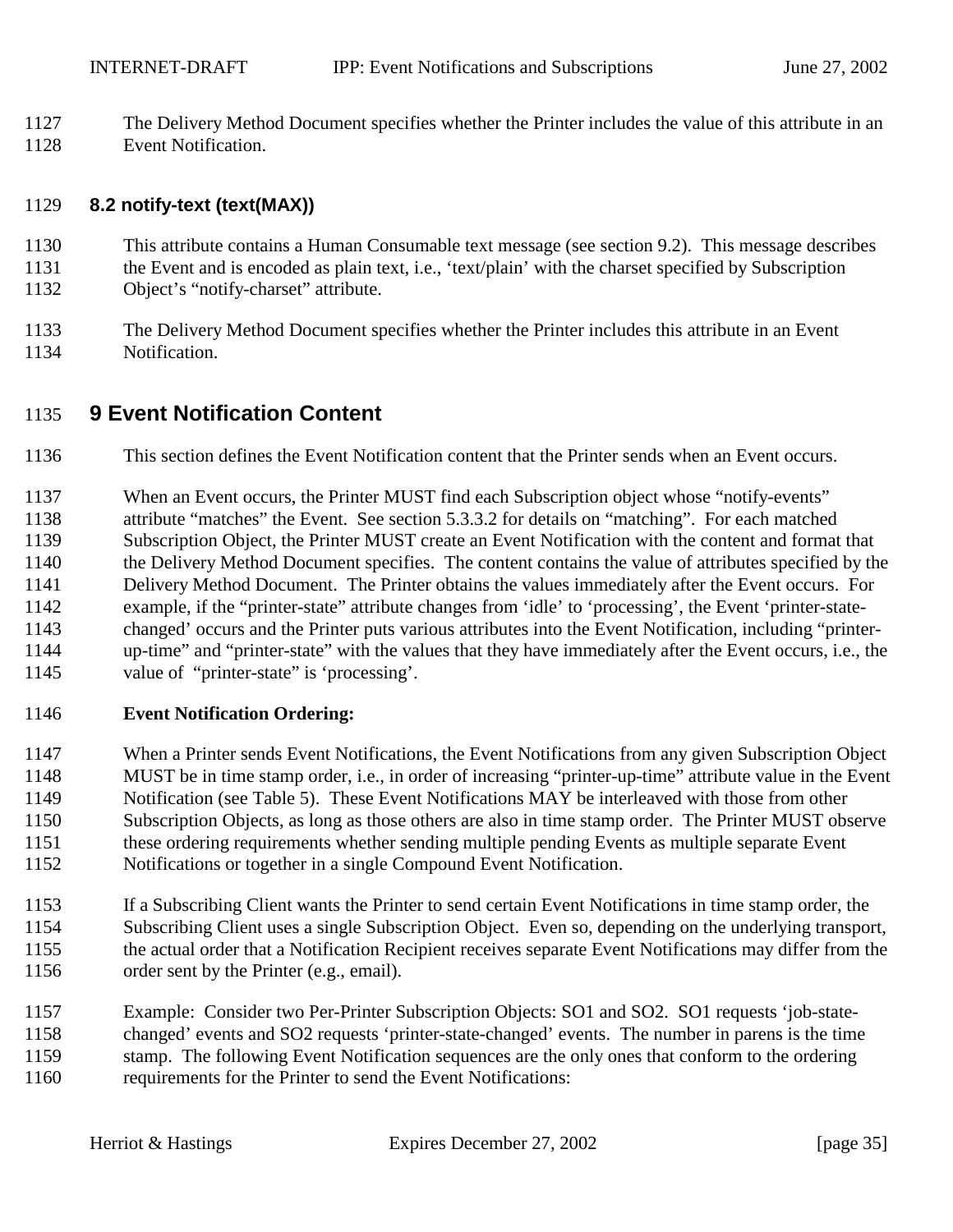The Delivery Method Document specifies whether the Printer includes the value of this attribute in an Event Notification.

### 8.2 notify-text (text(MAX))

This attribute contains a Human Consumable text message (see section 9.2). This message describes the Event and is encoded as plain text, i.e., ‘text/plain’ with the charset specified by Subscription Object’s “notify-charset” attribute.

The Delivery Method Document specifies whether the Printer includes this attribute in an Event Notification.

## 9 Event Notification Content

This section defines the Event Notification content that the Printer sends when an Event occurs.

When an Event occurs, the Printer MUST find each Subscription object whose “notify-events” attribute “matches” the Event. See section 5.3.3.2 for details on “matching”. For each matched Subscription Object, the Printer MUST create an Event Notification with the content and format that the Delivery Method Document specifies. The content contains the value of attributes specified by the Delivery Method Document. The Printer obtains the values immediately after the Event occurs. For example, if the “printer-state” attribute changes from ‘idle’ to ‘processing’, the Event ‘printer-state-changed’ occurs and the Printer puts various attributes into the Event Notification, including “printer-up-time” and “printer-state” with the values that they have immediately after the Event occurs, i.e., the value of “printer-state” is ‘processing’.

**Event Notification Ordering:**

When a Printer sends Event Notifications, the Event Notifications from any given Subscription Object MUST be in time stamp order, i.e., in order of increasing “printer-up-time” attribute value in the Event Notification (see Table 5). These Event Notifications MAY be interleaved with those from other Subscription Objects, as long as those others are also in time stamp order. The Printer MUST observe these ordering requirements whether sending multiple pending Events as multiple separate Event Notifications or together in a single Compound Event Notification.

If a Subscribing Client wants the Printer to send certain Event Notifications in time stamp order, the Subscribing Client uses a single Subscription Object. Even so, depending on the underlying transport, the actual order that a Notification Recipient receives separate Event Notifications may differ from the order sent by the Printer (e.g., email).

Example: Consider two Per-Printer Subscription Objects: SO1 and SO2. SO1 requests ‘job-state-changed’ events and SO2 requests ‘printer-state-changed’ events. The number in parens is the time stamp. The following Event Notification sequences are the only ones that conform to the ordering requirements for the Printer to send the Event Notifications: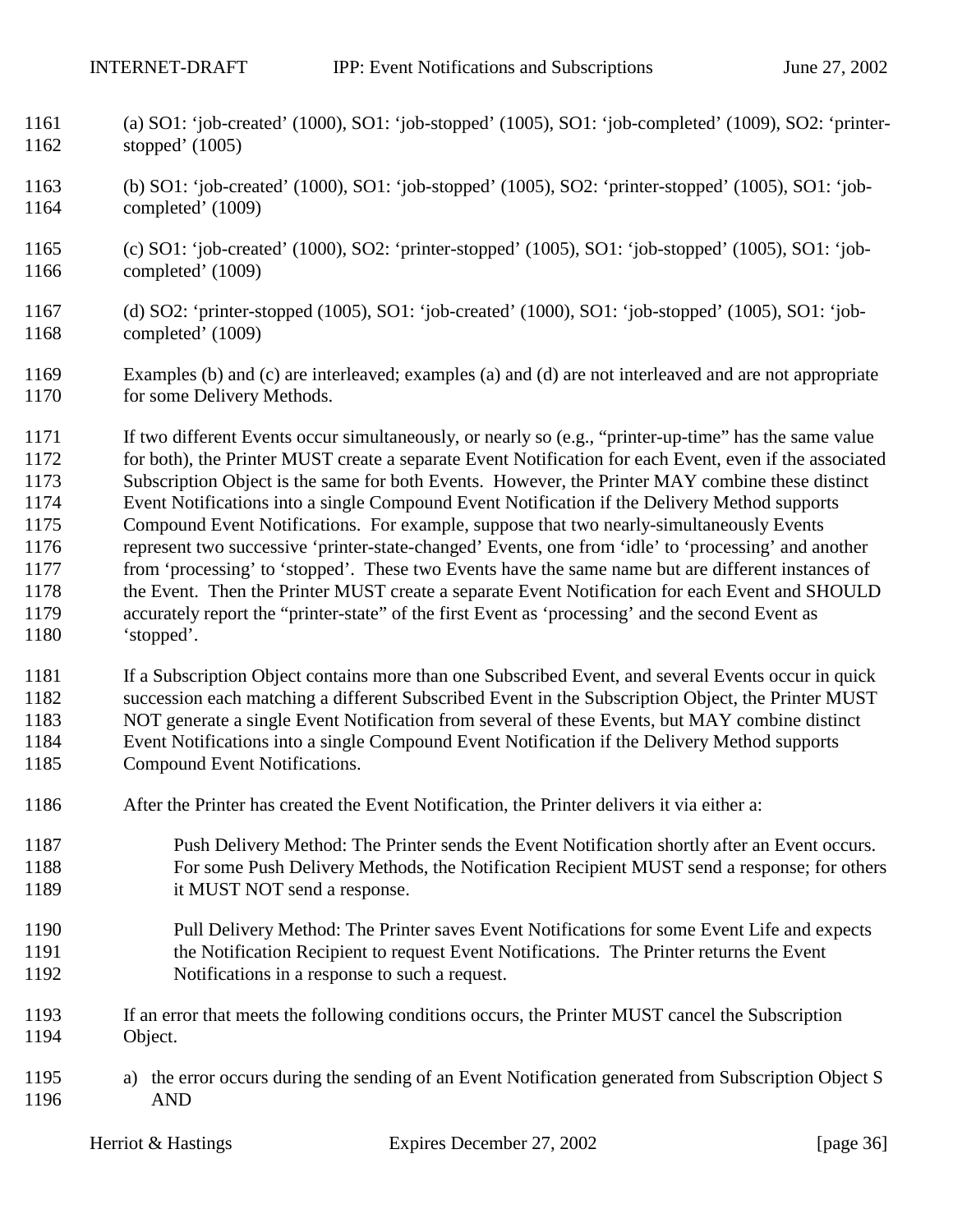(a) SO1: 'job-created' (1000), SO1: 'job-stopped' (1005), SO1: 'job-completed' (1009), SO2: 'printer-stopped' (1005)

(b) SO1: 'job-created' (1000), SO1: 'job-stopped' (1005), SO2: 'printer-stopped' (1005), SO1: 'job-completed' (1009)

(c) SO1: 'job-created' (1000), SO2: 'printer-stopped' (1005), SO1: 'job-stopped' (1005), SO1: 'job-completed' (1009)

(d) SO2: 'printer-stopped (1005), SO1: 'job-created' (1000), SO1: 'job-stopped' (1005), SO1: 'job-completed' (1009)

Examples (b) and (c) are interleaved; examples (a) and (d) are not interleaved and are not appropriate for some Delivery Methods.

If two different Events occur simultaneously, or nearly so (e.g., "printer-up-time" has the same value for both), the Printer MUST create a separate Event Notification for each Event, even if the associated Subscription Object is the same for both Events. However, the Printer MAY combine these distinct Event Notifications into a single Compound Event Notification if the Delivery Method supports Compound Event Notifications. For example, suppose that two nearly-simultaneously Events represent two successive 'printer-state-changed' Events, one from 'idle' to 'processing' and another from 'processing' to 'stopped'. These two Events have the same name but are different instances of the Event. Then the Printer MUST create a separate Event Notification for each Event and SHOULD accurately report the "printer-state" of the first Event as 'processing' and the second Event as 'stopped'.

If a Subscription Object contains more than one Subscribed Event, and several Events occur in quick succession each matching a different Subscribed Event in the Subscription Object, the Printer MUST NOT generate a single Event Notification from several of these Events, but MAY combine distinct Event Notifications into a single Compound Event Notification if the Delivery Method supports Compound Event Notifications.

After the Printer has created the Event Notification, the Printer delivers it via either a:

Push Delivery Method: The Printer sends the Event Notification shortly after an Event occurs. For some Push Delivery Methods, the Notification Recipient MUST send a response; for others it MUST NOT send a response.

Pull Delivery Method: The Printer saves Event Notifications for some Event Life and expects the Notification Recipient to request Event Notifications. The Printer returns the Event Notifications in a response to such a request.

If an error that meets the following conditions occurs, the Printer MUST cancel the Subscription Object.

a) the error occurs during the sending of an Event Notification generated from Subscription Object S AND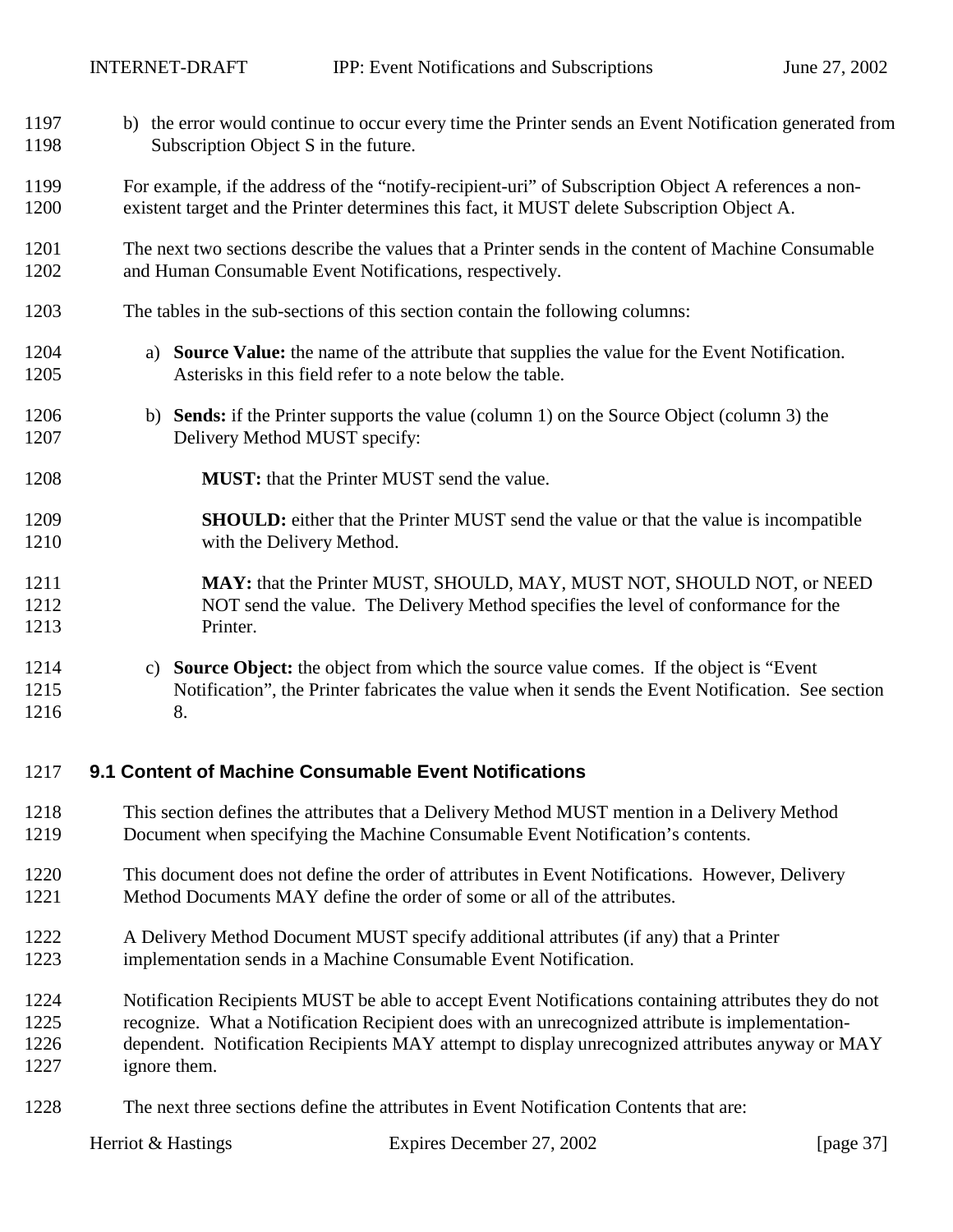b) the error would continue to occur every time the Printer sends an Event Notification generated from Subscription Object S in the future.

For example, if the address of the "notify-recipient-uri" of Subscription Object A references a non-existent target and the Printer determines this fact, it MUST delete Subscription Object A.

The next two sections describe the values that a Printer sends in the content of Machine Consumable and Human Consumable Event Notifications, respectively.

The tables in the sub-sections of this section contain the following columns:

a) **Source Value:** the name of the attribute that supplies the value for the Event Notification. Asterisks in this field refer to a note below the table.

b) **Sends:** if the Printer supports the value (column 1) on the Source Object (column 3) the Delivery Method MUST specify:

   **MUST:** that the Printer MUST send the value.

   **SHOULD:** either that the Printer MUST send the value or that the value is incompatible with the Delivery Method.

   **MAY:** that the Printer MUST, SHOULD, MAY, MUST NOT, SHOULD NOT, or NEED NOT send the value. The Delivery Method specifies the level of conformance for the Printer.

c) **Source Object:** the object from which the source value comes. If the object is "Event Notification", the Printer fabricates the value when it sends the Event Notification. See section 8.

## 9.1 Content of Machine Consumable Event Notifications

This section defines the attributes that a Delivery Method MUST mention in a Delivery Method Document when specifying the Machine Consumable Event Notification's contents.

This document does not define the order of attributes in Event Notifications. However, Delivery Method Documents MAY define the order of some or all of the attributes.

A Delivery Method Document MUST specify additional attributes (if any) that a Printer implementation sends in a Machine Consumable Event Notification.

Notification Recipients MUST be able to accept Event Notifications containing attributes they do not recognize. What a Notification Recipient does with an unrecognized attribute is implementation-dependent. Notification Recipients MAY attempt to display unrecognized attributes anyway or MAY ignore them.

The next three sections define the attributes in Event Notification Contents that are: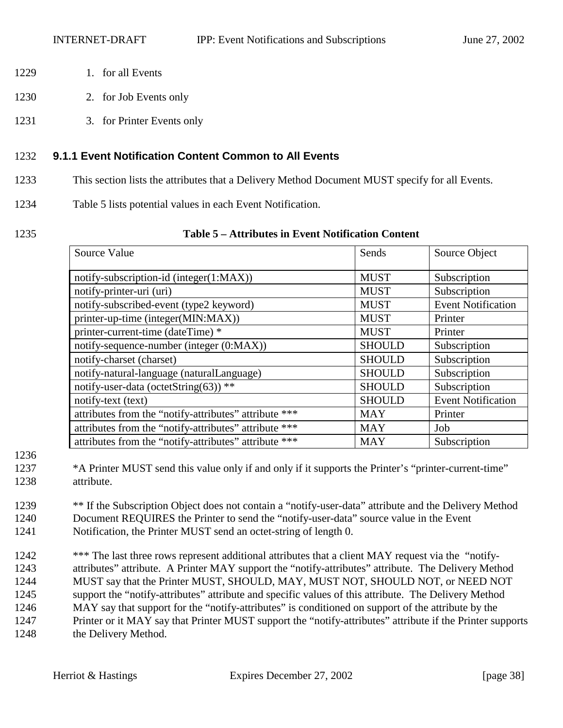1. for all Events
2. for Job Events only
3. for Printer Events only

### 9.1.1 Event Notification Content Common to All Events

This section lists the attributes that a Delivery Method Document MUST specify for all Events.

Table 5 lists potential values in each Event Notification.

**Table 5 – Attributes in Event Notification Content**

| Source Value | Sends | Source Object |
|---|---|---|
| notify-subscription-id (integer(1:MAX)) | MUST | Subscription |
| notify-printer-uri (uri) | MUST | Subscription |
| notify-subscribed-event (type2 keyword) | MUST | Event Notification |
| printer-up-time (integer(MIN:MAX)) | MUST | Printer |
| printer-current-time (dateTime) * | MUST | Printer |
| notify-sequence-number (integer (0:MAX)) | SHOULD | Subscription |
| notify-charset (charset) | SHOULD | Subscription |
| notify-natural-language (naturalLanguage) | SHOULD | Subscription |
| notify-user-data (octetString(63)) ** | SHOULD | Subscription |
| notify-text (text) | SHOULD | Event Notification |
| attributes from the "notify-attributes" attribute *** | MAY | Printer |
| attributes from the "notify-attributes" attribute *** | MAY | Job |
| attributes from the "notify-attributes" attribute *** | MAY | Subscription |

*A Printer MUST send this value only if and only if it supports the Printer's "printer-current-time" attribute.

** If the Subscription Object does not contain a "notify-user-data" attribute and the Delivery Method Document REQUIRES the Printer to send the "notify-user-data" source value in the Event Notification, the Printer MUST send an octet-string of length 0.

*** The last three rows represent additional attributes that a client MAY request via the "notify-attributes" attribute. A Printer MAY support the "notify-attributes" attribute. The Delivery Method MUST say that the Printer MUST, SHOULD, MAY, MUST NOT, SHOULD NOT, or NEED NOT support the "notify-attributes" attribute and specific values of this attribute. The Delivery Method MAY say that support for the "notify-attributes" is conditioned on support of the attribute by the Printer or it MAY say that Printer MUST support the "notify-attributes" attribute if the Printer supports the Delivery Method.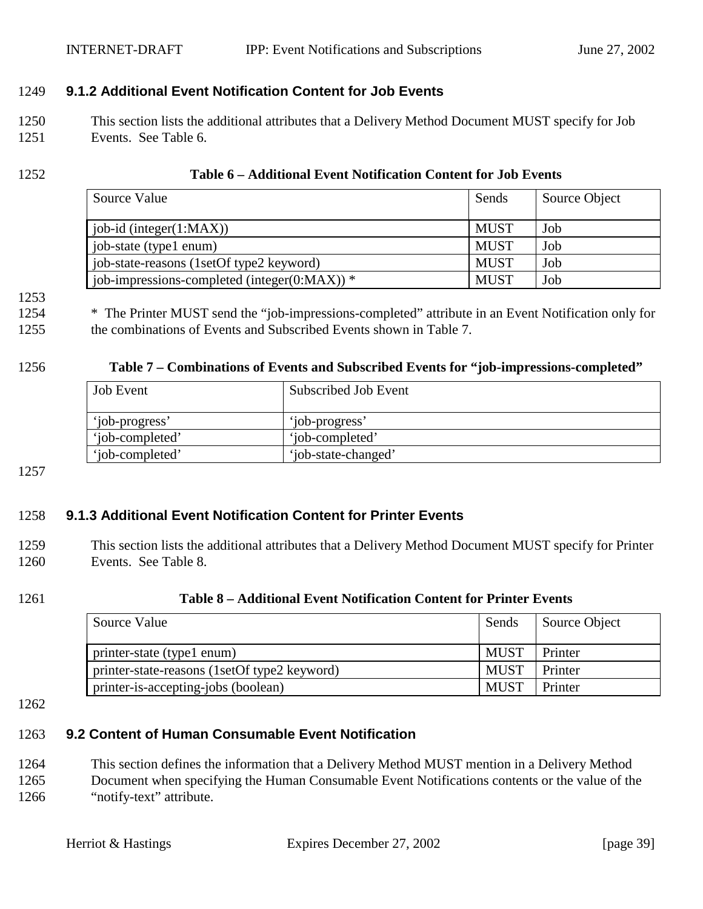### 9.1.2 Additional Event Notification Content for Job Events

This section lists the additional attributes that a Delivery Method Document MUST specify for Job Events. See Table 6.

**Table 6 – Additional Event Notification Content for Job Events**

| Source Value | Sends | Source Object |
|---|---|---|
| job-id (integer(1:MAX)) | MUST | Job |
| job-state (type1 enum) | MUST | Job |
| job-state-reasons (1setOf type2 keyword) | MUST | Job |
| job-impressions-completed (integer(0:MAX)) * | MUST | Job |

* The Printer MUST send the "job-impressions-completed" attribute in an Event Notification only for the combinations of Events and Subscribed Events shown in Table 7.

**Table 7 – Combinations of Events and Subscribed Events for "job-impressions-completed"**

| Job Event | Subscribed Job Event |
|---|---|
| 'job-progress' | 'job-progress' |
| 'job-completed' | 'job-completed' |
| 'job-completed' | 'job-state-changed' |

### 9.1.3 Additional Event Notification Content for Printer Events

This section lists the additional attributes that a Delivery Method Document MUST specify for Printer Events. See Table 8.

**Table 8 – Additional Event Notification Content for Printer Events**

| Source Value | Sends | Source Object |
|---|---|---|
| printer-state (type1 enum) | MUST | Printer |
| printer-state-reasons (1setOf type2 keyword) | MUST | Printer |
| printer-is-accepting-jobs (boolean) | MUST | Printer |

## 9.2 Content of Human Consumable Event Notification

This section defines the information that a Delivery Method MUST mention in a Delivery Method Document when specifying the Human Consumable Event Notifications contents or the value of the "notify-text" attribute.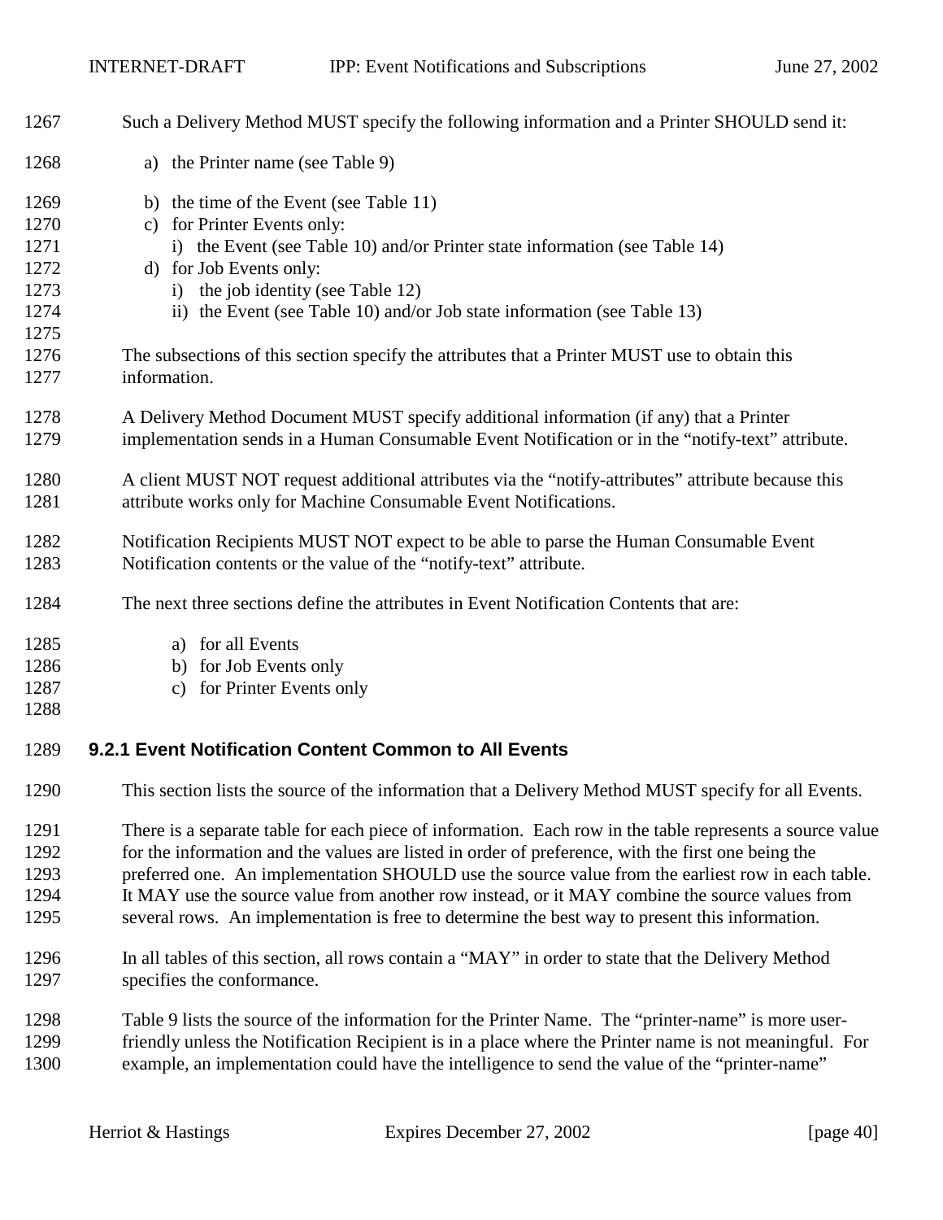Such a Delivery Method MUST specify the following information and a Printer SHOULD send it:

a) the Printer name (see Table 9)

b) the time of the Event (see Table 11)
c) for Printer Events only:
   i) the Event (see Table 10) and/or Printer state information (see Table 14)
d) for Job Events only:
   i) the job identity (see Table 12)
   ii) the Event (see Table 10) and/or Job state information (see Table 13)

The subsections of this section specify the attributes that a Printer MUST use to obtain this information.

A Delivery Method Document MUST specify additional information (if any) that a Printer implementation sends in a Human Consumable Event Notification or in the "notify-text" attribute.

A client MUST NOT request additional attributes via the "notify-attributes" attribute because this attribute works only for Machine Consumable Event Notifications.

Notification Recipients MUST NOT expect to be able to parse the Human Consumable Event Notification contents or the value of the "notify-text" attribute.

The next three sections define the attributes in Event Notification Contents that are:

a) for all Events
b) for Job Events only
c) for Printer Events only

### 9.2.1 Event Notification Content Common to All Events

This section lists the source of the information that a Delivery Method MUST specify for all Events.

There is a separate table for each piece of information. Each row in the table represents a source value for the information and the values are listed in order of preference, with the first one being the preferred one. An implementation SHOULD use the source value from the earliest row in each table. It MAY use the source value from another row instead, or it MAY combine the source values from several rows. An implementation is free to determine the best way to present this information.

In all tables of this section, all rows contain a "MAY" in order to state that the Delivery Method specifies the conformance.

Table 9 lists the source of the information for the Printer Name. The "printer-name" is more user-friendly unless the Notification Recipient is in a place where the Printer name is not meaningful. For example, an implementation could have the intelligence to send the value of the "printer-name"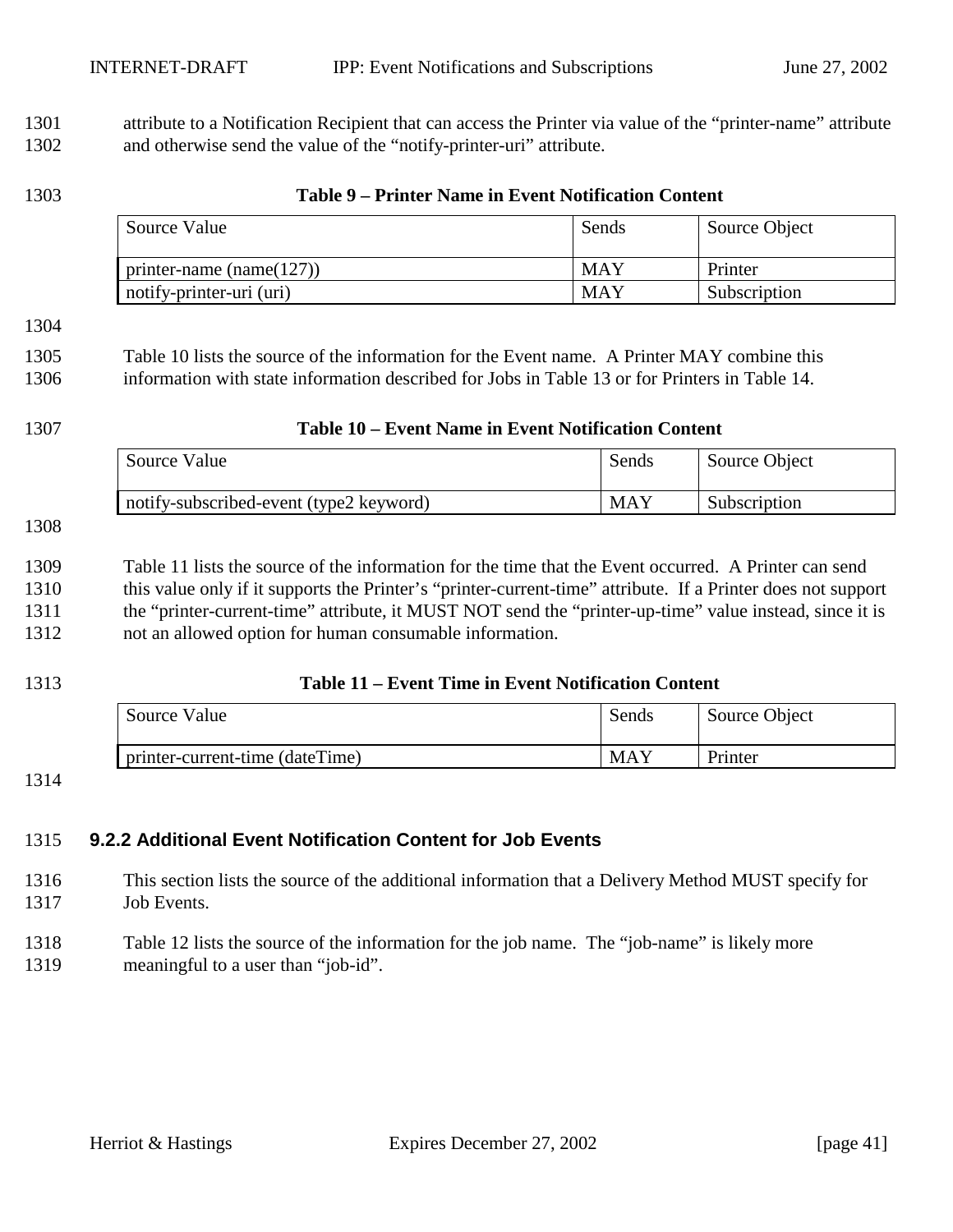attribute to a Notification Recipient that can access the Printer via value of the "printer-name" attribute and otherwise send the value of the "notify-printer-uri" attribute.

**Table 9 – Printer Name in Event Notification Content**

| Source Value | Sends | Source Object |
|---|---|---|
| printer-name (name(127)) | MAY | Printer |
| notify-printer-uri (uri) | MAY | Subscription |

Table 10 lists the source of the information for the Event name. A Printer MAY combine this information with state information described for Jobs in Table 13 or for Printers in Table 14.

**Table 10 – Event Name in Event Notification Content**

| Source Value | Sends | Source Object |
|---|---|---|
| notify-subscribed-event (type2 keyword) | MAY | Subscription |

Table 11 lists the source of the information for the time that the Event occurred. A Printer can send this value only if it supports the Printer's "printer-current-time" attribute. If a Printer does not support the "printer-current-time" attribute, it MUST NOT send the "printer-up-time" value instead, since it is not an allowed option for human consumable information.

**Table 11 – Event Time in Event Notification Content**

| Source Value | Sends | Source Object |
|---|---|---|
| printer-current-time (dateTime) | MAY | Printer |

### 9.2.2 Additional Event Notification Content for Job Events

This section lists the source of the additional information that a Delivery Method MUST specify for Job Events.

Table 12 lists the source of the information for the job name. The "job-name" is likely more meaningful to a user than "job-id".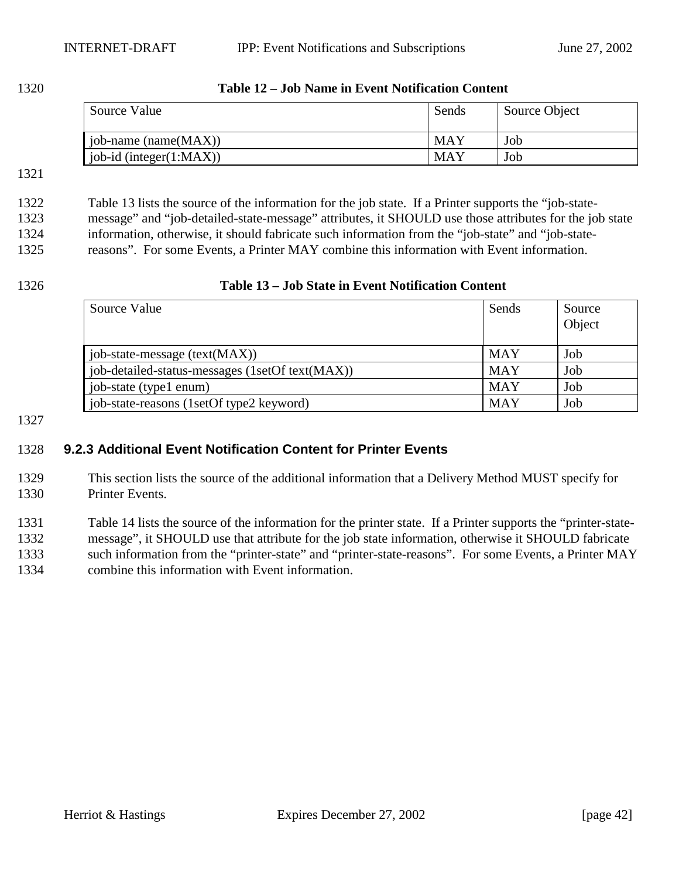**Table 12 – Job Name in Event Notification Content**

| Source Value | Sends | Source Object |
|---|---|---|
| job-name (name(MAX)) | MAY | Job |
| job-id (integer(1:MAX)) | MAY | Job |

Table 13 lists the source of the information for the job state. If a Printer supports the “job-state-message” and “job-detailed-state-message” attributes, it SHOULD use those attributes for the job state information, otherwise, it should fabricate such information from the “job-state” and “job-state-reasons”. For some Events, a Printer MAY combine this information with Event information.

**Table 13 – Job State in Event Notification Content**

| Source Value | Sends | Source Object |
|---|---|---|
| job-state-message (text(MAX)) | MAY | Job |
| job-detailed-status-messages (1setOf text(MAX)) | MAY | Job |
| job-state (type1 enum) | MAY | Job |
| job-state-reasons (1setOf type2 keyword) | MAY | Job |

### 9.2.3 Additional Event Notification Content for Printer Events

This section lists the source of the additional information that a Delivery Method MUST specify for Printer Events.

Table 14 lists the source of the information for the printer state. If a Printer supports the “printer-state-message”, it SHOULD use that attribute for the job state information, otherwise it SHOULD fabricate such information from the “printer-state” and “printer-state-reasons”. For some Events, a Printer MAY combine this information with Event information.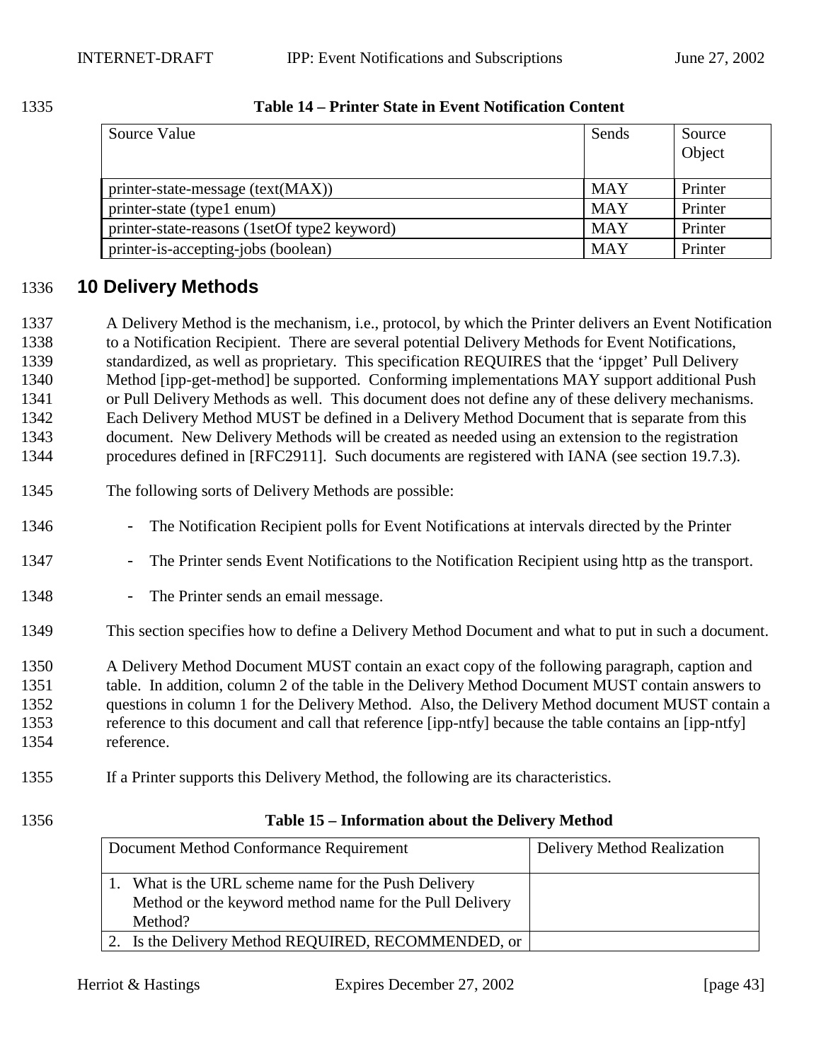**Table 14 – Printer State in Event Notification Content**

| Source Value | Sends | Source Object |
|---|---|---|
| printer-state-message (text(MAX)) | MAY | Printer |
| printer-state (type1 enum) | MAY | Printer |
| printer-state-reasons (1setOf type2 keyword) | MAY | Printer |
| printer-is-accepting-jobs (boolean) | MAY | Printer |

# 10 Delivery Methods

A Delivery Method is the mechanism, i.e., protocol, by which the Printer delivers an Event Notification to a Notification Recipient. There are several potential Delivery Methods for Event Notifications, standardized, as well as proprietary. This specification REQUIRES that the 'ippget' Pull Delivery Method [ipp-get-method] be supported. Conforming implementations MAY support additional Push or Pull Delivery Methods as well. This document does not define any of these delivery mechanisms. Each Delivery Method MUST be defined in a Delivery Method Document that is separate from this document. New Delivery Methods will be created as needed using an extension to the registration procedures defined in [RFC2911]. Such documents are registered with IANA (see section 19.7.3).

The following sorts of Delivery Methods are possible:

- The Notification Recipient polls for Event Notifications at intervals directed by the Printer
- The Printer sends Event Notifications to the Notification Recipient using http as the transport.
- The Printer sends an email message.

This section specifies how to define a Delivery Method Document and what to put in such a document.

A Delivery Method Document MUST contain an exact copy of the following paragraph, caption and table. In addition, column 2 of the table in the Delivery Method Document MUST contain answers to questions in column 1 for the Delivery Method. Also, the Delivery Method document MUST contain a reference to this document and call that reference [ipp-ntfy] because the table contains an [ipp-ntfy] reference.

If a Printer supports this Delivery Method, the following are its characteristics.

**Table 15 – Information about the Delivery Method**

| Document Method Conformance Requirement | Delivery Method Realization |
|---|---|
| 1. What is the URL scheme name for the Push Delivery Method or the keyword method name for the Pull Delivery Method? | |
| 2. Is the Delivery Method REQUIRED, RECOMMENDED, or | |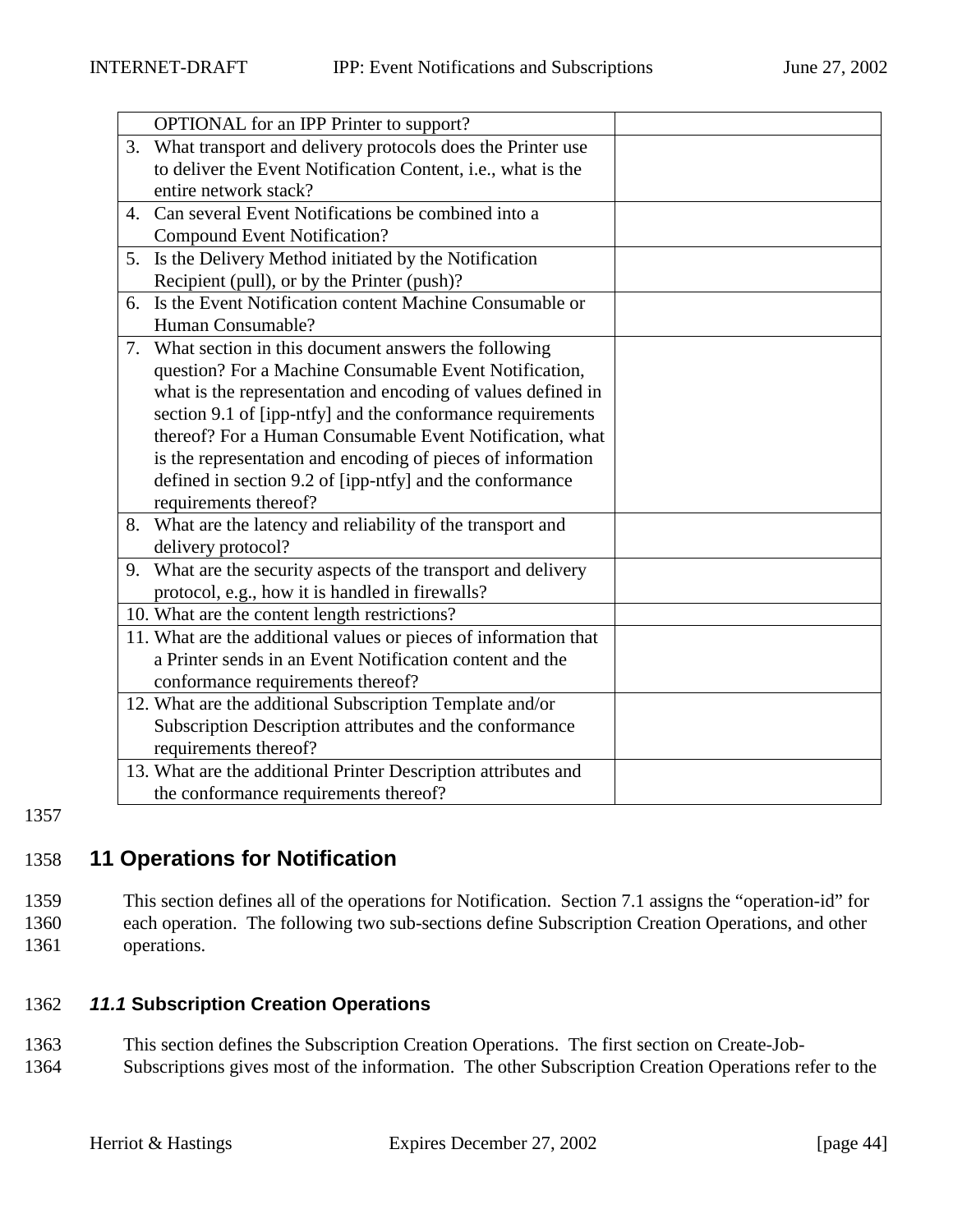| | |
|---|---|
| OPTIONAL for an IPP Printer to support? | |
| 3. What transport and delivery protocols does the Printer use to deliver the Event Notification Content, i.e., what is the entire network stack? | |
| 4. Can several Event Notifications be combined into a Compound Event Notification? | |
| 5. Is the Delivery Method initiated by the Notification Recipient (pull), or by the Printer (push)? | |
| 6. Is the Event Notification content Machine Consumable or Human Consumable? | |
| 7. What section in this document answers the following question? For a Machine Consumable Event Notification, what is the representation and encoding of values defined in section 9.1 of [ipp-ntfy] and the conformance requirements thereof? For a Human Consumable Event Notification, what is the representation and encoding of pieces of information defined in section 9.2 of [ipp-ntfy] and the conformance requirements thereof? | |
| 8. What are the latency and reliability of the transport and delivery protocol? | |
| 9. What are the security aspects of the transport and delivery protocol, e.g., how it is handled in firewalls? | |
| 10. What are the content length restrictions? | |
| 11. What are the additional values or pieces of information that a Printer sends in an Event Notification content and the conformance requirements thereof? | |
| 12. What are the additional Subscription Template and/or Subscription Description attributes and the conformance requirements thereof? | |
| 13. What are the additional Printer Description attributes and the conformance requirements thereof? | |

# 11 Operations for Notification

This section defines all of the operations for Notification. Section 7.1 assigns the "operation-id" for each operation. The following two sub-sections define Subscription Creation Operations, and other operations.

## *11.1* Subscription Creation Operations

This section defines the Subscription Creation Operations. The first section on Create-Job-Subscriptions gives most of the information. The other Subscription Creation Operations refer to the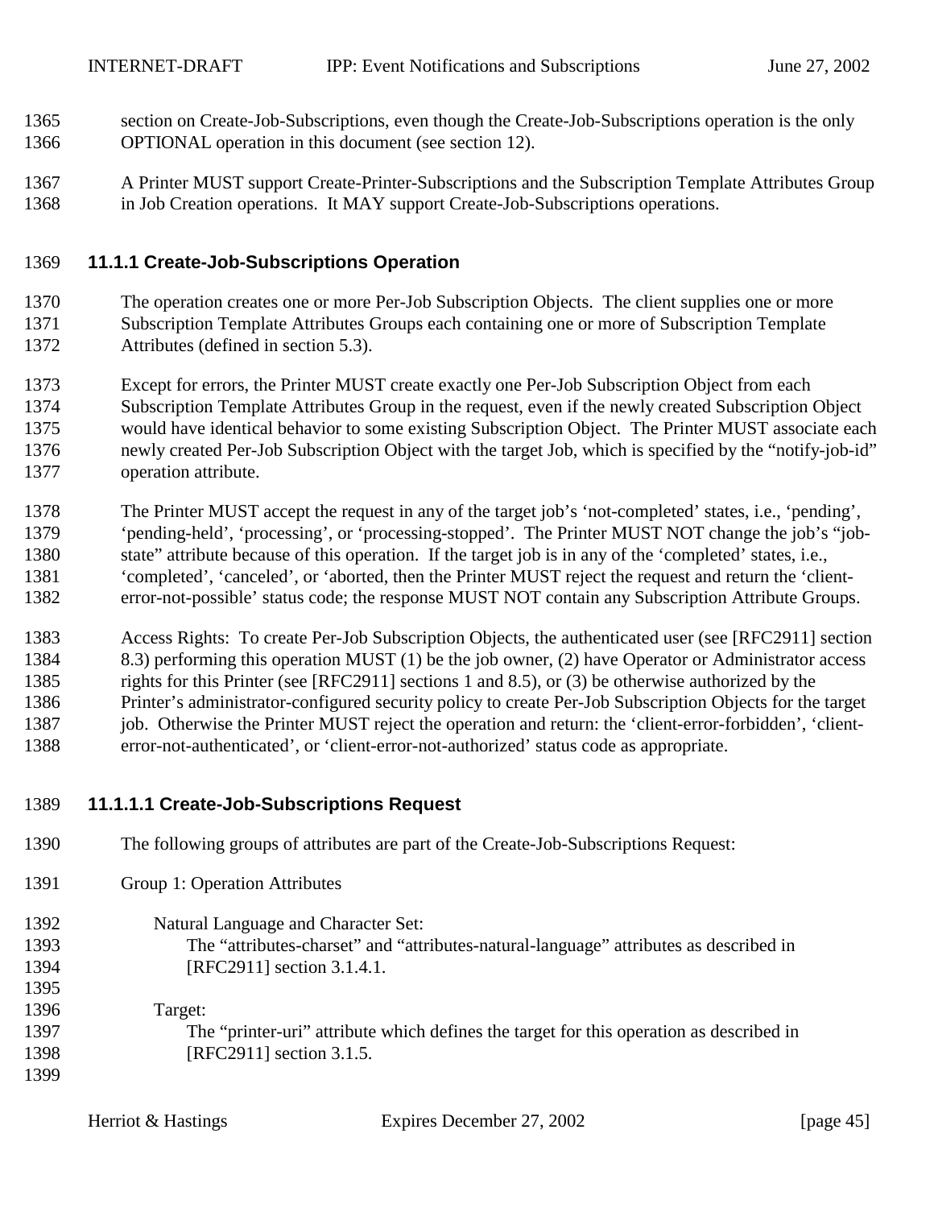section on Create-Job-Subscriptions, even though the Create-Job-Subscriptions operation is the only OPTIONAL operation in this document (see section 12).

A Printer MUST support Create-Printer-Subscriptions and the Subscription Template Attributes Group in Job Creation operations. It MAY support Create-Job-Subscriptions operations.

### 11.1.1 Create-Job-Subscriptions Operation

The operation creates one or more Per-Job Subscription Objects. The client supplies one or more Subscription Template Attributes Groups each containing one or more of Subscription Template Attributes (defined in section 5.3).

Except for errors, the Printer MUST create exactly one Per-Job Subscription Object from each Subscription Template Attributes Group in the request, even if the newly created Subscription Object would have identical behavior to some existing Subscription Object. The Printer MUST associate each newly created Per-Job Subscription Object with the target Job, which is specified by the "notify-job-id" operation attribute.

The Printer MUST accept the request in any of the target job's 'not-completed' states, i.e., 'pending', 'pending-held', 'processing', or 'processing-stopped'. The Printer MUST NOT change the job's "job-state" attribute because of this operation. If the target job is in any of the 'completed' states, i.e., 'completed', 'canceled', or 'aborted, then the Printer MUST reject the request and return the 'client-error-not-possible' status code; the response MUST NOT contain any Subscription Attribute Groups.

Access Rights: To create Per-Job Subscription Objects, the authenticated user (see [RFC2911] section 8.3) performing this operation MUST (1) be the job owner, (2) have Operator or Administrator access rights for this Printer (see [RFC2911] sections 1 and 8.5), or (3) be otherwise authorized by the Printer's administrator-configured security policy to create Per-Job Subscription Objects for the target job. Otherwise the Printer MUST reject the operation and return: the 'client-error-forbidden', 'client-error-not-authenticated', or 'client-error-not-authorized' status code as appropriate.

#### 11.1.1.1 Create-Job-Subscriptions Request

The following groups of attributes are part of the Create-Job-Subscriptions Request:

Group 1: Operation Attributes

Natural Language and Character Set:
The "attributes-charset" and "attributes-natural-language" attributes as described in [RFC2911] section 3.1.4.1.

Target:
The "printer-uri" attribute which defines the target for this operation as described in [RFC2911] section 3.1.5.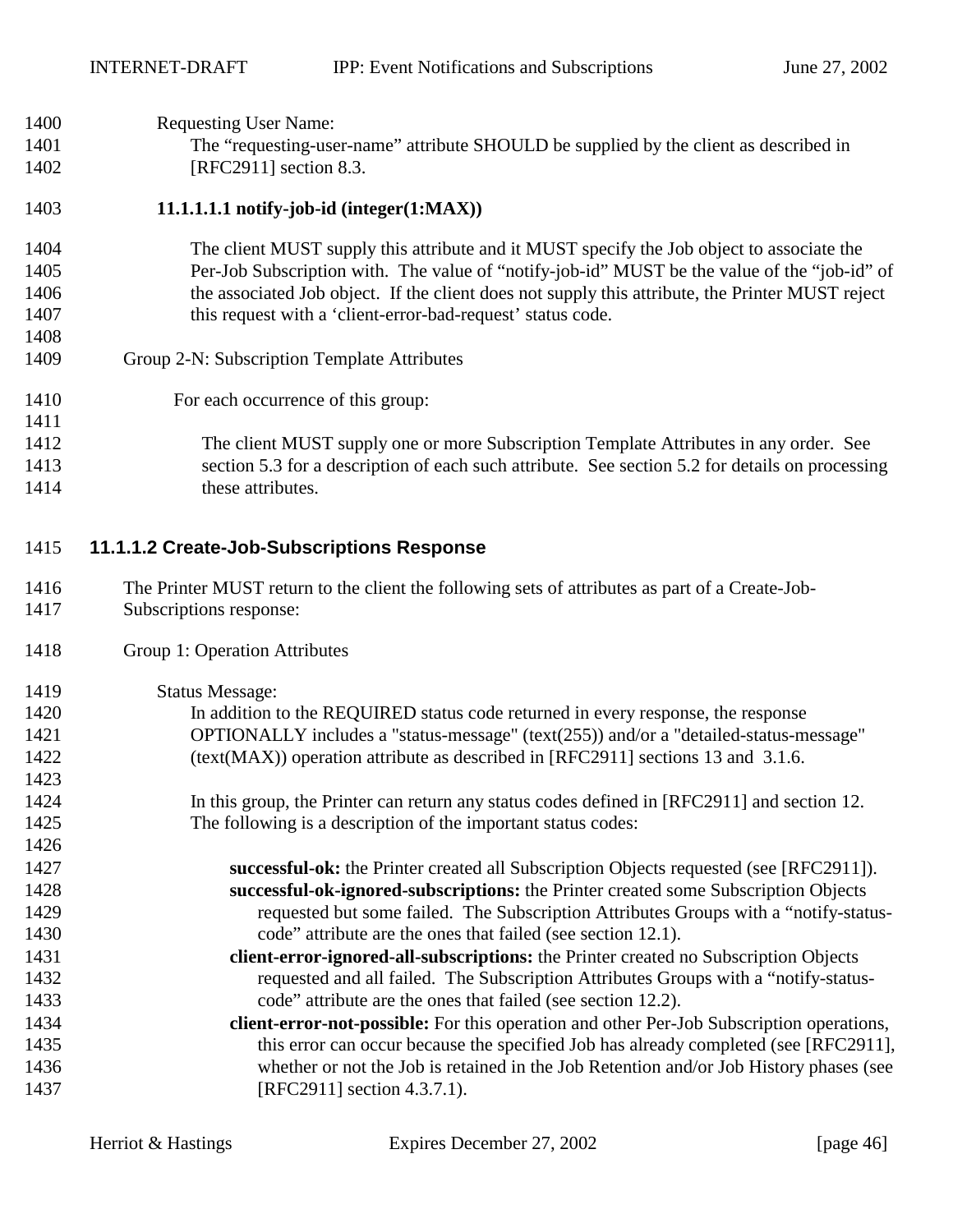Requesting User Name:

The "requesting-user-name" attribute SHOULD be supplied by the client as described in [RFC2911] section 8.3.

**11.1.1.1.1 notify-job-id (integer(1:MAX))**

The client MUST supply this attribute and it MUST specify the Job object to associate the Per-Job Subscription with. The value of "notify-job-id" MUST be the value of the "job-id" of the associated Job object. If the client does not supply this attribute, the Printer MUST reject this request with a 'client-error-bad-request' status code.

Group 2-N: Subscription Template Attributes

For each occurrence of this group:

The client MUST supply one or more Subscription Template Attributes in any order. See section 5.3 for a description of each such attribute. See section 5.2 for details on processing these attributes.

#### 11.1.1.2 Create-Job-Subscriptions Response

The Printer MUST return to the client the following sets of attributes as part of a Create-Job-Subscriptions response:

Group 1: Operation Attributes

Status Message:

In addition to the REQUIRED status code returned in every response, the response OPTIONALLY includes a "status-message" (text(255)) and/or a "detailed-status-message" (text(MAX)) operation attribute as described in [RFC2911] sections 13 and 3.1.6.

In this group, the Printer can return any status codes defined in [RFC2911] and section 12. The following is a description of the important status codes:

**successful-ok:** the Printer created all Subscription Objects requested (see [RFC2911]).

**successful-ok-ignored-subscriptions:** the Printer created some Subscription Objects requested but some failed. The Subscription Attributes Groups with a "notify-status-code" attribute are the ones that failed (see section 12.1).

**client-error-ignored-all-subscriptions:** the Printer created no Subscription Objects requested and all failed. The Subscription Attributes Groups with a "notify-status-code" attribute are the ones that failed (see section 12.2).

**client-error-not-possible:** For this operation and other Per-Job Subscription operations, this error can occur because the specified Job has already completed (see [RFC2911], whether or not the Job is retained in the Job Retention and/or Job History phases (see [RFC2911] section 4.3.7.1).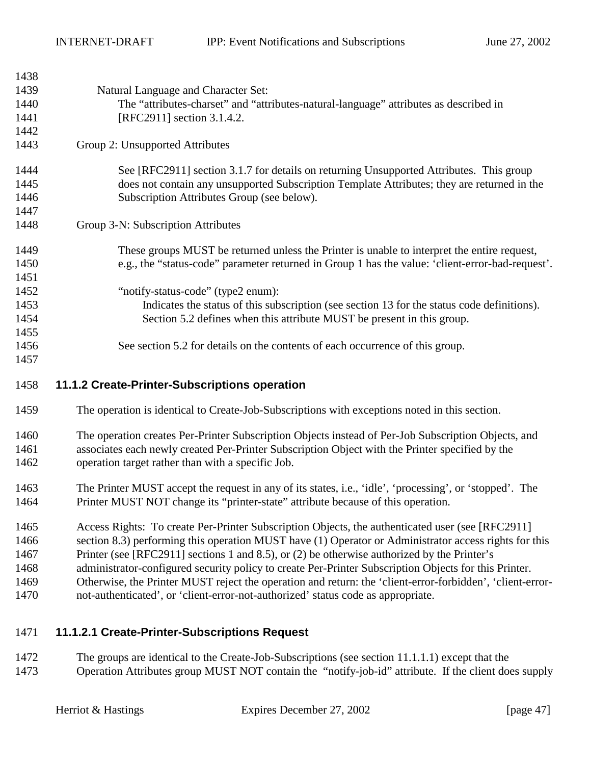Natural Language and Character Set:
The "attributes-charset" and "attributes-natural-language" attributes as described in [RFC2911] section 3.1.4.2.

Group 2: Unsupported Attributes

See [RFC2911] section 3.1.7 for details on returning Unsupported Attributes. This group does not contain any unsupported Subscription Template Attributes; they are returned in the Subscription Attributes Group (see below).

Group 3-N: Subscription Attributes

These groups MUST be returned unless the Printer is unable to interpret the entire request, e.g., the "status-code" parameter returned in Group 1 has the value: 'client-error-bad-request'.

"notify-status-code" (type2 enum):
Indicates the status of this subscription (see section 13 for the status code definitions). Section 5.2 defines when this attribute MUST be present in this group.

See section 5.2 for details on the contents of each occurrence of this group.

### 11.1.2 Create-Printer-Subscriptions operation

The operation is identical to Create-Job-Subscriptions with exceptions noted in this section.

The operation creates Per-Printer Subscription Objects instead of Per-Job Subscription Objects, and associates each newly created Per-Printer Subscription Object with the Printer specified by the operation target rather than with a specific Job.

The Printer MUST accept the request in any of its states, i.e., 'idle', 'processing', or 'stopped'. The Printer MUST NOT change its "printer-state" attribute because of this operation.

Access Rights: To create Per-Printer Subscription Objects, the authenticated user (see [RFC2911] section 8.3) performing this operation MUST have (1) Operator or Administrator access rights for this Printer (see [RFC2911] sections 1 and 8.5), or (2) be otherwise authorized by the Printer's administrator-configured security policy to create Per-Printer Subscription Objects for this Printer. Otherwise, the Printer MUST reject the operation and return: the 'client-error-forbidden', 'client-error-not-authenticated', or 'client-error-not-authorized' status code as appropriate.

#### 11.1.2.1 Create-Printer-Subscriptions Request

The groups are identical to the Create-Job-Subscriptions (see section 11.1.1.1) except that the Operation Attributes group MUST NOT contain the "notify-job-id" attribute. If the client does supply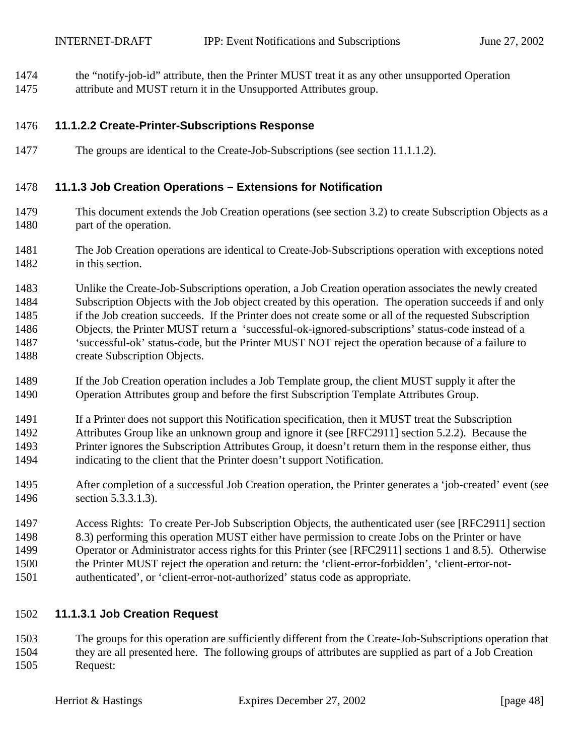the “notify-job-id” attribute, then the Printer MUST treat it as any other unsupported Operation attribute and MUST return it in the Unsupported Attributes group.

#### 11.1.2.2 Create-Printer-Subscriptions Response

The groups are identical to the Create-Job-Subscriptions (see section 11.1.1.2).

### 11.1.3 Job Creation Operations – Extensions for Notification

This document extends the Job Creation operations (see section 3.2) to create Subscription Objects as a part of the operation.

The Job Creation operations are identical to Create-Job-Subscriptions operation with exceptions noted in this section.

Unlike the Create-Job-Subscriptions operation, a Job Creation operation associates the newly created Subscription Objects with the Job object created by this operation. The operation succeeds if and only if the Job creation succeeds. If the Printer does not create some or all of the requested Subscription Objects, the Printer MUST return a ‘successful-ok-ignored-subscriptions’ status-code instead of a ‘successful-ok’ status-code, but the Printer MUST NOT reject the operation because of a failure to create Subscription Objects.

If the Job Creation operation includes a Job Template group, the client MUST supply it after the Operation Attributes group and before the first Subscription Template Attributes Group.

If a Printer does not support this Notification specification, then it MUST treat the Subscription Attributes Group like an unknown group and ignore it (see [RFC2911] section 5.2.2). Because the Printer ignores the Subscription Attributes Group, it doesn’t return them in the response either, thus indicating to the client that the Printer doesn’t support Notification.

After completion of a successful Job Creation operation, the Printer generates a ‘job-created’ event (see section 5.3.3.1.3).

Access Rights: To create Per-Job Subscription Objects, the authenticated user (see [RFC2911] section 8.3) performing this operation MUST either have permission to create Jobs on the Printer or have Operator or Administrator access rights for this Printer (see [RFC2911] sections 1 and 8.5). Otherwise the Printer MUST reject the operation and return: the ‘client-error-forbidden’, ‘client-error-not-authenticated’, or ‘client-error-not-authorized’ status code as appropriate.

#### 11.1.3.1 Job Creation Request

The groups for this operation are sufficiently different from the Create-Job-Subscriptions operation that they are all presented here. The following groups of attributes are supplied as part of a Job Creation Request: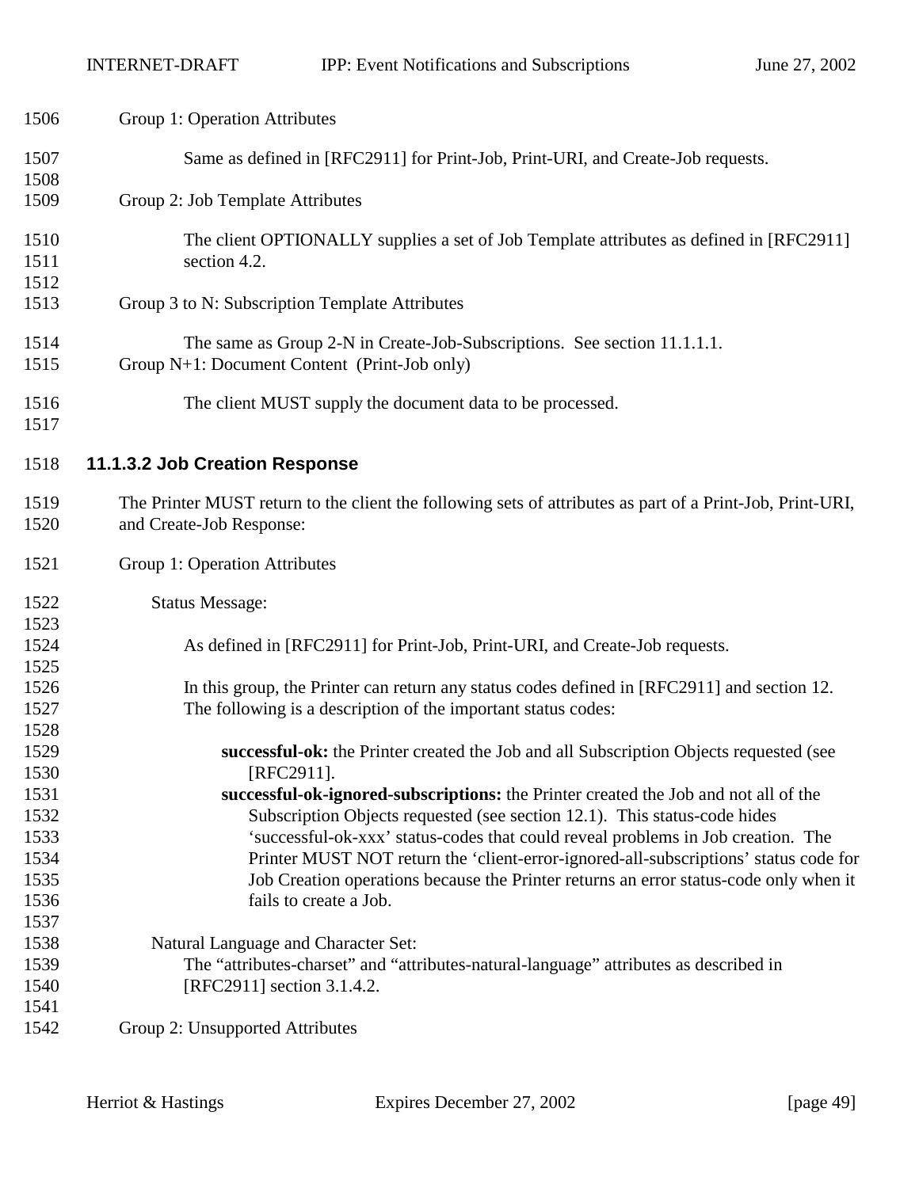Group 1: Operation Attributes

Same as defined in [RFC2911] for Print-Job, Print-URI, and Create-Job requests.

Group 2: Job Template Attributes

The client OPTIONALLY supplies a set of Job Template attributes as defined in [RFC2911] section 4.2.

Group 3 to N: Subscription Template Attributes

The same as Group 2-N in Create-Job-Subscriptions. See section 11.1.1.1.

Group N+1: Document Content (Print-Job only)

The client MUST supply the document data to be processed.

#### 11.1.3.2 Job Creation Response

The Printer MUST return to the client the following sets of attributes as part of a Print-Job, Print-URI, and Create-Job Response:

Group 1: Operation Attributes

Status Message:

As defined in [RFC2911] for Print-Job, Print-URI, and Create-Job requests.

In this group, the Printer can return any status codes defined in [RFC2911] and section 12. The following is a description of the important status codes:

**successful-ok:** the Printer created the Job and all Subscription Objects requested (see [RFC2911].

**successful-ok-ignored-subscriptions:** the Printer created the Job and not all of the Subscription Objects requested (see section 12.1). This status-code hides 'successful-ok-xxx' status-codes that could reveal problems in Job creation. The Printer MUST NOT return the 'client-error-ignored-all-subscriptions' status code for Job Creation operations because the Printer returns an error status-code only when it fails to create a Job.

Natural Language and Character Set:

The "attributes-charset" and "attributes-natural-language" attributes as described in [RFC2911] section 3.1.4.2.

Group 2: Unsupported Attributes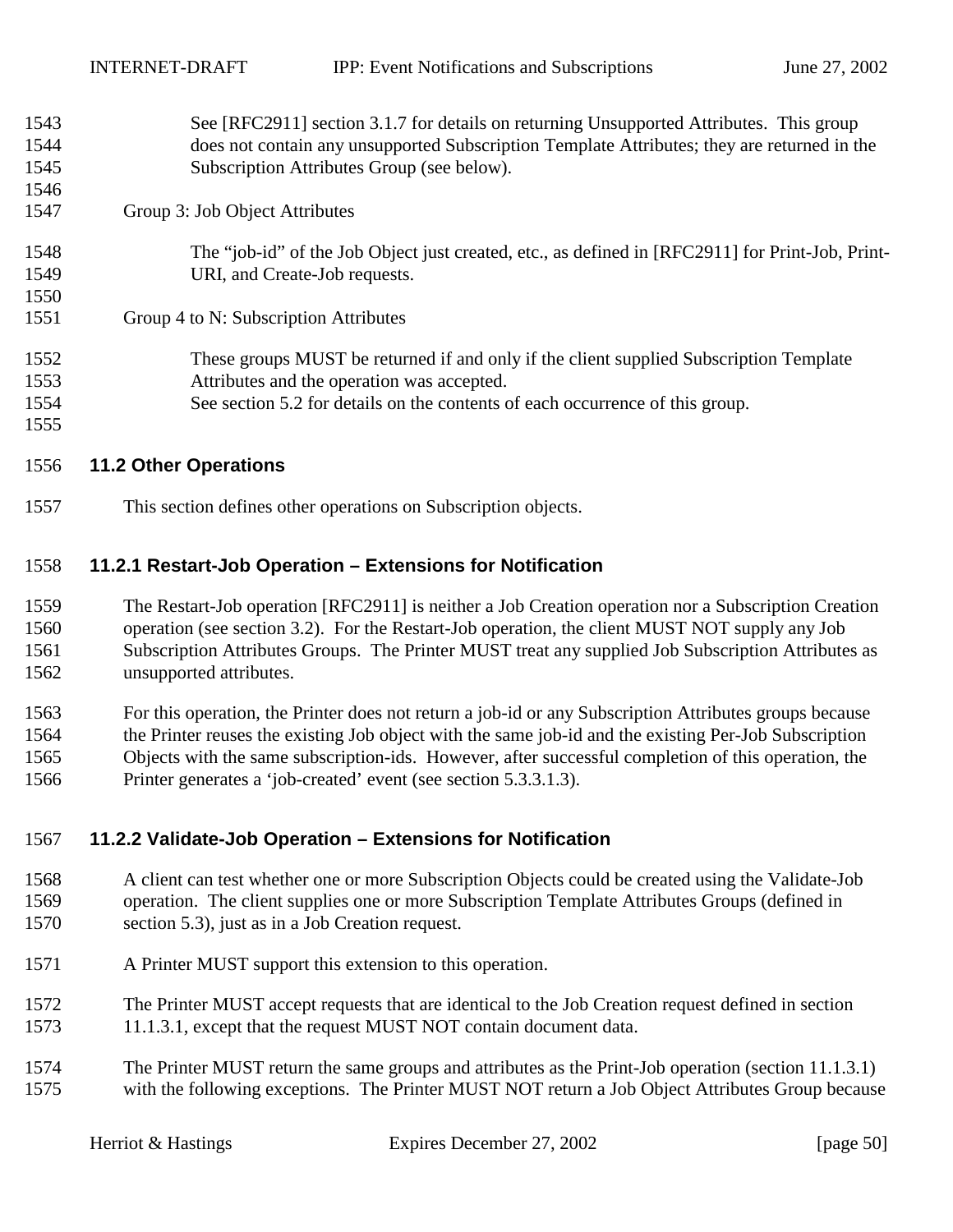See [RFC2911] section 3.1.7 for details on returning Unsupported Attributes. This group does not contain any unsupported Subscription Template Attributes; they are returned in the Subscription Attributes Group (see below).

Group 3: Job Object Attributes

The “job-id” of the Job Object just created, etc., as defined in [RFC2911] for Print-Job, Print-URI, and Create-Job requests.

Group 4 to N: Subscription Attributes

These groups MUST be returned if and only if the client supplied Subscription Template Attributes and the operation was accepted.
See section 5.2 for details on the contents of each occurrence of this group.

## 11.2 Other Operations

This section defines other operations on Subscription objects.

### 11.2.1 Restart-Job Operation – Extensions for Notification

The Restart-Job operation [RFC2911] is neither a Job Creation operation nor a Subscription Creation operation (see section 3.2). For the Restart-Job operation, the client MUST NOT supply any Job Subscription Attributes Groups. The Printer MUST treat any supplied Job Subscription Attributes as unsupported attributes.

For this operation, the Printer does not return a job-id or any Subscription Attributes groups because the Printer reuses the existing Job object with the same job-id and the existing Per-Job Subscription Objects with the same subscription-ids. However, after successful completion of this operation, the Printer generates a ‘job-created’ event (see section 5.3.3.1.3).

### 11.2.2 Validate-Job Operation – Extensions for Notification

A client can test whether one or more Subscription Objects could be created using the Validate-Job operation. The client supplies one or more Subscription Template Attributes Groups (defined in section 5.3), just as in a Job Creation request.

A Printer MUST support this extension to this operation.

The Printer MUST accept requests that are identical to the Job Creation request defined in section 11.1.3.1, except that the request MUST NOT contain document data.

The Printer MUST return the same groups and attributes as the Print-Job operation (section 11.1.3.1) with the following exceptions. The Printer MUST NOT return a Job Object Attributes Group because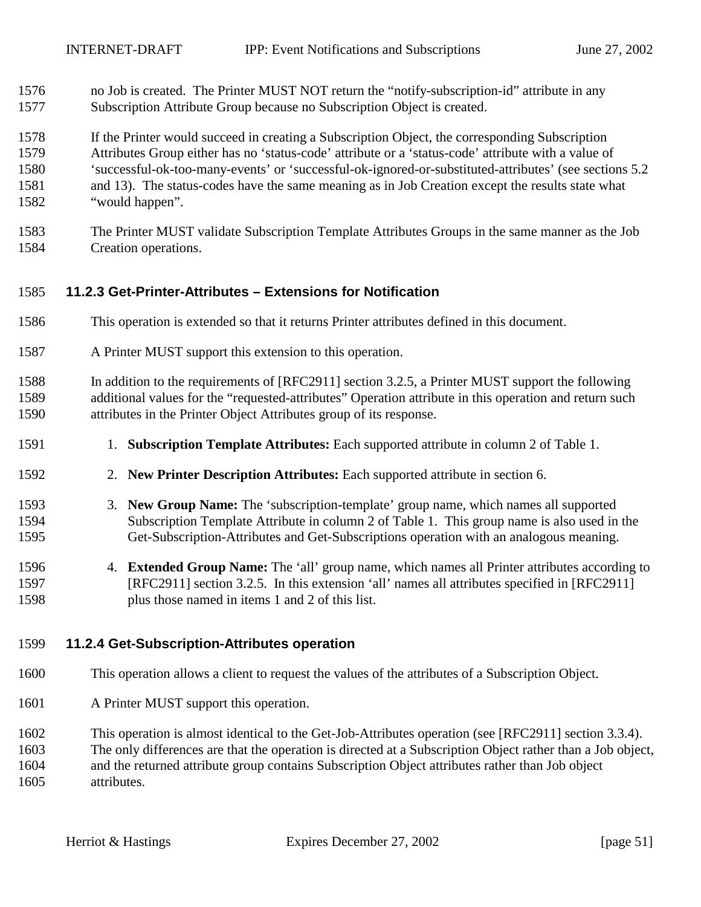no Job is created. The Printer MUST NOT return the "notify-subscription-id" attribute in any Subscription Attribute Group because no Subscription Object is created.

If the Printer would succeed in creating a Subscription Object, the corresponding Subscription Attributes Group either has no 'status-code' attribute or a 'status-code' attribute with a value of 'successful-ok-too-many-events' or 'successful-ok-ignored-or-substituted-attributes' (see sections 5.2 and 13). The status-codes have the same meaning as in Job Creation except the results state what "would happen".

The Printer MUST validate Subscription Template Attributes Groups in the same manner as the Job Creation operations.

### 11.2.3 Get-Printer-Attributes – Extensions for Notification

This operation is extended so that it returns Printer attributes defined in this document.

A Printer MUST support this extension to this operation.

In addition to the requirements of [RFC2911] section 3.2.5, a Printer MUST support the following additional values for the "requested-attributes" Operation attribute in this operation and return such attributes in the Printer Object Attributes group of its response.

1. **Subscription Template Attributes:** Each supported attribute in column 2 of Table 1.
2. **New Printer Description Attributes:** Each supported attribute in section 6.
3. **New Group Name:** The 'subscription-template' group name, which names all supported Subscription Template Attribute in column 2 of Table 1. This group name is also used in the Get-Subscription-Attributes and Get-Subscriptions operation with an analogous meaning.
4. **Extended Group Name:** The 'all' group name, which names all Printer attributes according to [RFC2911] section 3.2.5. In this extension 'all' names all attributes specified in [RFC2911] plus those named in items 1 and 2 of this list.

### 11.2.4 Get-Subscription-Attributes operation

This operation allows a client to request the values of the attributes of a Subscription Object.

A Printer MUST support this operation.

This operation is almost identical to the Get-Job-Attributes operation (see [RFC2911] section 3.3.4). The only differences are that the operation is directed at a Subscription Object rather than a Job object, and the returned attribute group contains Subscription Object attributes rather than Job object attributes.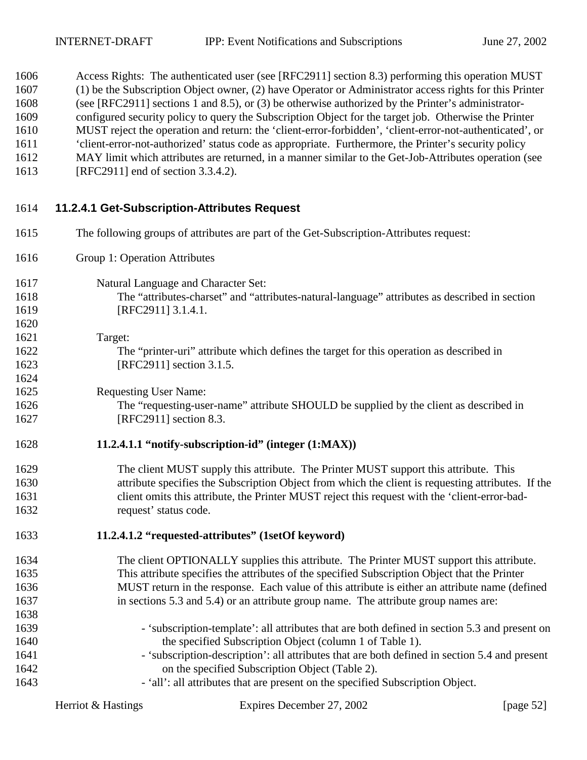Access Rights: The authenticated user (see [RFC2911] section 8.3) performing this operation MUST (1) be the Subscription Object owner, (2) have Operator or Administrator access rights for this Printer (see [RFC2911] sections 1 and 8.5), or (3) be otherwise authorized by the Printer's administrator-configured security policy to query the Subscription Object for the target job. Otherwise the Printer MUST reject the operation and return: the 'client-error-forbidden', 'client-error-not-authenticated', or 'client-error-not-authorized' status code as appropriate. Furthermore, the Printer's security policy MAY limit which attributes are returned, in a manner similar to the Get-Job-Attributes operation (see [RFC2911] end of section 3.3.4.2).

### 11.2.4.1 Get-Subscription-Attributes Request

The following groups of attributes are part of the Get-Subscription-Attributes request:

Group 1: Operation Attributes

Natural Language and Character Set:
The "attributes-charset" and "attributes-natural-language" attributes as described in section [RFC2911] 3.1.4.1.

Target:
The "printer-uri" attribute which defines the target for this operation as described in [RFC2911] section 3.1.5.

Requesting User Name:
The "requesting-user-name" attribute SHOULD be supplied by the client as described in [RFC2911] section 8.3.

#### 11.2.4.1.1 "notify-subscription-id" (integer (1:MAX))

The client MUST supply this attribute. The Printer MUST support this attribute. This attribute specifies the Subscription Object from which the client is requesting attributes. If the client omits this attribute, the Printer MUST reject this request with the 'client-error-bad-request' status code.

#### 11.2.4.1.2 "requested-attributes" (1setOf keyword)

The client OPTIONALLY supplies this attribute. The Printer MUST support this attribute. This attribute specifies the attributes of the specified Subscription Object that the Printer MUST return in the response. Each value of this attribute is either an attribute name (defined in sections 5.3 and 5.4) or an attribute group name. The attribute group names are:

- 'subscription-template': all attributes that are both defined in section 5.3 and present on the specified Subscription Object (column 1 of Table 1).
- 'subscription-description': all attributes that are both defined in section 5.4 and present on the specified Subscription Object (Table 2).
- 'all': all attributes that are present on the specified Subscription Object.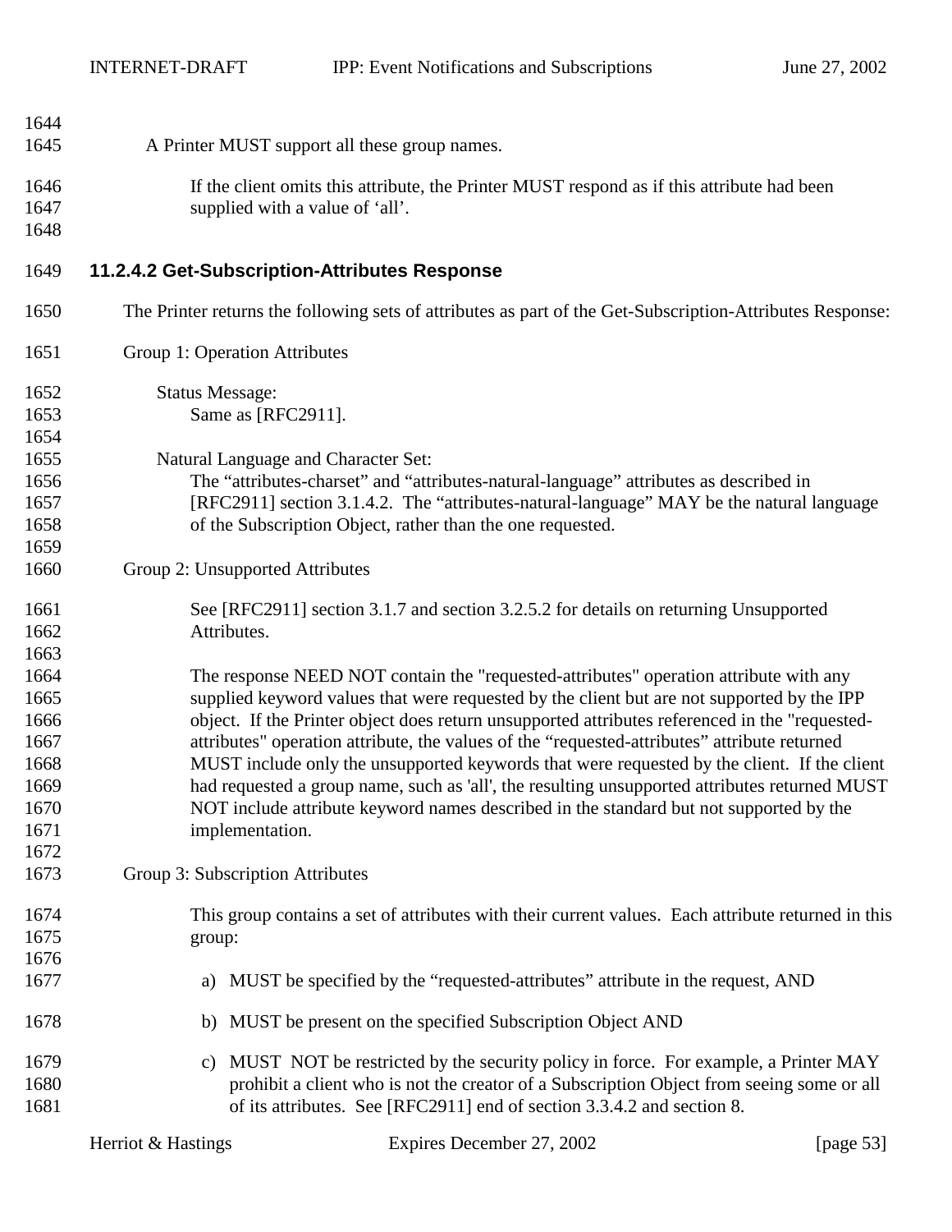A Printer MUST support all these group names.

If the client omits this attribute, the Printer MUST respond as if this attribute had been supplied with a value of ‘all’.

#### 11.2.4.2 Get-Subscription-Attributes Response

The Printer returns the following sets of attributes as part of the Get-Subscription-Attributes Response:

Group 1: Operation Attributes

Status Message:
Same as [RFC2911].

Natural Language and Character Set:
The “attributes-charset” and “attributes-natural-language” attributes as described in [RFC2911] section 3.1.4.2. The “attributes-natural-language” MAY be the natural language of the Subscription Object, rather than the one requested.

Group 2: Unsupported Attributes

See [RFC2911] section 3.1.7 and section 3.2.5.2 for details on returning Unsupported Attributes.

The response NEED NOT contain the "requested-attributes" operation attribute with any supplied keyword values that were requested by the client but are not supported by the IPP object. If the Printer object does return unsupported attributes referenced in the "requested-attributes" operation attribute, the values of the “requested-attributes” attribute returned MUST include only the unsupported keywords that were requested by the client. If the client had requested a group name, such as 'all', the resulting unsupported attributes returned MUST NOT include attribute keyword names described in the standard but not supported by the implementation.

Group 3: Subscription Attributes

This group contains a set of attributes with their current values. Each attribute returned in this group:

a) MUST be specified by the “requested-attributes” attribute in the request, AND

b) MUST be present on the specified Subscription Object AND

c) MUST NOT be restricted by the security policy in force. For example, a Printer MAY prohibit a client who is not the creator of a Subscription Object from seeing some or all of its attributes. See [RFC2911] end of section 3.3.4.2 and section 8.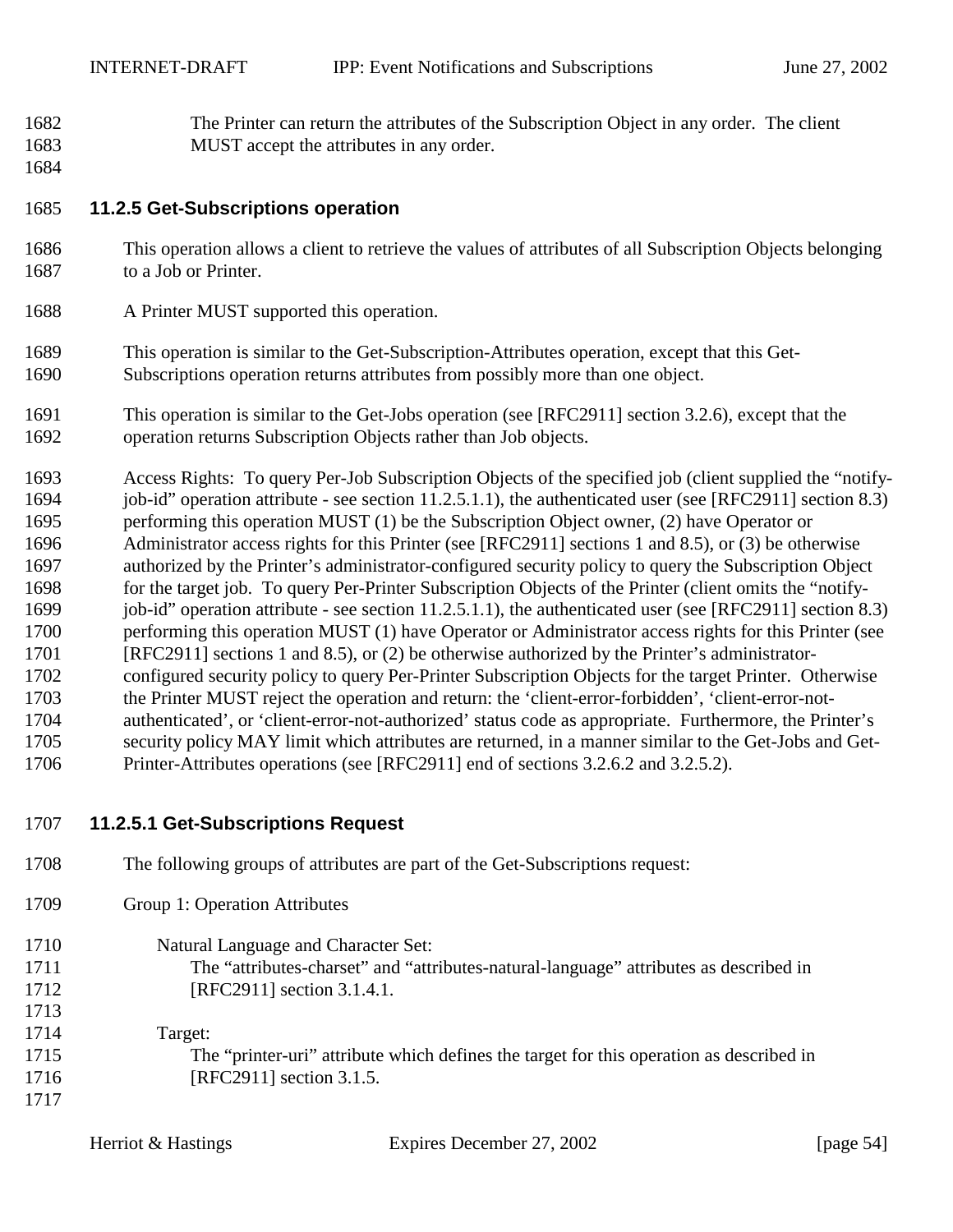The Printer can return the attributes of the Subscription Object in any order. The client MUST accept the attributes in any order.

### 11.2.5 Get-Subscriptions operation

This operation allows a client to retrieve the values of attributes of all Subscription Objects belonging to a Job or Printer.

A Printer MUST supported this operation.

This operation is similar to the Get-Subscription-Attributes operation, except that this Get-Subscriptions operation returns attributes from possibly more than one object.

This operation is similar to the Get-Jobs operation (see [RFC2911] section 3.2.6), except that the operation returns Subscription Objects rather than Job objects.

Access Rights: To query Per-Job Subscription Objects of the specified job (client supplied the "notify-job-id" operation attribute - see section 11.2.5.1.1), the authenticated user (see [RFC2911] section 8.3) performing this operation MUST (1) be the Subscription Object owner, (2) have Operator or Administrator access rights for this Printer (see [RFC2911] sections 1 and 8.5), or (3) be otherwise authorized by the Printer's administrator-configured security policy to query the Subscription Object for the target job. To query Per-Printer Subscription Objects of the Printer (client omits the "notify-job-id" operation attribute - see section 11.2.5.1.1), the authenticated user (see [RFC2911] section 8.3) performing this operation MUST (1) have Operator or Administrator access rights for this Printer (see [RFC2911] sections 1 and 8.5), or (2) be otherwise authorized by the Printer's administrator-configured security policy to query Per-Printer Subscription Objects for the target Printer. Otherwise the Printer MUST reject the operation and return: the 'client-error-forbidden', 'client-error-not-authenticated', or 'client-error-not-authorized' status code as appropriate. Furthermore, the Printer's security policy MAY limit which attributes are returned, in a manner similar to the Get-Jobs and Get-Printer-Attributes operations (see [RFC2911] end of sections 3.2.6.2 and 3.2.5.2).

#### 11.2.5.1 Get-Subscriptions Request

The following groups of attributes are part of the Get-Subscriptions request:

Group 1: Operation Attributes

Natural Language and Character Set:
The "attributes-charset" and "attributes-natural-language" attributes as described in [RFC2911] section 3.1.4.1.

Target:
The "printer-uri" attribute which defines the target for this operation as described in [RFC2911] section 3.1.5.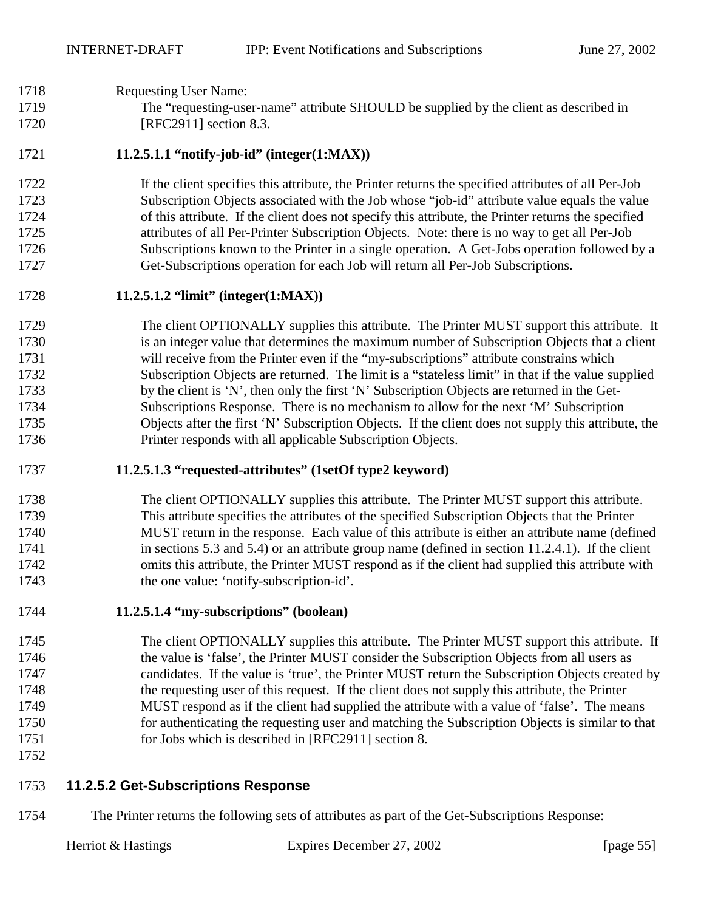Requesting User Name:

The "requesting-user-name" attribute SHOULD be supplied by the client as described in [RFC2911] section 8.3.

##### 11.2.5.1.1 "notify-job-id" (integer(1:MAX))

If the client specifies this attribute, the Printer returns the specified attributes of all Per-Job Subscription Objects associated with the Job whose "job-id" attribute value equals the value of this attribute. If the client does not specify this attribute, the Printer returns the specified attributes of all Per-Printer Subscription Objects. Note: there is no way to get all Per-Job Subscriptions known to the Printer in a single operation. A Get-Jobs operation followed by a Get-Subscriptions operation for each Job will return all Per-Job Subscriptions.

##### 11.2.5.1.2 "limit" (integer(1:MAX))

The client OPTIONALLY supplies this attribute. The Printer MUST support this attribute. It is an integer value that determines the maximum number of Subscription Objects that a client will receive from the Printer even if the "my-subscriptions" attribute constrains which Subscription Objects are returned. The limit is a "stateless limit" in that if the value supplied by the client is 'N', then only the first 'N' Subscription Objects are returned in the Get-Subscriptions Response. There is no mechanism to allow for the next 'M' Subscription Objects after the first 'N' Subscription Objects. If the client does not supply this attribute, the Printer responds with all applicable Subscription Objects.

##### 11.2.5.1.3 "requested-attributes" (1setOf type2 keyword)

The client OPTIONALLY supplies this attribute. The Printer MUST support this attribute. This attribute specifies the attributes of the specified Subscription Objects that the Printer MUST return in the response. Each value of this attribute is either an attribute name (defined in sections 5.3 and 5.4) or an attribute group name (defined in section 11.2.4.1). If the client omits this attribute, the Printer MUST respond as if the client had supplied this attribute with the one value: 'notify-subscription-id'.

##### 11.2.5.1.4 "my-subscriptions" (boolean)

The client OPTIONALLY supplies this attribute. The Printer MUST support this attribute. If the value is 'false', the Printer MUST consider the Subscription Objects from all users as candidates. If the value is 'true', the Printer MUST return the Subscription Objects created by the requesting user of this request. If the client does not supply this attribute, the Printer MUST respond as if the client had supplied the attribute with a value of 'false'. The means for authenticating the requesting user and matching the Subscription Objects is similar to that for Jobs which is described in [RFC2911] section 8.

#### 11.2.5.2 Get-Subscriptions Response

The Printer returns the following sets of attributes as part of the Get-Subscriptions Response: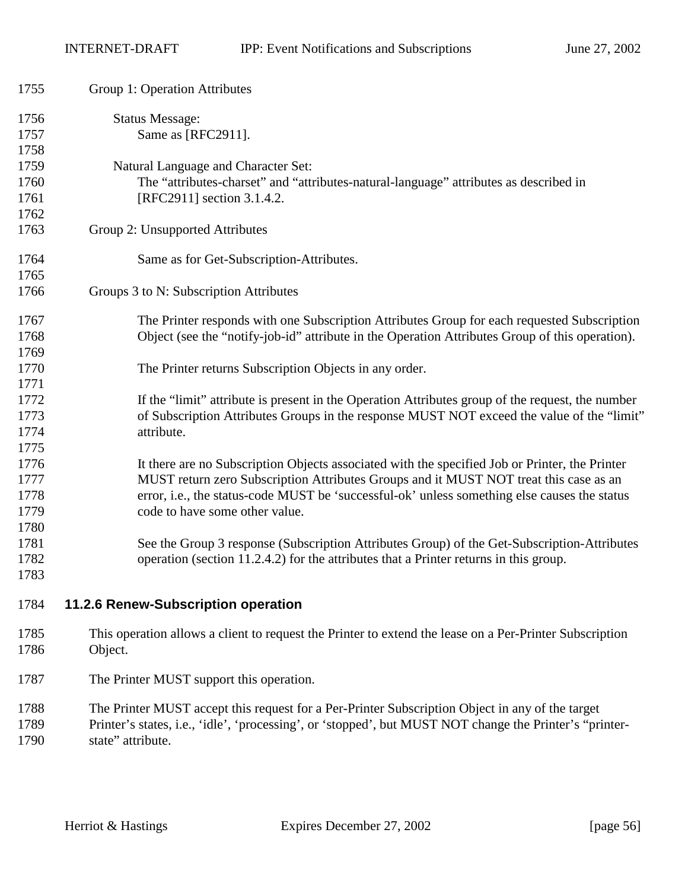Group 1: Operation Attributes

Status Message:
Same as [RFC2911].

Natural Language and Character Set:
The “attributes-charset” and “attributes-natural-language” attributes as described in [RFC2911] section 3.1.4.2.

Group 2: Unsupported Attributes

Same as for Get-Subscription-Attributes.

Groups 3 to N: Subscription Attributes

The Printer responds with one Subscription Attributes Group for each requested Subscription Object (see the “notify-job-id” attribute in the Operation Attributes Group of this operation).

The Printer returns Subscription Objects in any order.

If the “limit” attribute is present in the Operation Attributes group of the request, the number of Subscription Attributes Groups in the response MUST NOT exceed the value of the “limit” attribute.

It there are no Subscription Objects associated with the specified Job or Printer, the Printer MUST return zero Subscription Attributes Groups and it MUST NOT treat this case as an error, i.e., the status-code MUST be ‘successful-ok’ unless something else causes the status code to have some other value.

See the Group 3 response (Subscription Attributes Group) of the Get-Subscription-Attributes operation (section 11.2.4.2) for the attributes that a Printer returns in this group.

### 11.2.6 Renew-Subscription operation

This operation allows a client to request the Printer to extend the lease on a Per-Printer Subscription Object.

The Printer MUST support this operation.

The Printer MUST accept this request for a Per-Printer Subscription Object in any of the target Printer’s states, i.e., ‘idle’, ‘processing’, or ‘stopped’, but MUST NOT change the Printer’s “printer-state” attribute.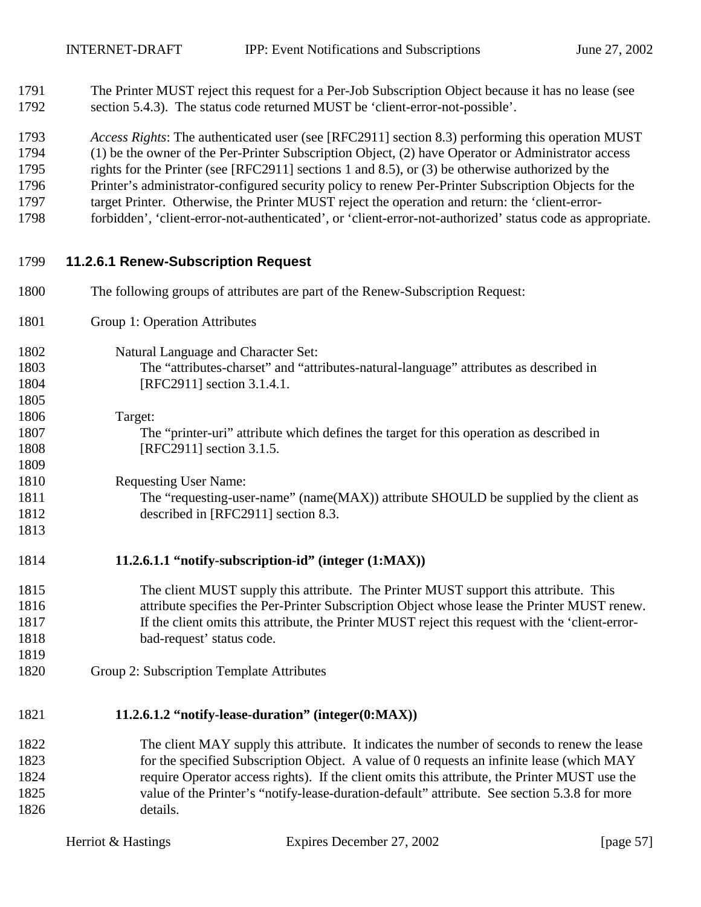The Printer MUST reject this request for a Per-Job Subscription Object because it has no lease (see section 5.4.3). The status code returned MUST be 'client-error-not-possible'.

*Access Rights*: The authenticated user (see [RFC2911] section 8.3) performing this operation MUST (1) be the owner of the Per-Printer Subscription Object, (2) have Operator or Administrator access rights for the Printer (see [RFC2911] sections 1 and 8.5), or (3) be otherwise authorized by the Printer's administrator-configured security policy to renew Per-Printer Subscription Objects for the target Printer. Otherwise, the Printer MUST reject the operation and return: the 'client-error-forbidden', 'client-error-not-authenticated', or 'client-error-not-authorized' status code as appropriate.

### 11.2.6.1 Renew-Subscription Request

The following groups of attributes are part of the Renew-Subscription Request:

Group 1: Operation Attributes

Natural Language and Character Set:
The "attributes-charset" and "attributes-natural-language" attributes as described in [RFC2911] section 3.1.4.1.

Target:
The "printer-uri" attribute which defines the target for this operation as described in [RFC2911] section 3.1.5.

Requesting User Name:
The "requesting-user-name" (name(MAX)) attribute SHOULD be supplied by the client as described in [RFC2911] section 8.3.

#### 11.2.6.1.1 "notify-subscription-id" (integer (1:MAX))

The client MUST supply this attribute. The Printer MUST support this attribute. This attribute specifies the Per-Printer Subscription Object whose lease the Printer MUST renew. If the client omits this attribute, the Printer MUST reject this request with the 'client-error-bad-request' status code.

Group 2: Subscription Template Attributes

#### 11.2.6.1.2 "notify-lease-duration" (integer(0:MAX))

The client MAY supply this attribute. It indicates the number of seconds to renew the lease for the specified Subscription Object. A value of 0 requests an infinite lease (which MAY require Operator access rights). If the client omits this attribute, the Printer MUST use the value of the Printer's "notify-lease-duration-default" attribute. See section 5.3.8 for more details.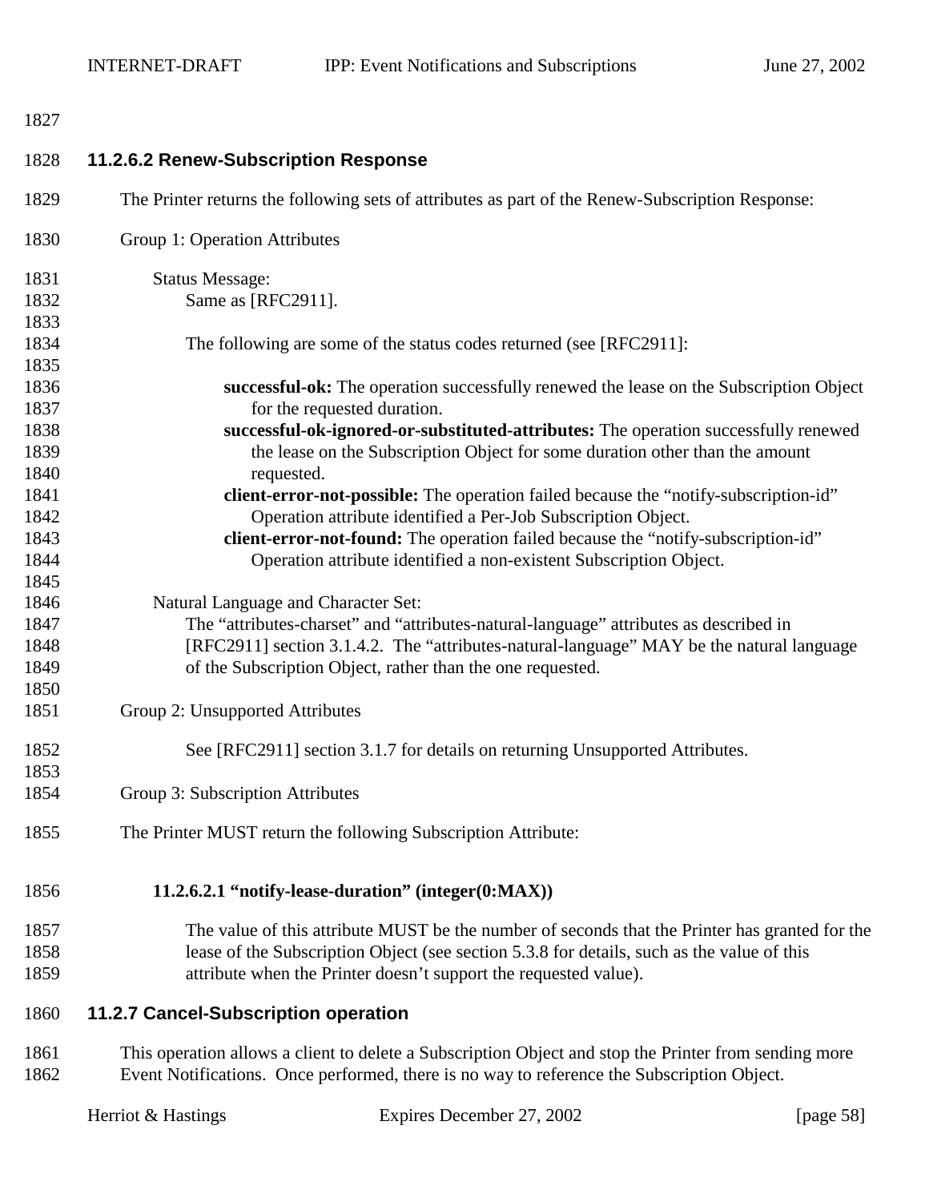#### 11.2.6.2 Renew-Subscription Response

The Printer returns the following sets of attributes as part of the Renew-Subscription Response:

Group 1: Operation Attributes

Status Message:
Same as [RFC2911].

The following are some of the status codes returned (see [RFC2911]:

**successful-ok:** The operation successfully renewed the lease on the Subscription Object for the requested duration.
**successful-ok-ignored-or-substituted-attributes:** The operation successfully renewed the lease on the Subscription Object for some duration other than the amount requested.
**client-error-not-possible:** The operation failed because the “notify-subscription-id” Operation attribute identified a Per-Job Subscription Object.
**client-error-not-found:** The operation failed because the “notify-subscription-id” Operation attribute identified a non-existent Subscription Object.

Natural Language and Character Set:
The “attributes-charset” and “attributes-natural-language” attributes as described in [RFC2911] section 3.1.4.2. The “attributes-natural-language” MAY be the natural language of the Subscription Object, rather than the one requested.

Group 2: Unsupported Attributes

See [RFC2911] section 3.1.7 for details on returning Unsupported Attributes.

Group 3: Subscription Attributes

The Printer MUST return the following Subscription Attribute:

##### 11.2.6.2.1 “notify-lease-duration” (integer(0:MAX))

The value of this attribute MUST be the number of seconds that the Printer has granted for the lease of the Subscription Object (see section 5.3.8 for details, such as the value of this attribute when the Printer doesn’t support the requested value).

#### 11.2.7 Cancel-Subscription operation

This operation allows a client to delete a Subscription Object and stop the Printer from sending more Event Notifications. Once performed, there is no way to reference the Subscription Object.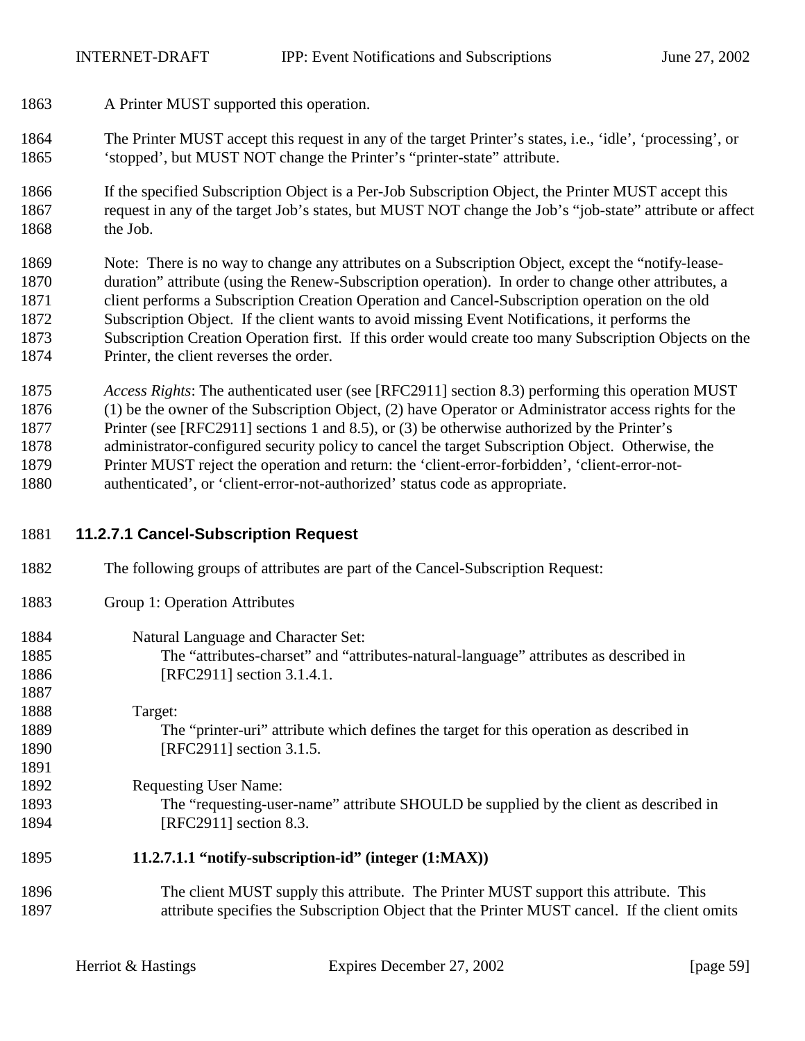A Printer MUST supported this operation.

The Printer MUST accept this request in any of the target Printer's states, i.e., 'idle', 'processing', or 'stopped', but MUST NOT change the Printer's "printer-state" attribute.

If the specified Subscription Object is a Per-Job Subscription Object, the Printer MUST accept this request in any of the target Job's states, but MUST NOT change the Job's "job-state" attribute or affect the Job.

Note: There is no way to change any attributes on a Subscription Object, except the "notify-lease-duration" attribute (using the Renew-Subscription operation). In order to change other attributes, a client performs a Subscription Creation Operation and Cancel-Subscription operation on the old Subscription Object. If the client wants to avoid missing Event Notifications, it performs the Subscription Creation Operation first. If this order would create too many Subscription Objects on the Printer, the client reverses the order.

*Access Rights*: The authenticated user (see [RFC2911] section 8.3) performing this operation MUST (1) be the owner of the Subscription Object, (2) have Operator or Administrator access rights for the Printer (see [RFC2911] sections 1 and 8.5), or (3) be otherwise authorized by the Printer's administrator-configured security policy to cancel the target Subscription Object. Otherwise, the Printer MUST reject the operation and return: the 'client-error-forbidden', 'client-error-not-authenticated', or 'client-error-not-authorized' status code as appropriate.

### 11.2.7.1 Cancel-Subscription Request

The following groups of attributes are part of the Cancel-Subscription Request:

Group 1: Operation Attributes

Natural Language and Character Set:
The "attributes-charset" and "attributes-natural-language" attributes as described in [RFC2911] section 3.1.4.1.

Target:
The "printer-uri" attribute which defines the target for this operation as described in [RFC2911] section 3.1.5.

Requesting User Name:
The "requesting-user-name" attribute SHOULD be supplied by the client as described in [RFC2911] section 8.3.

#### 11.2.7.1.1 "notify-subscription-id" (integer (1:MAX))

The client MUST supply this attribute. The Printer MUST support this attribute. This attribute specifies the Subscription Object that the Printer MUST cancel. If the client omits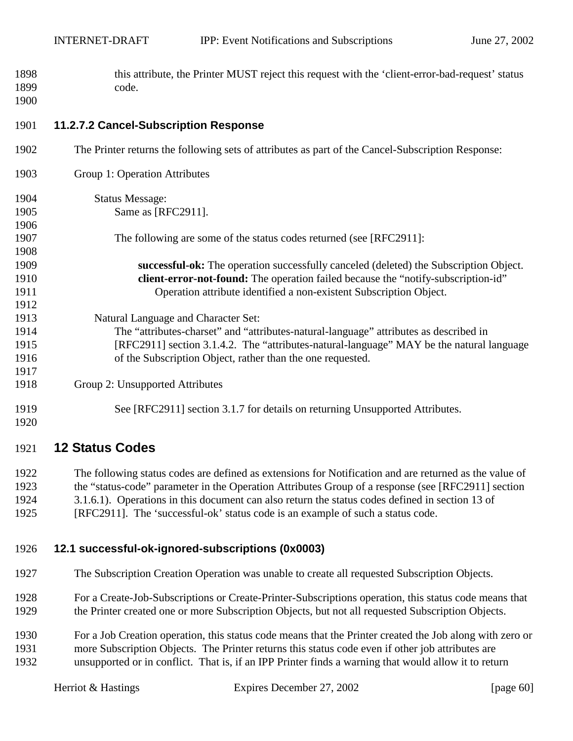this attribute, the Printer MUST reject this request with the ‘client-error-bad-request’ status code.

#### 11.2.7.2 Cancel-Subscription Response

The Printer returns the following sets of attributes as part of the Cancel-Subscription Response:

Group 1: Operation Attributes

Status Message:
Same as [RFC2911].

The following are some of the status codes returned (see [RFC2911]:

**successful-ok:** The operation successfully canceled (deleted) the Subscription Object.
**client-error-not-found:** The operation failed because the “notify-subscription-id” Operation attribute identified a non-existent Subscription Object.

Natural Language and Character Set:
The “attributes-charset” and “attributes-natural-language” attributes as described in [RFC2911] section 3.1.4.2. The “attributes-natural-language” MAY be the natural language of the Subscription Object, rather than the one requested.

Group 2: Unsupported Attributes

See [RFC2911] section 3.1.7 for details on returning Unsupported Attributes.

# 12 Status Codes

The following status codes are defined as extensions for Notification and are returned as the value of the “status-code” parameter in the Operation Attributes Group of a response (see [RFC2911] section 3.1.6.1). Operations in this document can also return the status codes defined in section 13 of [RFC2911]. The ‘successful-ok’ status code is an example of such a status code.

## 12.1 successful-ok-ignored-subscriptions (0x0003)

The Subscription Creation Operation was unable to create all requested Subscription Objects.

For a Create-Job-Subscriptions or Create-Printer-Subscriptions operation, this status code means that the Printer created one or more Subscription Objects, but not all requested Subscription Objects.

For a Job Creation operation, this status code means that the Printer created the Job along with zero or more Subscription Objects. The Printer returns this status code even if other job attributes are unsupported or in conflict. That is, if an IPP Printer finds a warning that would allow it to return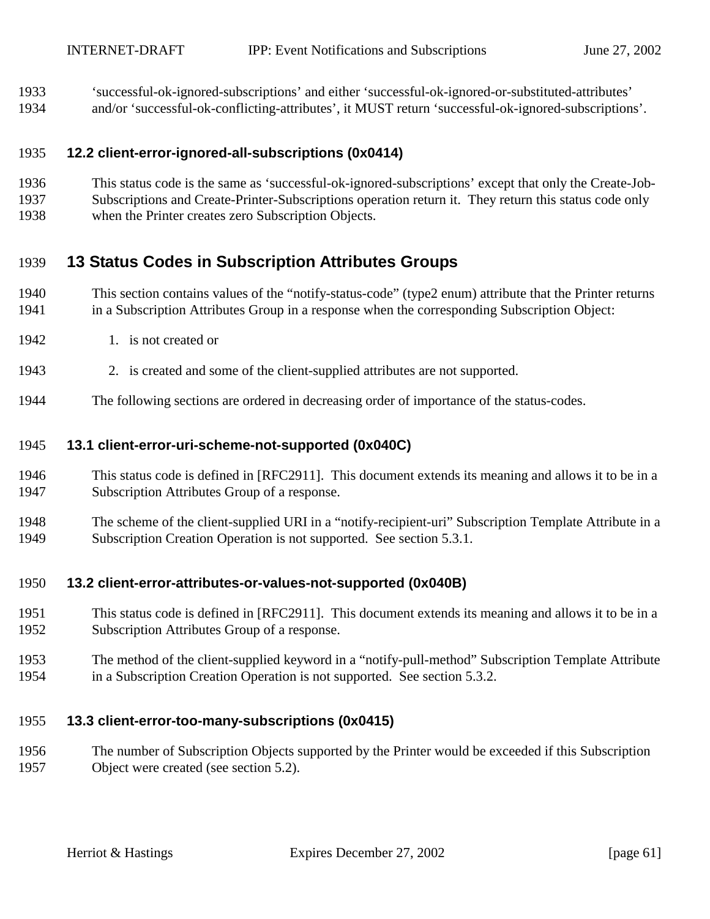'successful-ok-ignored-subscriptions' and either 'successful-ok-ignored-or-substituted-attributes' and/or 'successful-ok-conflicting-attributes', it MUST return 'successful-ok-ignored-subscriptions'.

### 12.2 client-error-ignored-all-subscriptions (0x0414)

This status code is the same as 'successful-ok-ignored-subscriptions' except that only the Create-Job-Subscriptions and Create-Printer-Subscriptions operation return it. They return this status code only when the Printer creates zero Subscription Objects.

## 13 Status Codes in Subscription Attributes Groups

This section contains values of the "notify-status-code" (type2 enum) attribute that the Printer returns in a Subscription Attributes Group in a response when the corresponding Subscription Object:

1. is not created or
2. is created and some of the client-supplied attributes are not supported.

The following sections are ordered in decreasing order of importance of the status-codes.

### 13.1 client-error-uri-scheme-not-supported (0x040C)

This status code is defined in [RFC2911]. This document extends its meaning and allows it to be in a Subscription Attributes Group of a response.

The scheme of the client-supplied URI in a "notify-recipient-uri" Subscription Template Attribute in a Subscription Creation Operation is not supported. See section 5.3.1.

### 13.2 client-error-attributes-or-values-not-supported (0x040B)

This status code is defined in [RFC2911]. This document extends its meaning and allows it to be in a Subscription Attributes Group of a response.

The method of the client-supplied keyword in a "notify-pull-method" Subscription Template Attribute in a Subscription Creation Operation is not supported. See section 5.3.2.

### 13.3 client-error-too-many-subscriptions (0x0415)

The number of Subscription Objects supported by the Printer would be exceeded if this Subscription Object were created (see section 5.2).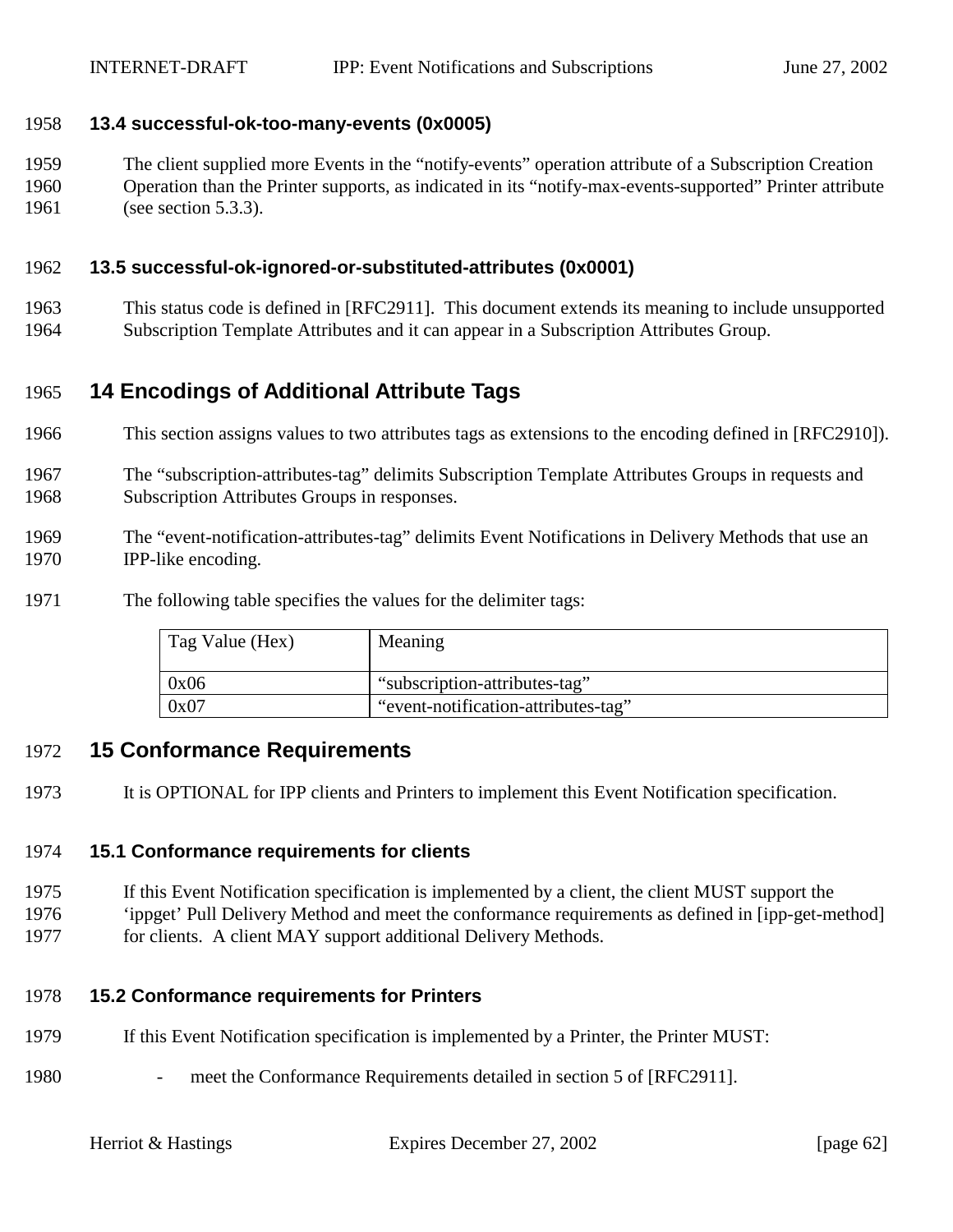### 13.4 successful-ok-too-many-events (0x0005)

The client supplied more Events in the “notify-events” operation attribute of a Subscription Creation Operation than the Printer supports, as indicated in its “notify-max-events-supported” Printer attribute (see section 5.3.3).

### 13.5 successful-ok-ignored-or-substituted-attributes (0x0001)

This status code is defined in [RFC2911]. This document extends its meaning to include unsupported Subscription Template Attributes and it can appear in a Subscription Attributes Group.

# 14 Encodings of Additional Attribute Tags

This section assigns values to two attributes tags as extensions to the encoding defined in [RFC2910]).

The “subscription-attributes-tag” delimits Subscription Template Attributes Groups in requests and Subscription Attributes Groups in responses.

The “event-notification-attributes-tag” delimits Event Notifications in Delivery Methods that use an IPP-like encoding.

The following table specifies the values for the delimiter tags:

| Tag Value (Hex) | Meaning |
|---|---|
| 0x06 | “subscription-attributes-tag” |
| 0x07 | “event-notification-attributes-tag” |

# 15 Conformance Requirements

It is OPTIONAL for IPP clients and Printers to implement this Event Notification specification.

### 15.1 Conformance requirements for clients

If this Event Notification specification is implemented by a client, the client MUST support the ‘ippget’ Pull Delivery Method and meet the conformance requirements as defined in [ipp-get-method] for clients. A client MAY support additional Delivery Methods.

### 15.2 Conformance requirements for Printers

If this Event Notification specification is implemented by a Printer, the Printer MUST:

- meet the Conformance Requirements detailed in section 5 of [RFC2911].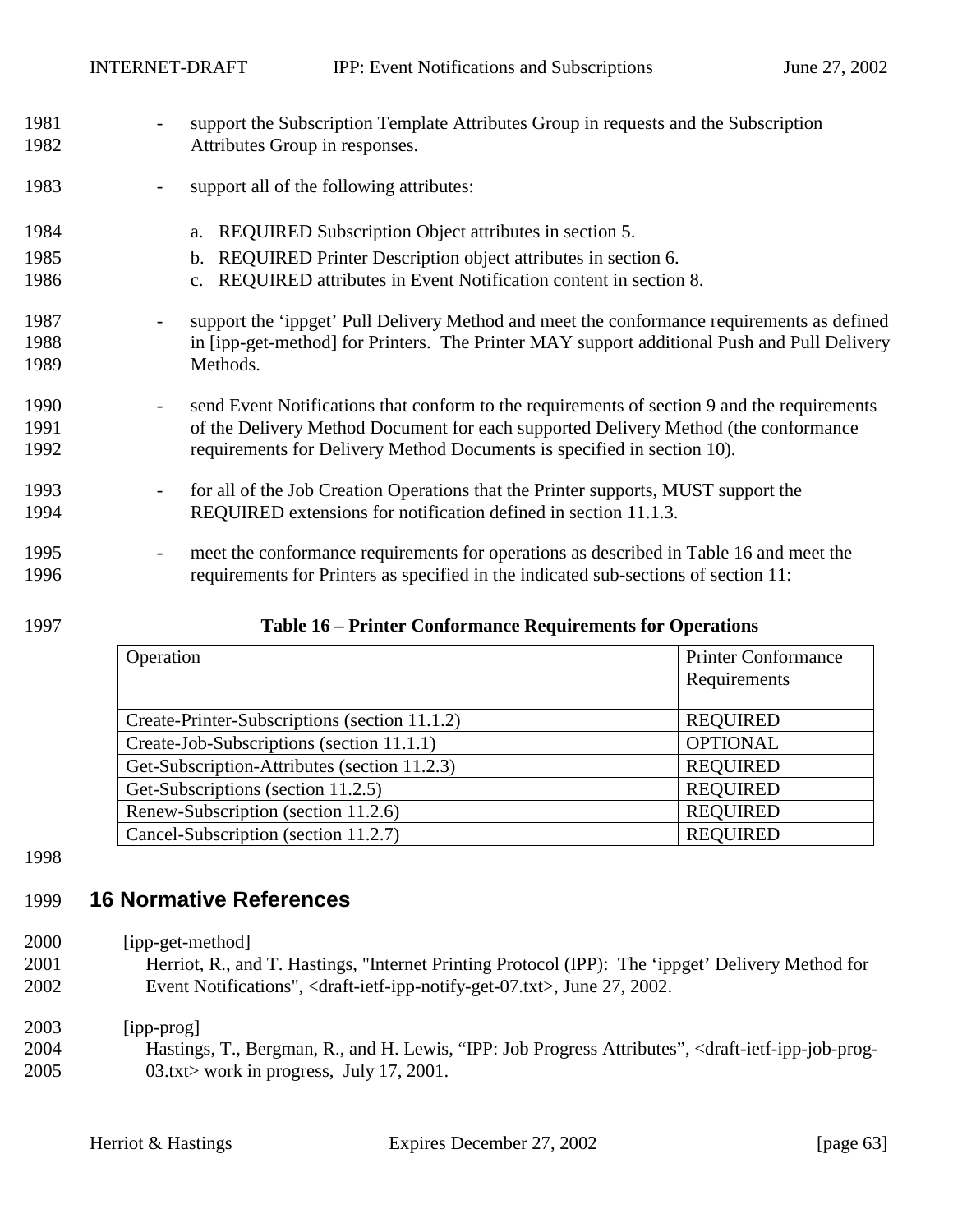- support the Subscription Template Attributes Group in requests and the Subscription Attributes Group in responses.

- support all of the following attributes:

  a. REQUIRED Subscription Object attributes in section 5.
  b. REQUIRED Printer Description object attributes in section 6.
  c. REQUIRED attributes in Event Notification content in section 8.

- support the 'ippget' Pull Delivery Method and meet the conformance requirements as defined in [ipp-get-method] for Printers. The Printer MAY support additional Push and Pull Delivery Methods.

- send Event Notifications that conform to the requirements of section 9 and the requirements of the Delivery Method Document for each supported Delivery Method (the conformance requirements for Delivery Method Documents is specified in section 10).

- for all of the Job Creation Operations that the Printer supports, MUST support the REQUIRED extensions for notification defined in section 11.1.3.

- meet the conformance requirements for operations as described in Table 16 and meet the requirements for Printers as specified in the indicated sub-sections of section 11:

**Table 16 – Printer Conformance Requirements for Operations**

| Operation | Printer Conformance Requirements |
|---|---|
| Create-Printer-Subscriptions (section 11.1.2) | REQUIRED |
| Create-Job-Subscriptions (section 11.1.1) | OPTIONAL |
| Get-Subscription-Attributes (section 11.2.3) | REQUIRED |
| Get-Subscriptions (section 11.2.5) | REQUIRED |
| Renew-Subscription (section 11.2.6) | REQUIRED |
| Cancel-Subscription (section 11.2.7) | REQUIRED |

# 16 Normative References

[ipp-get-method]
Herriot, R., and T. Hastings, "Internet Printing Protocol (IPP): The 'ippget' Delivery Method for Event Notifications", <draft-ietf-ipp-notify-get-07.txt>, June 27, 2002.

[ipp-prog]
Hastings, T., Bergman, R., and H. Lewis, "IPP: Job Progress Attributes", <draft-ietf-ipp-job-prog-03.txt> work in progress, July 17, 2001.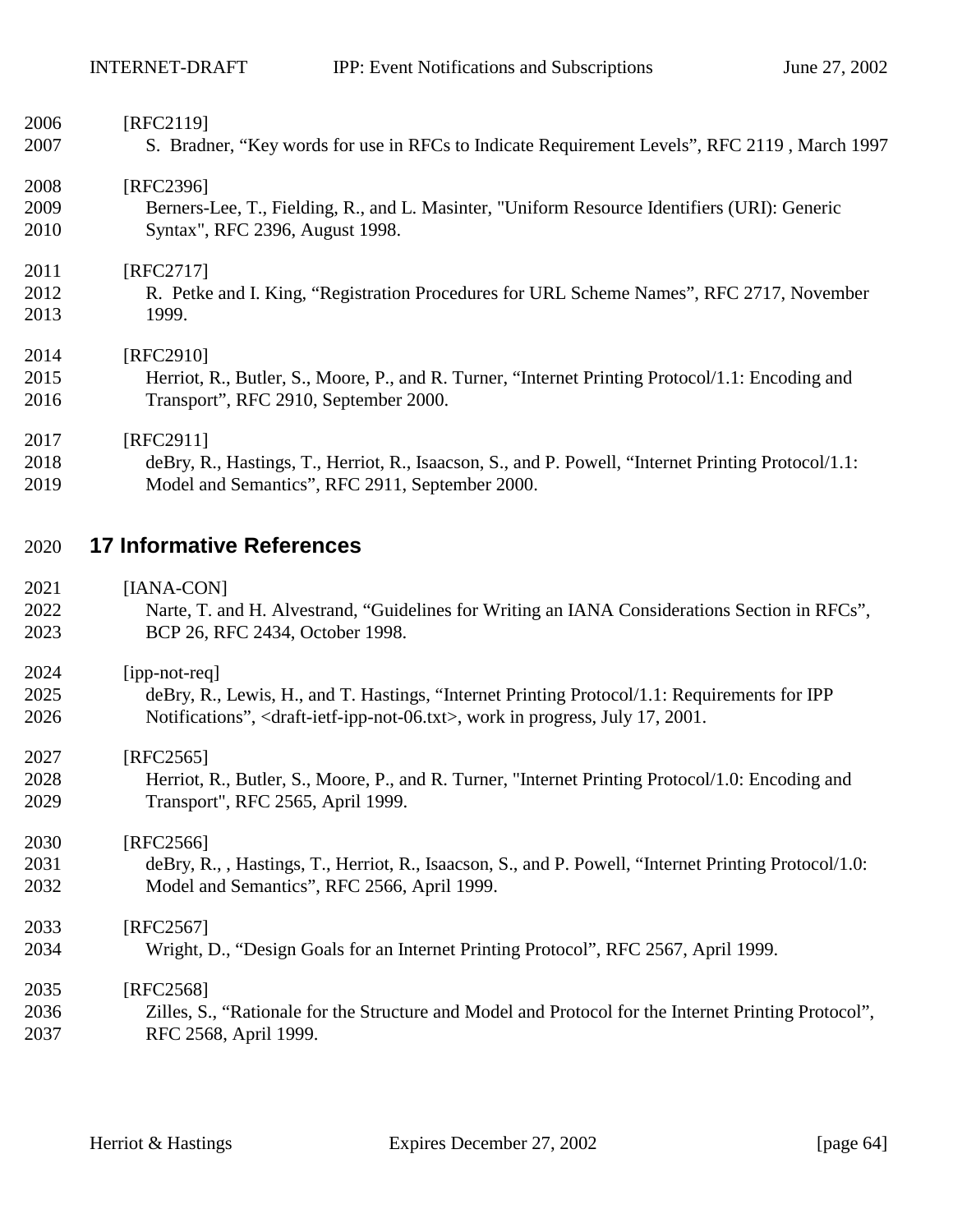[RFC2119]
S. Bradner, “Key words for use in RFCs to Indicate Requirement Levels”, RFC 2119 , March 1997

[RFC2396]
Berners-Lee, T., Fielding, R., and L. Masinter, "Uniform Resource Identifiers (URI): Generic Syntax", RFC 2396, August 1998.

[RFC2717]
R. Petke and I. King, “Registration Procedures for URL Scheme Names”, RFC 2717, November 1999.

[RFC2910]
Herriot, R., Butler, S., Moore, P., and R. Turner, “Internet Printing Protocol/1.1: Encoding and Transport”, RFC 2910, September 2000.

[RFC2911]
deBry, R., Hastings, T., Herriot, R., Isaacson, S., and P. Powell, “Internet Printing Protocol/1.1: Model and Semantics”, RFC 2911, September 2000.

# 17 Informative References

[IANA-CON]
Narte, T. and H. Alvestrand, “Guidelines for Writing an IANA Considerations Section in RFCs”, BCP 26, RFC 2434, October 1998.

[ipp-not-req]
deBry, R., Lewis, H., and T. Hastings, “Internet Printing Protocol/1.1: Requirements for IPP Notifications”, <draft-ietf-ipp-not-06.txt>, work in progress, July 17, 2001.

[RFC2565]
Herriot, R., Butler, S., Moore, P., and R. Turner, "Internet Printing Protocol/1.0: Encoding and Transport", RFC 2565, April 1999.

[RFC2566]
deBry, R., , Hastings, T., Herriot, R., Isaacson, S., and P. Powell, “Internet Printing Protocol/1.0: Model and Semantics”, RFC 2566, April 1999.

[RFC2567]
Wright, D., “Design Goals for an Internet Printing Protocol”, RFC 2567, April 1999.

[RFC2568]
Zilles, S., “Rationale for the Structure and Model and Protocol for the Internet Printing Protocol”, RFC 2568, April 1999.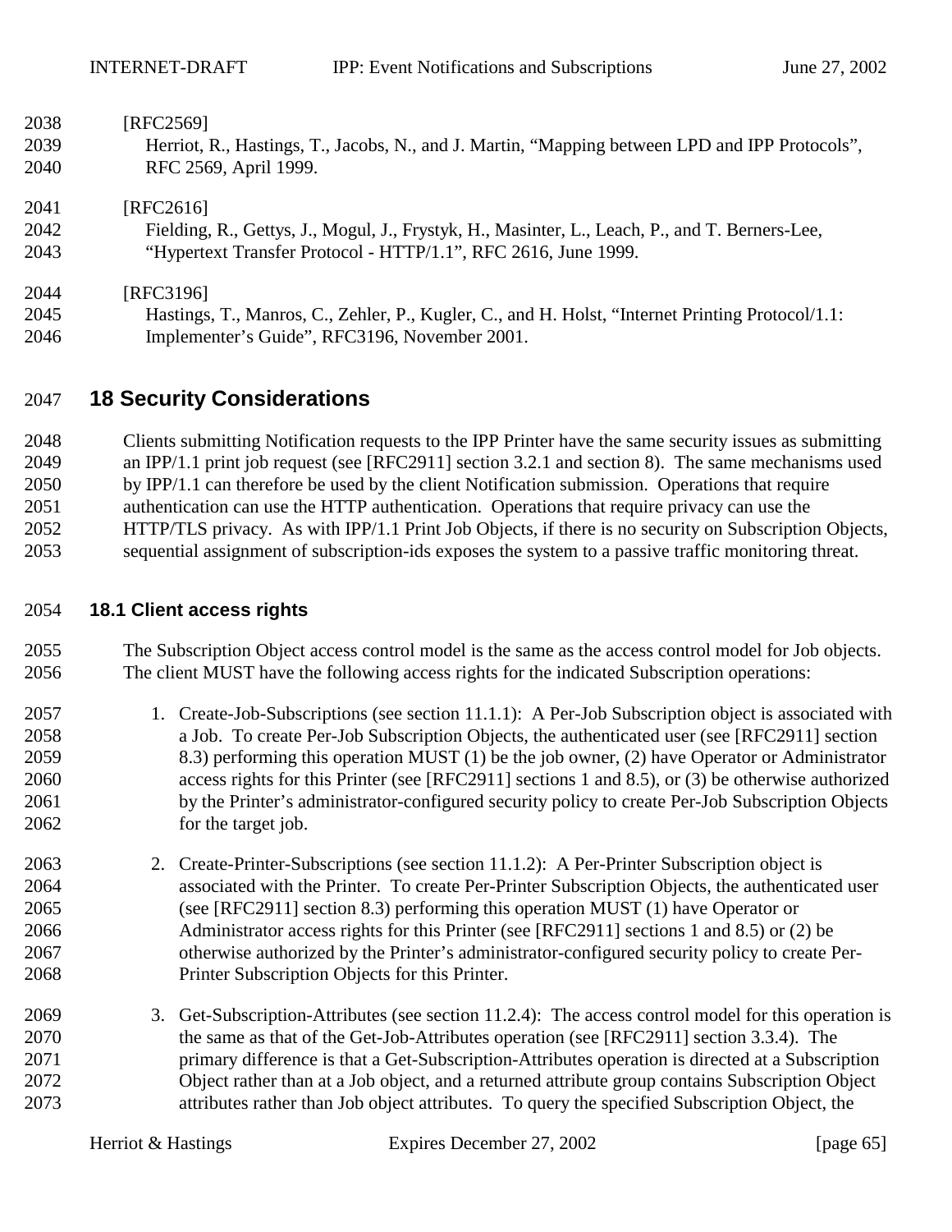[RFC2569]
Herriot, R., Hastings, T., Jacobs, N., and J. Martin, “Mapping between LPD and IPP Protocols”, RFC 2569, April 1999.

[RFC2616]
Fielding, R., Gettys, J., Mogul, J., Frystyk, H., Masinter, L., Leach, P., and T. Berners-Lee, “Hypertext Transfer Protocol - HTTP/1.1”, RFC 2616, June 1999.

[RFC3196]
Hastings, T., Manros, C., Zehler, P., Kugler, C., and H. Holst, “Internet Printing Protocol/1.1: Implementer’s Guide”, RFC3196, November 2001.

# 18 Security Considerations

Clients submitting Notification requests to the IPP Printer have the same security issues as submitting an IPP/1.1 print job request (see [RFC2911] section 3.2.1 and section 8). The same mechanisms used by IPP/1.1 can therefore be used by the client Notification submission. Operations that require authentication can use the HTTP authentication. Operations that require privacy can use the HTTP/TLS privacy. As with IPP/1.1 Print Job Objects, if there is no security on Subscription Objects, sequential assignment of subscription-ids exposes the system to a passive traffic monitoring threat.

## 18.1 Client access rights

The Subscription Object access control model is the same as the access control model for Job objects. The client MUST have the following access rights for the indicated Subscription operations:

1. Create-Job-Subscriptions (see section 11.1.1): A Per-Job Subscription object is associated with a Job. To create Per-Job Subscription Objects, the authenticated user (see [RFC2911] section 8.3) performing this operation MUST (1) be the job owner, (2) have Operator or Administrator access rights for this Printer (see [RFC2911] sections 1 and 8.5), or (3) be otherwise authorized by the Printer’s administrator-configured security policy to create Per-Job Subscription Objects for the target job.

2. Create-Printer-Subscriptions (see section 11.1.2): A Per-Printer Subscription object is associated with the Printer. To create Per-Printer Subscription Objects, the authenticated user (see [RFC2911] section 8.3) performing this operation MUST (1) have Operator or Administrator access rights for this Printer (see [RFC2911] sections 1 and 8.5) or (2) be otherwise authorized by the Printer’s administrator-configured security policy to create Per-Printer Subscription Objects for this Printer.

3. Get-Subscription-Attributes (see section 11.2.4): The access control model for this operation is the same as that of the Get-Job-Attributes operation (see [RFC2911] section 3.3.4). The primary difference is that a Get-Subscription-Attributes operation is directed at a Subscription Object rather than at a Job object, and a returned attribute group contains Subscription Object attributes rather than Job object attributes. To query the specified Subscription Object, the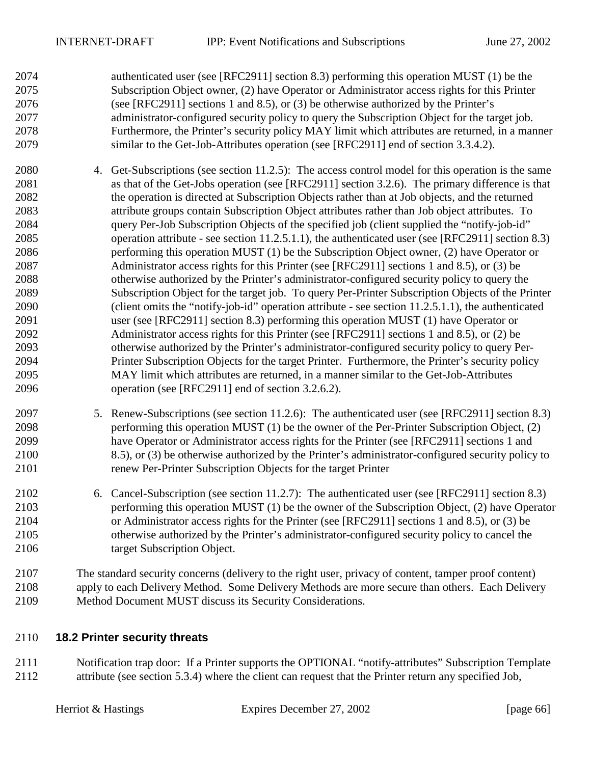authenticated user (see [RFC2911] section 8.3) performing this operation MUST (1) be the Subscription Object owner, (2) have Operator or Administrator access rights for this Printer (see [RFC2911] sections 1 and 8.5), or (3) be otherwise authorized by the Printer's administrator-configured security policy to query the Subscription Object for the target job. Furthermore, the Printer's security policy MAY limit which attributes are returned, in a manner similar to the Get-Job-Attributes operation (see [RFC2911] end of section 3.3.4.2).

4. Get-Subscriptions (see section 11.2.5): The access control model for this operation is the same as that of the Get-Jobs operation (see [RFC2911] section 3.2.6). The primary difference is that the operation is directed at Subscription Objects rather than at Job objects, and the returned attribute groups contain Subscription Object attributes rather than Job object attributes. To query Per-Job Subscription Objects of the specified job (client supplied the "notify-job-id" operation attribute - see section 11.2.5.1.1), the authenticated user (see [RFC2911] section 8.3) performing this operation MUST (1) be the Subscription Object owner, (2) have Operator or Administrator access rights for this Printer (see [RFC2911] sections 1 and 8.5), or (3) be otherwise authorized by the Printer's administrator-configured security policy to query the Subscription Object for the target job. To query Per-Printer Subscription Objects of the Printer (client omits the "notify-job-id" operation attribute - see section 11.2.5.1.1), the authenticated user (see [RFC2911] section 8.3) performing this operation MUST (1) have Operator or Administrator access rights for this Printer (see [RFC2911] sections 1 and 8.5), or (2) be otherwise authorized by the Printer's administrator-configured security policy to query Per-Printer Subscription Objects for the target Printer. Furthermore, the Printer's security policy MAY limit which attributes are returned, in a manner similar to the Get-Job-Attributes operation (see [RFC2911] end of section 3.2.6.2).

5. Renew-Subscriptions (see section 11.2.6): The authenticated user (see [RFC2911] section 8.3) performing this operation MUST (1) be the owner of the Per-Printer Subscription Object, (2) have Operator or Administrator access rights for the Printer (see [RFC2911] sections 1 and 8.5), or (3) be otherwise authorized by the Printer's administrator-configured security policy to renew Per-Printer Subscription Objects for the target Printer

6. Cancel-Subscription (see section 11.2.7): The authenticated user (see [RFC2911] section 8.3) performing this operation MUST (1) be the owner of the Subscription Object, (2) have Operator or Administrator access rights for the Printer (see [RFC2911] sections 1 and 8.5), or (3) be otherwise authorized by the Printer's administrator-configured security policy to cancel the target Subscription Object.

The standard security concerns (delivery to the right user, privacy of content, tamper proof content) apply to each Delivery Method. Some Delivery Methods are more secure than others. Each Delivery Method Document MUST discuss its Security Considerations.

## 18.2 Printer security threats

Notification trap door: If a Printer supports the OPTIONAL "notify-attributes" Subscription Template attribute (see section 5.3.4) where the client can request that the Printer return any specified Job,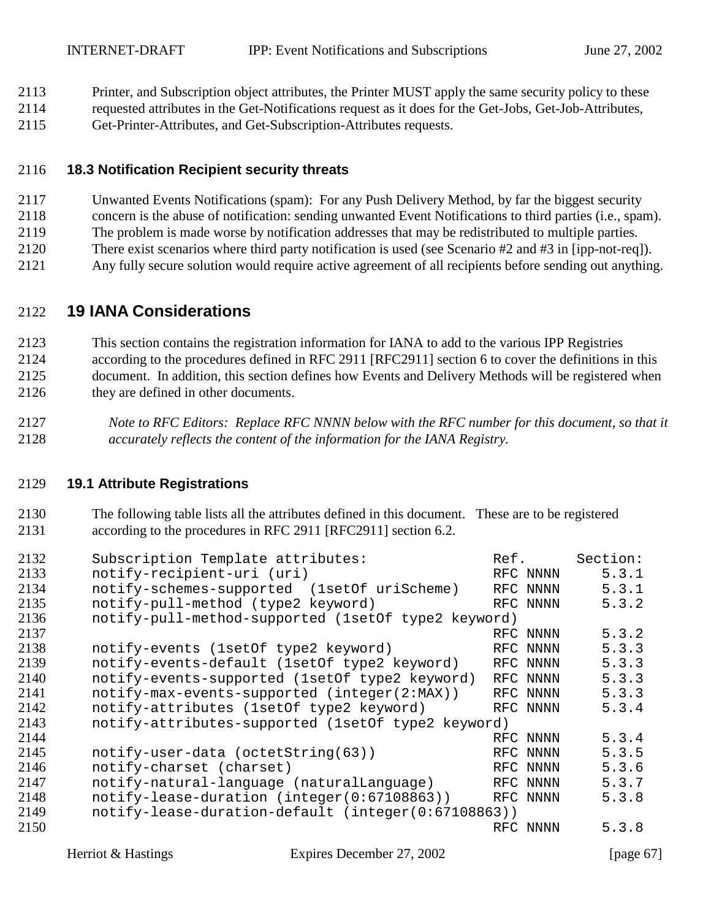Printer, and Subscription object attributes, the Printer MUST apply the same security policy to these requested attributes in the Get-Notifications request as it does for the Get-Jobs, Get-Job-Attributes, Get-Printer-Attributes, and Get-Subscription-Attributes requests.

### 18.3 Notification Recipient security threats

Unwanted Events Notifications (spam): For any Push Delivery Method, by far the biggest security concern is the abuse of notification: sending unwanted Event Notifications to third parties (i.e., spam). The problem is made worse by notification addresses that may be redistributed to multiple parties. There exist scenarios where third party notification is used (see Scenario #2 and #3 in [ipp-not-req]). Any fully secure solution would require active agreement of all recipients before sending out anything.

## 19 IANA Considerations

This section contains the registration information for IANA to add to the various IPP Registries according to the procedures defined in RFC 2911 [RFC2911] section 6 to cover the definitions in this document. In addition, this section defines how Events and Delivery Methods will be registered when they are defined in other documents.

*Note to RFC Editors: Replace RFC NNNN below with the RFC number for this document, so that it accurately reflects the content of the information for the IANA Registry.*

### 19.1 Attribute Registrations

The following table lists all the attributes defined in this document. These are to be registered according to the procedures in RFC 2911 [RFC2911] section 6.2.

```
Subscription Template attributes:               Ref.      Section:
notify-recipient-uri (uri)                      RFC NNNN     5.3.1
notify-schemes-supported  (1setOf uriScheme)    RFC NNNN     5.3.1
notify-pull-method (type2 keyword)              RFC NNNN     5.3.2
notify-pull-method-supported (1setOf type2 keyword)
                                                RFC NNNN     5.3.2
notify-events (1setOf type2 keyword)            RFC NNNN     5.3.3
notify-events-default (1setOf type2 keyword)    RFC NNNN     5.3.3
notify-events-supported (1setOf type2 keyword)  RFC NNNN     5.3.3
notify-max-events-supported (integer(2:MAX))    RFC NNNN     5.3.3
notify-attributes (1setOf type2 keyword)        RFC NNNN     5.3.4
notify-attributes-supported (1setOf type2 keyword)
                                                RFC NNNN     5.3.4
notify-user-data (octetString(63))              RFC NNNN     5.3.5
notify-charset (charset)                        RFC NNNN     5.3.6
notify-natural-language (naturalLanguage)       RFC NNNN     5.3.7
notify-lease-duration (integer(0:67108863))     RFC NNNN     5.3.8
notify-lease-duration-default (integer(0:67108863))
                                                RFC NNNN     5.3.8
```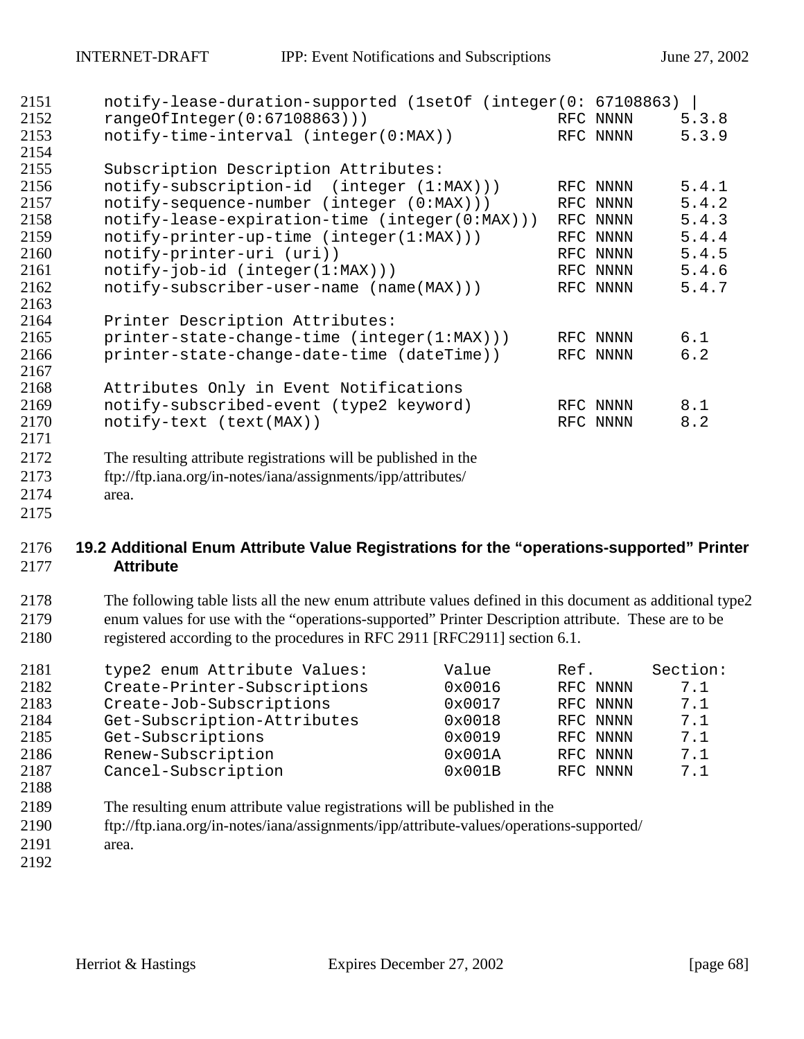```
notify-lease-duration-supported (1setOf (integer(0: 67108863) |
rangeOfInteger(0:67108863)))                    RFC NNNN     5.3.8
notify-time-interval (integer(0:MAX))           RFC NNNN     5.3.9

Subscription Description Attributes:
notify-subscription-id  (integer (1:MAX)))      RFC NNNN     5.4.1
notify-sequence-number (integer (0:MAX)))       RFC NNNN     5.4.2
notify-lease-expiration-time (integer(0:MAX)))  RFC NNNN     5.4.3
notify-printer-up-time (integer(1:MAX)))        RFC NNNN     5.4.4
notify-printer-uri (uri))                       RFC NNNN     5.4.5
notify-job-id (integer(1:MAX)))                 RFC NNNN     5.4.6
notify-subscriber-user-name (name(MAX)))        RFC NNNN     5.4.7

Printer Description Attributes:
printer-state-change-time (integer(1:MAX)))     RFC NNNN     6.1
printer-state-change-date-time (dateTime))      RFC NNNN     6.2

Attributes Only in Event Notifications
notify-subscribed-event (type2 keyword)         RFC NNNN     8.1
notify-text (text(MAX))                         RFC NNNN     8.2
```

The resulting attribute registrations will be published in the ftp://ftp.iana.org/in-notes/iana/assignments/ipp/attributes/ area.

## 19.2 Additional Enum Attribute Value Registrations for the "operations-supported" Printer Attribute

The following table lists all the new enum attribute values defined in this document as additional type2 enum values for use with the "operations-supported" Printer Description attribute. These are to be registered according to the procedures in RFC 2911 [RFC2911] section 6.1.

```
type2 enum Attribute Values:        Value       Ref.       Section:
Create-Printer-Subscriptions        0x0016      RFC NNNN     7.1
Create-Job-Subscriptions            0x0017      RFC NNNN     7.1
Get-Subscription-Attributes         0x0018      RFC NNNN     7.1
Get-Subscriptions                   0x0019      RFC NNNN     7.1
Renew-Subscription                  0x001A      RFC NNNN     7.1
Cancel-Subscription                 0x001B      RFC NNNN     7.1
```

The resulting enum attribute value registrations will be published in the ftp://ftp.iana.org/in-notes/iana/assignments/ipp/attribute-values/operations-supported/ area.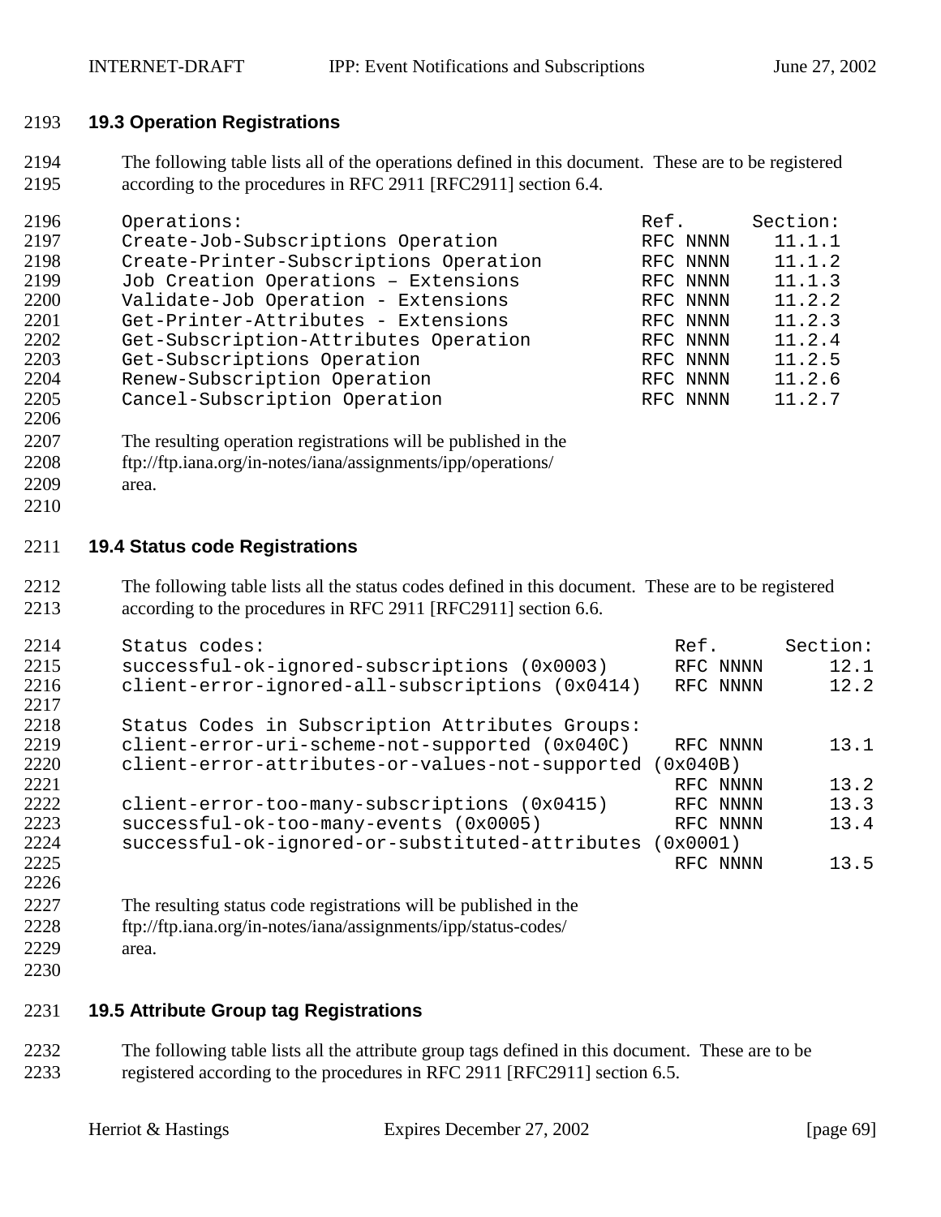### 19.3 Operation Registrations

The following table lists all of the operations defined in this document. These are to be registered according to the procedures in RFC 2911 [RFC2911] section 6.4.

```
Operations:                                   Ref.      Section:
Create-Job-Subscriptions Operation            RFC NNNN    11.1.1
Create-Printer-Subscriptions Operation        RFC NNNN    11.1.2
Job Creation Operations – Extensions          RFC NNNN    11.1.3
Validate-Job Operation - Extensions           RFC NNNN    11.2.2
Get-Printer-Attributes - Extensions           RFC NNNN    11.2.3
Get-Subscription-Attributes Operation         RFC NNNN    11.2.4
Get-Subscriptions Operation                   RFC NNNN    11.2.5
Renew-Subscription Operation                  RFC NNNN    11.2.6
Cancel-Subscription Operation                 RFC NNNN    11.2.7
```

The resulting operation registrations will be published in the ftp://ftp.iana.org/in-notes/iana/assignments/ipp/operations/ area.

### 19.4 Status code Registrations

The following table lists all the status codes defined in this document. These are to be registered according to the procedures in RFC 2911 [RFC2911] section 6.6.

```
Status codes:                                     Ref.      Section:
successful-ok-ignored-subscriptions (0x0003)      RFC NNNN      12.1
client-error-ignored-all-subscriptions (0x0414)   RFC NNNN      12.2

Status Codes in Subscription Attributes Groups:
client-error-uri-scheme-not-supported (0x040C)    RFC NNNN      13.1
client-error-attributes-or-values-not-supported (0x040B)
                                                  RFC NNNN      13.2
client-error-too-many-subscriptions (0x0415)      RFC NNNN      13.3
successful-ok-too-many-events (0x0005)            RFC NNNN      13.4
successful-ok-ignored-or-substituted-attributes (0x0001)
                                                  RFC NNNN      13.5
```

The resulting status code registrations will be published in the ftp://ftp.iana.org/in-notes/iana/assignments/ipp/status-codes/ area.

### 19.5 Attribute Group tag Registrations

The following table lists all the attribute group tags defined in this document. These are to be registered according to the procedures in RFC 2911 [RFC2911] section 6.5.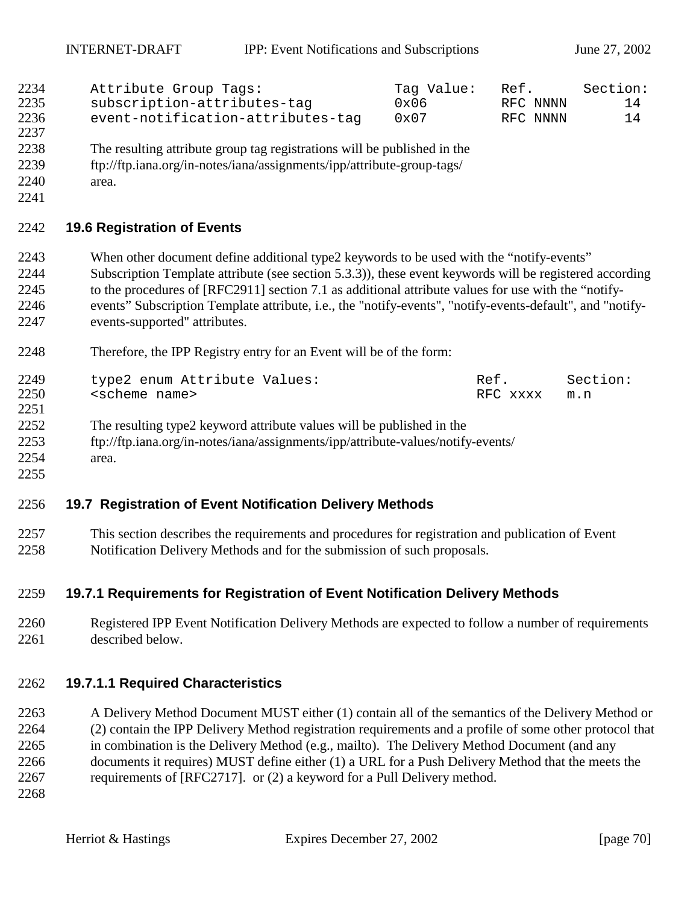```
Attribute Group Tags:                Tag Value:   Ref.      Section:
subscription-attributes-tag          0x06         RFC NNNN       14
event-notification-attributes-tag    0x07         RFC NNNN       14
```

The resulting attribute group tag registrations will be published in the ftp://ftp.iana.org/in-notes/iana/assignments/ipp/attribute-group-tags/ area.

## 19.6 Registration of Events

When other document define additional type2 keywords to be used with the “notify-events” Subscription Template attribute (see section 5.3.3)), these event keywords will be registered according to the procedures of [RFC2911] section 7.1 as additional attribute values for use with the “notify-events” Subscription Template attribute, i.e., the "notify-events", "notify-events-default", and "notify-events-supported" attributes.

Therefore, the IPP Registry entry for an Event will be of the form:

```
type2 enum Attribute Values:                      Ref.       Section:
<scheme name>                                     RFC xxxx   m.n
```

The resulting type2 keyword attribute values will be published in the ftp://ftp.iana.org/in-notes/iana/assignments/ipp/attribute-values/notify-events/ area.

## 19.7 Registration of Event Notification Delivery Methods

This section describes the requirements and procedures for registration and publication of Event Notification Delivery Methods and for the submission of such proposals.

### 19.7.1 Requirements for Registration of Event Notification Delivery Methods

Registered IPP Event Notification Delivery Methods are expected to follow a number of requirements described below.

#### 19.7.1.1 Required Characteristics

A Delivery Method Document MUST either (1) contain all of the semantics of the Delivery Method or (2) contain the IPP Delivery Method registration requirements and a profile of some other protocol that in combination is the Delivery Method (e.g., mailto). The Delivery Method Document (and any documents it requires) MUST define either (1) a URL for a Push Delivery Method that the meets the requirements of [RFC2717]. or (2) a keyword for a Pull Delivery method.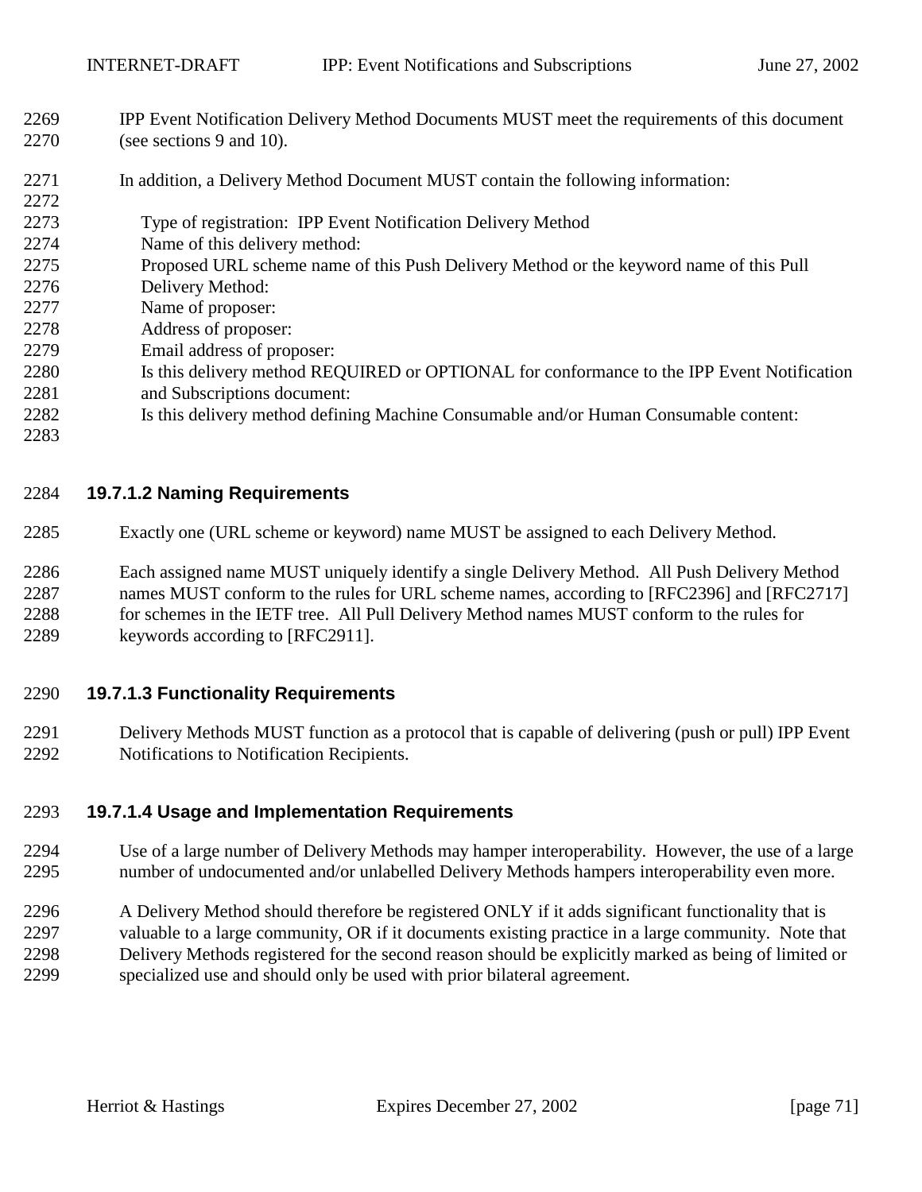IPP Event Notification Delivery Method Documents MUST meet the requirements of this document (see sections 9 and 10).

In addition, a Delivery Method Document MUST contain the following information:

Type of registration: IPP Event Notification Delivery Method
Name of this delivery method:
Proposed URL scheme name of this Push Delivery Method or the keyword name of this Pull Delivery Method:
Name of proposer:
Address of proposer:
Email address of proposer:
Is this delivery method REQUIRED or OPTIONAL for conformance to the IPP Event Notification and Subscriptions document:
Is this delivery method defining Machine Consumable and/or Human Consumable content:

#### 19.7.1.2 Naming Requirements

Exactly one (URL scheme or keyword) name MUST be assigned to each Delivery Method.

Each assigned name MUST uniquely identify a single Delivery Method. All Push Delivery Method names MUST conform to the rules for URL scheme names, according to [RFC2396] and [RFC2717] for schemes in the IETF tree. All Pull Delivery Method names MUST conform to the rules for keywords according to [RFC2911].

#### 19.7.1.3 Functionality Requirements

Delivery Methods MUST function as a protocol that is capable of delivering (push or pull) IPP Event Notifications to Notification Recipients.

#### 19.7.1.4 Usage and Implementation Requirements

Use of a large number of Delivery Methods may hamper interoperability. However, the use of a large number of undocumented and/or unlabelled Delivery Methods hampers interoperability even more.

A Delivery Method should therefore be registered ONLY if it adds significant functionality that is valuable to a large community, OR if it documents existing practice in a large community. Note that Delivery Methods registered for the second reason should be explicitly marked as being of limited or specialized use and should only be used with prior bilateral agreement.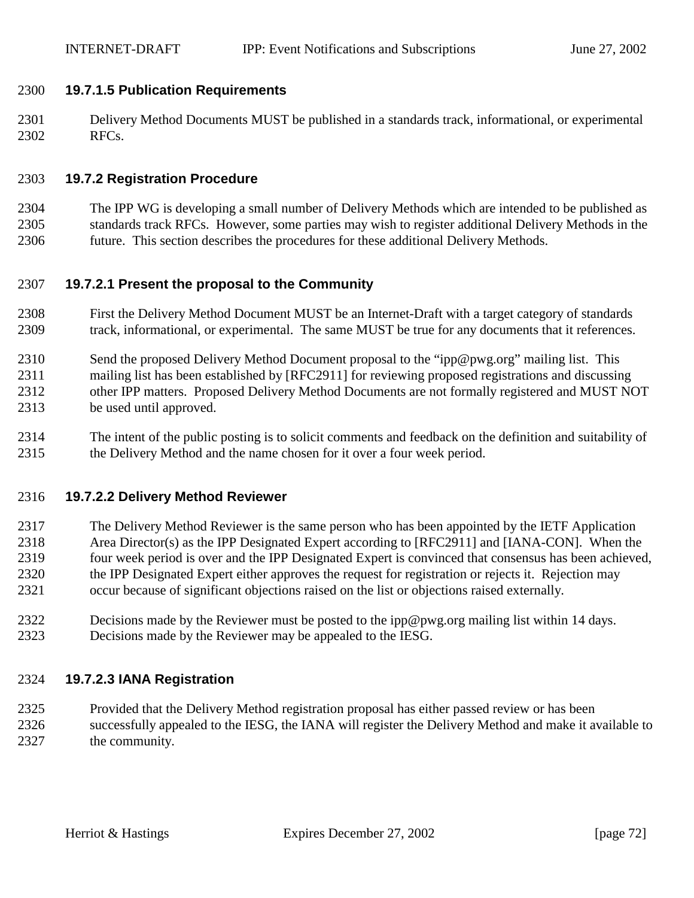#### 19.7.1.5 Publication Requirements

Delivery Method Documents MUST be published in a standards track, informational, or experimental RFCs.

### 19.7.2 Registration Procedure

The IPP WG is developing a small number of Delivery Methods which are intended to be published as standards track RFCs. However, some parties may wish to register additional Delivery Methods in the future. This section describes the procedures for these additional Delivery Methods.

#### 19.7.2.1 Present the proposal to the Community

First the Delivery Method Document MUST be an Internet-Draft with a target category of standards track, informational, or experimental. The same MUST be true for any documents that it references.

Send the proposed Delivery Method Document proposal to the "ipp@pwg.org" mailing list. This mailing list has been established by [RFC2911] for reviewing proposed registrations and discussing other IPP matters. Proposed Delivery Method Documents are not formally registered and MUST NOT be used until approved.

The intent of the public posting is to solicit comments and feedback on the definition and suitability of the Delivery Method and the name chosen for it over a four week period.

#### 19.7.2.2 Delivery Method Reviewer

The Delivery Method Reviewer is the same person who has been appointed by the IETF Application Area Director(s) as the IPP Designated Expert according to [RFC2911] and [IANA-CON]. When the four week period is over and the IPP Designated Expert is convinced that consensus has been achieved, the IPP Designated Expert either approves the request for registration or rejects it. Rejection may occur because of significant objections raised on the list or objections raised externally.

Decisions made by the Reviewer must be posted to the ipp@pwg.org mailing list within 14 days. Decisions made by the Reviewer may be appealed to the IESG.

#### 19.7.2.3 IANA Registration

Provided that the Delivery Method registration proposal has either passed review or has been successfully appealed to the IESG, the IANA will register the Delivery Method and make it available to the community.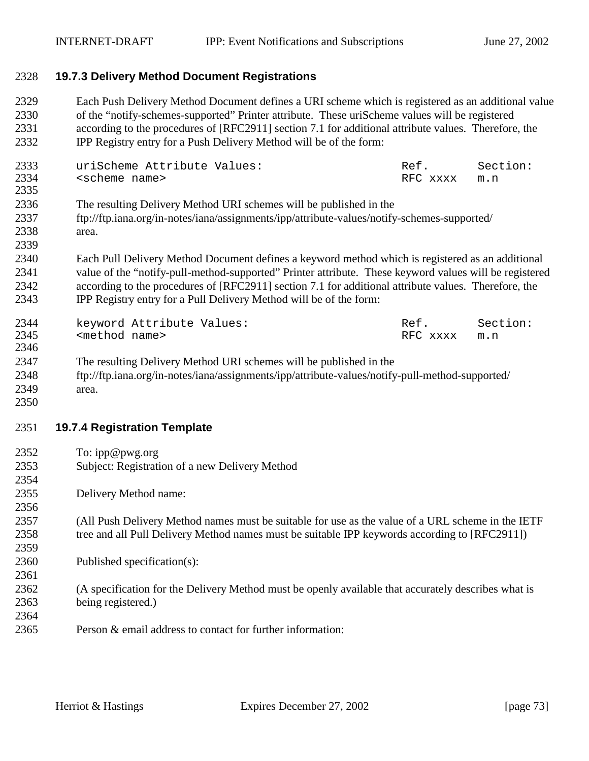### 19.7.3 Delivery Method Document Registrations

Each Push Delivery Method Document defines a URI scheme which is registered as an additional value of the "notify-schemes-supported" Printer attribute. These uriScheme values will be registered according to the procedures of [RFC2911] section 7.1 for additional attribute values. Therefore, the IPP Registry entry for a Push Delivery Method will be of the form:

```
uriScheme Attribute Values:                     Ref.      Section:
<scheme name>                                   RFC xxxx   m.n
```

The resulting Delivery Method URI schemes will be published in the ftp://ftp.iana.org/in-notes/iana/assignments/ipp/attribute-values/notify-schemes-supported/ area.

Each Pull Delivery Method Document defines a keyword method which is registered as an additional value of the "notify-pull-method-supported" Printer attribute. These keyword values will be registered according to the procedures of [RFC2911] section 7.1 for additional attribute values. Therefore, the IPP Registry entry for a Pull Delivery Method will be of the form:

```
keyword Attribute Values:                       Ref.      Section:
<method name>                                   RFC xxxx   m.n
```

The resulting Delivery Method URI schemes will be published in the ftp://ftp.iana.org/in-notes/iana/assignments/ipp/attribute-values/notify-pull-method-supported/ area.

### 19.7.4 Registration Template

To: ipp@pwg.org
Subject: Registration of a new Delivery Method

Delivery Method name:

(All Push Delivery Method names must be suitable for use as the value of a URL scheme in the IETF tree and all Pull Delivery Method names must be suitable IPP keywords according to [RFC2911])

Published specification(s):

(A specification for the Delivery Method must be openly available that accurately describes what is being registered.)

Person & email address to contact for further information: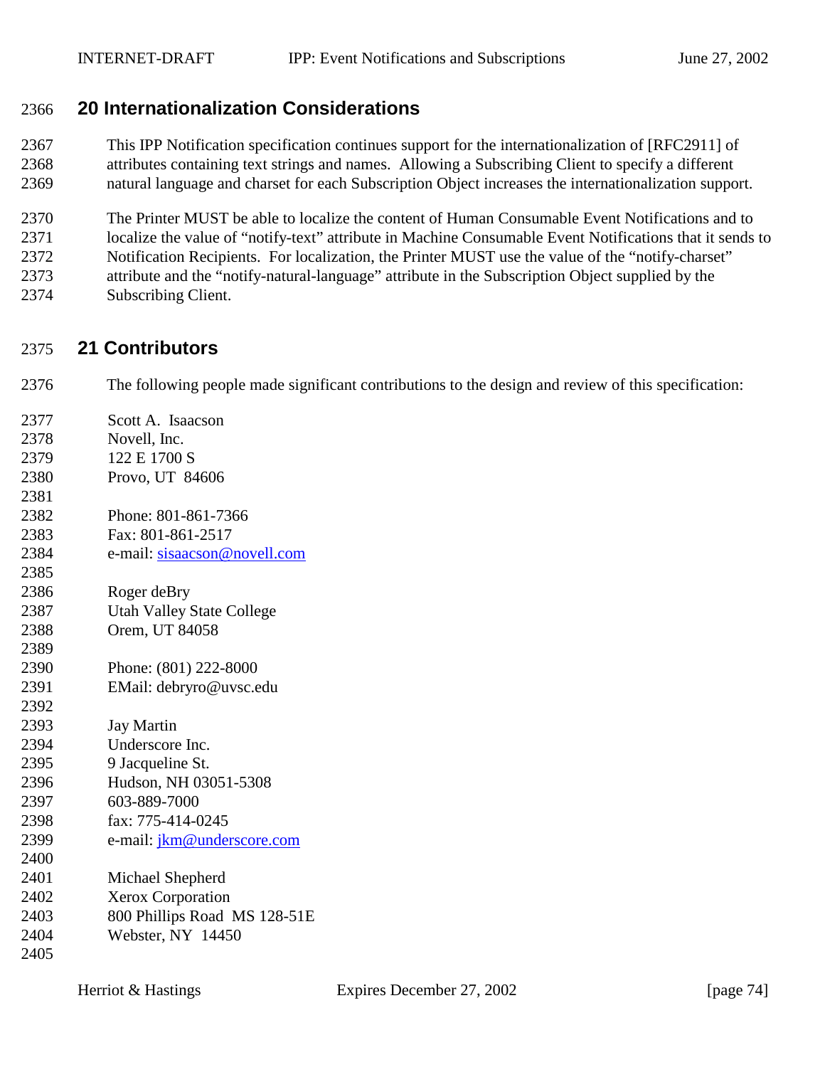# 20 Internationalization Considerations

This IPP Notification specification continues support for the internationalization of [RFC2911] of attributes containing text strings and names. Allowing a Subscribing Client to specify a different natural language and charset for each Subscription Object increases the internationalization support.

The Printer MUST be able to localize the content of Human Consumable Event Notifications and to localize the value of "notify-text" attribute in Machine Consumable Event Notifications that it sends to Notification Recipients. For localization, the Printer MUST use the value of the "notify-charset" attribute and the "notify-natural-language" attribute in the Subscription Object supplied by the Subscribing Client.

# 21 Contributors

The following people made significant contributions to the design and review of this specification:

Scott A. Isaacson
Novell, Inc.
122 E 1700 S
Provo, UT 84606

Phone: 801-861-7366
Fax: 801-861-2517
e-mail: sisaacson@novell.com

Roger deBry
Utah Valley State College
Orem, UT 84058

Phone: (801) 222-8000
EMail: debryro@uvsc.edu

Jay Martin
Underscore Inc.
9 Jacqueline St.
Hudson, NH 03051-5308
603-889-7000
fax: 775-414-0245
e-mail: jkm@underscore.com

Michael Shepherd
Xerox Corporation
800 Phillips Road MS 128-51E
Webster, NY 14450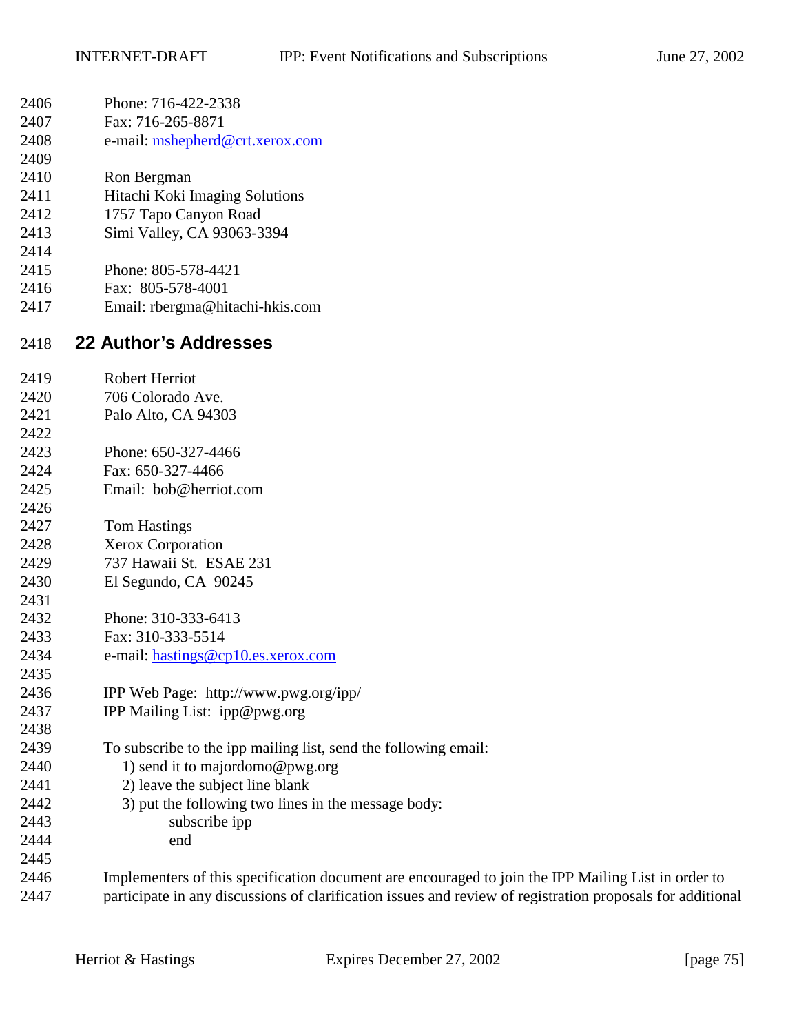Phone: 716-422-2338
Fax: 716-265-8871
e-mail: mshepherd@crt.xerox.com

Ron Bergman
Hitachi Koki Imaging Solutions
1757 Tapo Canyon Road
Simi Valley, CA 93063-3394

Phone: 805-578-4421
Fax: 805-578-4001
Email: rbergma@hitachi-hkis.com

# 22 Author's Addresses

Robert Herriot
706 Colorado Ave.
Palo Alto, CA 94303

Phone: 650-327-4466
Fax: 650-327-4466
Email: bob@herriot.com

Tom Hastings
Xerox Corporation
737 Hawaii St. ESAE 231
El Segundo, CA 90245

Phone: 310-333-6413
Fax: 310-333-5514
e-mail: hastings@cp10.es.xerox.com

IPP Web Page: http://www.pwg.org/ipp/
IPP Mailing List: ipp@pwg.org

To subscribe to the ipp mailing list, send the following email:
1) send it to majordomo@pwg.org
2) leave the subject line blank
3) put the following two lines in the message body:

```
subscribe ipp
end
```

Implementers of this specification document are encouraged to join the IPP Mailing List in order to participate in any discussions of clarification issues and review of registration proposals for additional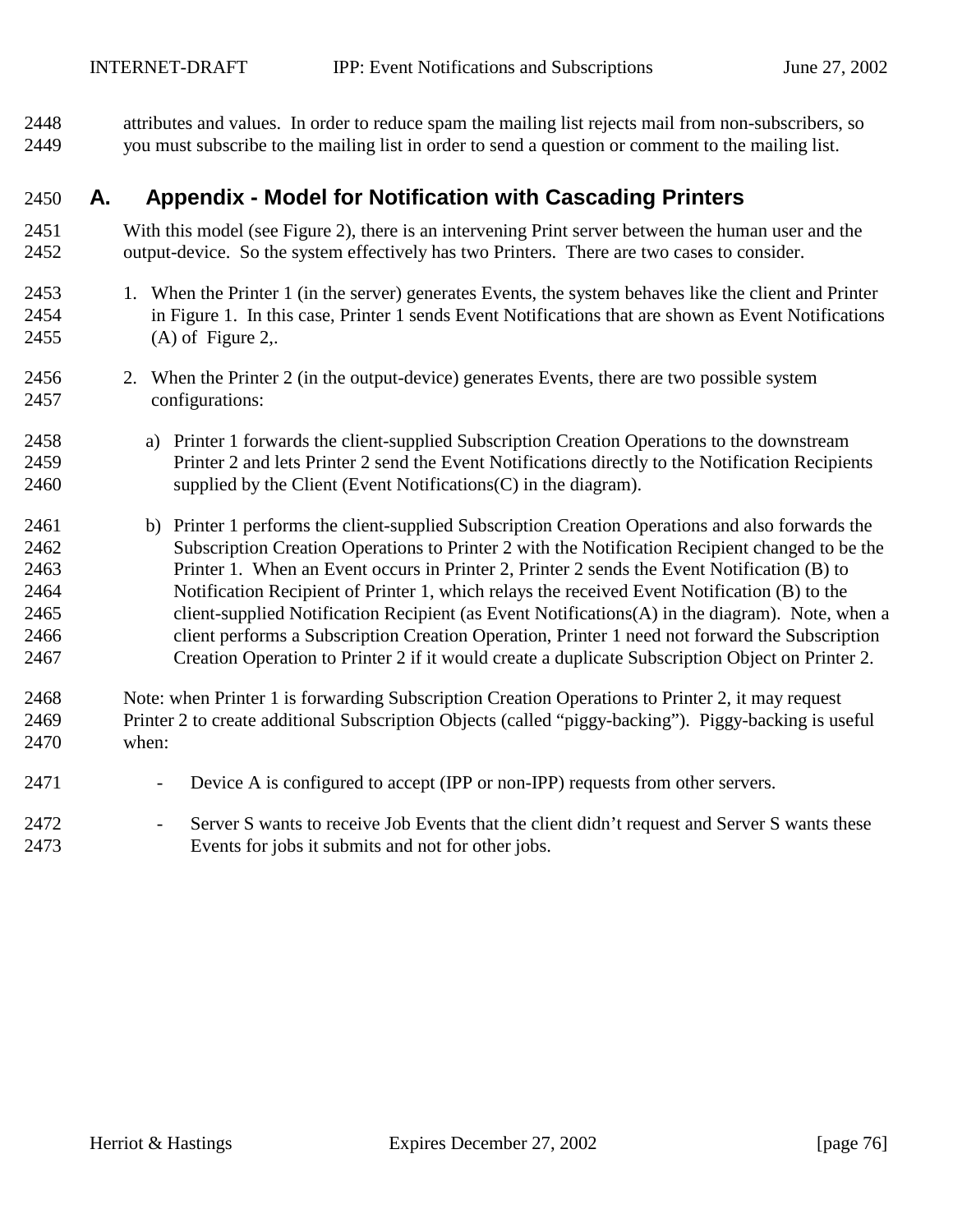attributes and values. In order to reduce spam the mailing list rejects mail from non-subscribers, so you must subscribe to the mailing list in order to send a question or comment to the mailing list.

# A. Appendix - Model for Notification with Cascading Printers

With this model (see Figure 2), there is an intervening Print server between the human user and the output-device. So the system effectively has two Printers. There are two cases to consider.

1. When the Printer 1 (in the server) generates Events, the system behaves like the client and Printer in Figure 1. In this case, Printer 1 sends Event Notifications that are shown as Event Notifications (A) of Figure 2,.

2. When the Printer 2 (in the output-device) generates Events, there are two possible system configurations:

   a) Printer 1 forwards the client-supplied Subscription Creation Operations to the downstream Printer 2 and lets Printer 2 send the Event Notifications directly to the Notification Recipients supplied by the Client (Event Notifications(C) in the diagram).

   b) Printer 1 performs the client-supplied Subscription Creation Operations and also forwards the Subscription Creation Operations to Printer 2 with the Notification Recipient changed to be the Printer 1. When an Event occurs in Printer 2, Printer 2 sends the Event Notification (B) to Notification Recipient of Printer 1, which relays the received Event Notification (B) to the client-supplied Notification Recipient (as Event Notifications(A) in the diagram). Note, when a client performs a Subscription Creation Operation, Printer 1 need not forward the Subscription Creation Operation to Printer 2 if it would create a duplicate Subscription Object on Printer 2.

Note: when Printer 1 is forwarding Subscription Creation Operations to Printer 2, it may request Printer 2 to create additional Subscription Objects (called “piggy-backing”). Piggy-backing is useful when:

- Device A is configured to accept (IPP or non-IPP) requests from other servers.
- Server S wants to receive Job Events that the client didn’t request and Server S wants these Events for jobs it submits and not for other jobs.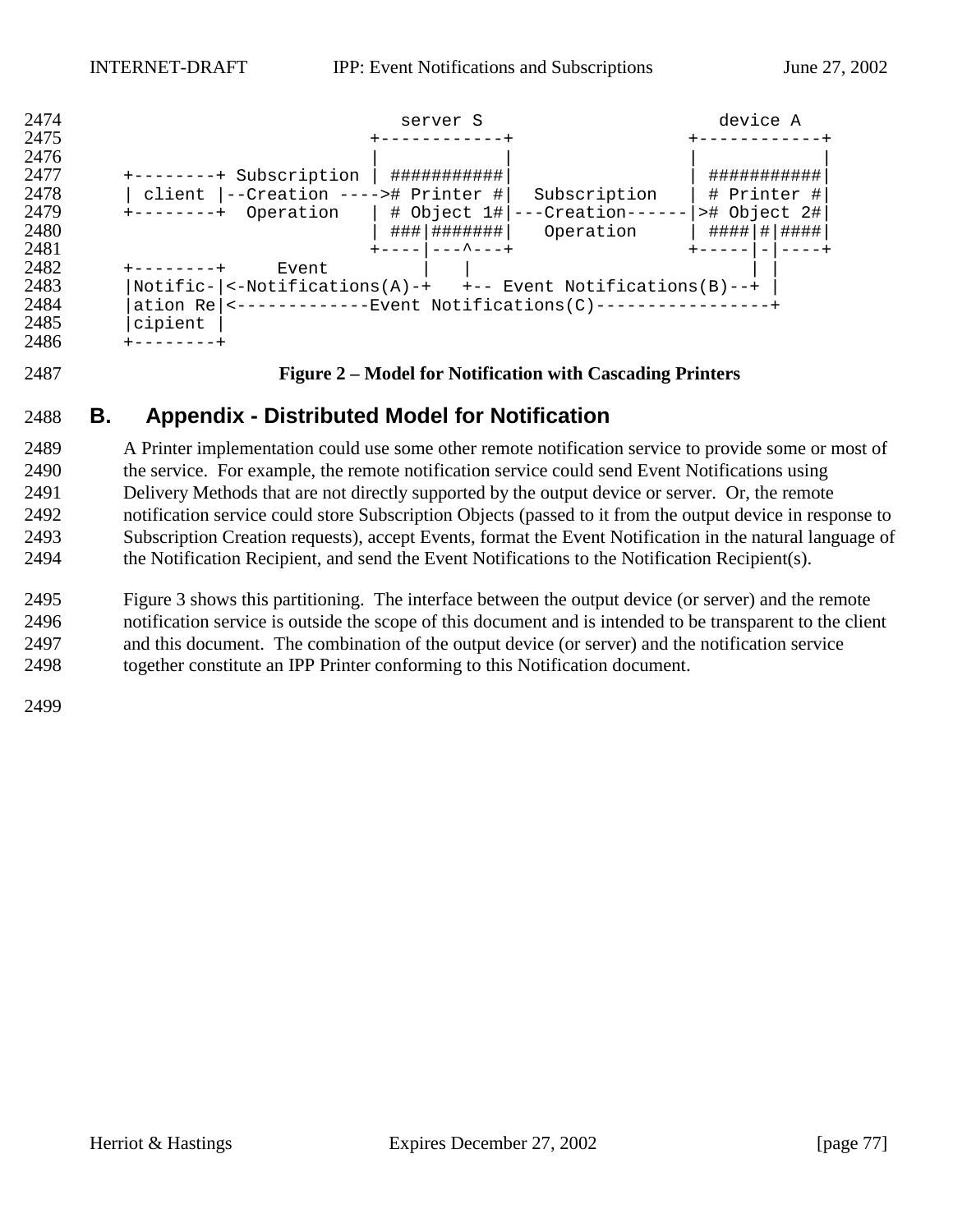```
                              server S                      device A
                           +------------+                 +------------+
                           |            |                 |            |
+--------+ Subscription | ###########|                 | ###########|
| client |--Creation ---->#  Printer #|  Subscription   | # Printer #|
+--------+  Operation   | # Object 1#|---Creation------|># Object 2#|
                           | ###|#######|   Operation     | ####|#|####|
                           +----|---^---+                 +-----|-|----+
+--------+     Event         |   |                              | |
|Notific-|<-Notifications(A)-+   +-- Event Notifications(B)--+ |
|ation Re|<-------------Event Notifications(C)-----------------+
|cipient |
+--------+
```

**Figure 2 – Model for Notification with Cascading Printers**

# B. Appendix - Distributed Model for Notification

A Printer implementation could use some other remote notification service to provide some or most of the service. For example, the remote notification service could send Event Notifications using Delivery Methods that are not directly supported by the output device or server. Or, the remote notification service could store Subscription Objects (passed to it from the output device in response to Subscription Creation requests), accept Events, format the Event Notification in the natural language of the Notification Recipient, and send the Event Notifications to the Notification Recipient(s).

Figure 3 shows this partitioning. The interface between the output device (or server) and the remote notification service is outside the scope of this document and is intended to be transparent to the client and this document. The combination of the output device (or server) and the notification service together constitute an IPP Printer conforming to this Notification document.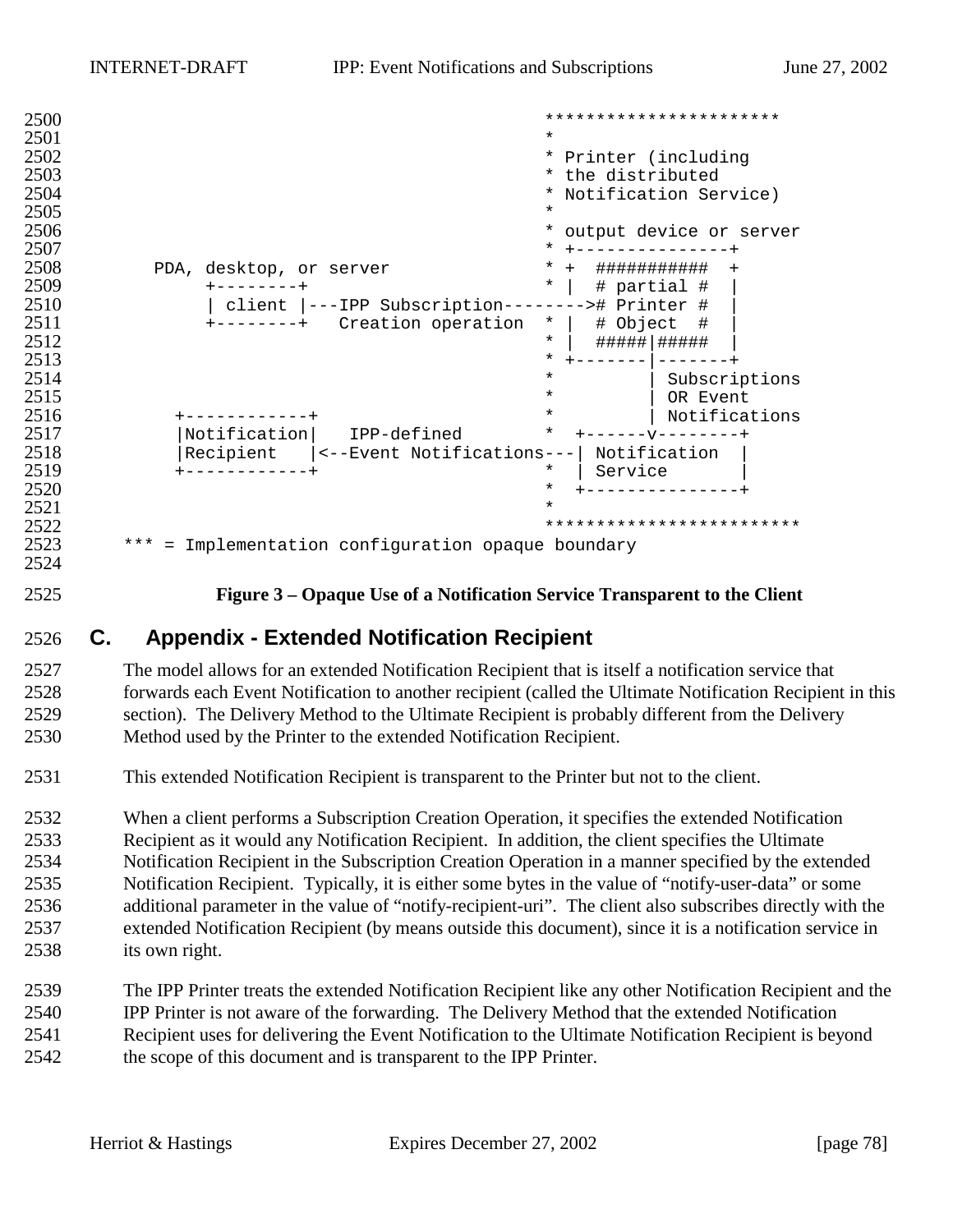```
                                                   **********************
                                                   *
                                                   * Printer (including
                                                   * the distributed
                                                   * Notification Service)
                                                   *
                                                   * output device or server
                                                   * +---------------+
       PDA, desktop, or server                     * +  ###########  +
            +--------+                             * |  # partial #  |
            | client |---IPP Subscription-------->#  Printer #   |
            +--------+   Creation operation        * |  # Object  #  |
                                                   * |  #####|#####  |
                                                   * +-------|-------+
                                                   *         | Subscriptions
                                                   *         | OR Event
         +------------+                            *         | Notifications
         |Notification|   IPP-defined              *  +------v--------+
         |Recipient   |<--Event Notifications---| Notification  |
         +------------+                            *  | Service       |
                                                   *  +---------------+
                                                   *
                                                   ************************
    *** = Implementation configuration opaque boundary
```

**Figure 3 – Opaque Use of a Notification Service Transparent to the Client**

# C. Appendix - Extended Notification Recipient

The model allows for an extended Notification Recipient that is itself a notification service that forwards each Event Notification to another recipient (called the Ultimate Notification Recipient in this section). The Delivery Method to the Ultimate Recipient is probably different from the Delivery Method used by the Printer to the extended Notification Recipient.

This extended Notification Recipient is transparent to the Printer but not to the client.

When a client performs a Subscription Creation Operation, it specifies the extended Notification Recipient as it would any Notification Recipient. In addition, the client specifies the Ultimate Notification Recipient in the Subscription Creation Operation in a manner specified by the extended Notification Recipient. Typically, it is either some bytes in the value of "notify-user-data" or some additional parameter in the value of "notify-recipient-uri". The client also subscribes directly with the extended Notification Recipient (by means outside this document), since it is a notification service in its own right.

The IPP Printer treats the extended Notification Recipient like any other Notification Recipient and the IPP Printer is not aware of the forwarding. The Delivery Method that the extended Notification Recipient uses for delivering the Event Notification to the Ultimate Notification Recipient is beyond the scope of this document and is transparent to the IPP Printer.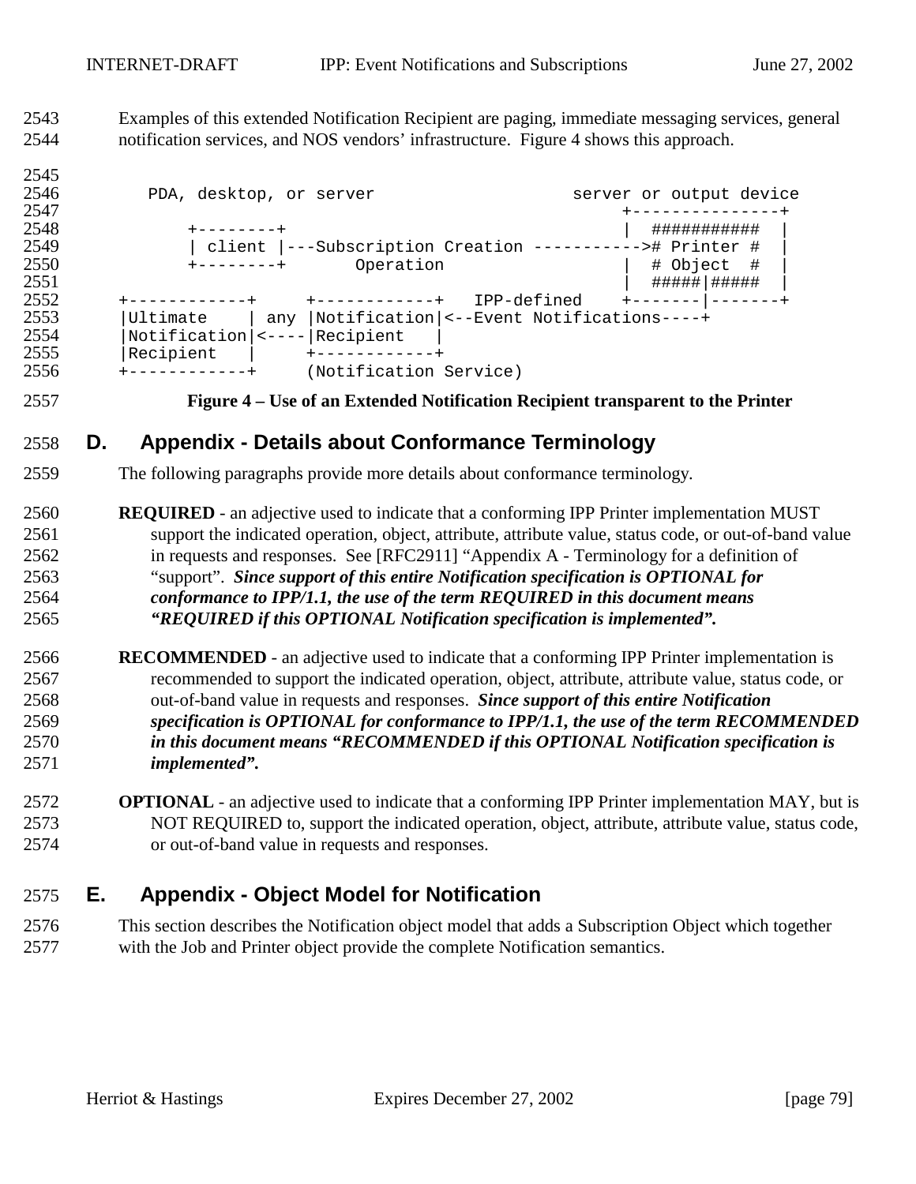Examples of this extended Notification Recipient are paging, immediate messaging services, general notification services, and NOS vendors' infrastructure. Figure 4 shows this approach.

```
    PDA, desktop, or server                    server or output device
                                                  +---------------+
        +--------+                                |  ###########  |
        | client |---Subscription Creation ----------->#  Printer #  |
        +--------+        Operation               |  # Object  #  |
                                                  |  #####|#####  |
 +------------+     +------------+   IPP-defined  +-------|-------+
 |Ultimate    | any |Notification|<--Event Notifications----+
 |Notification|<----|Recipient   |
 |Recipient   |     +------------+
 +------------+     (Notification Service)
```

**Figure 4 – Use of an Extended Notification Recipient transparent to the Printer**

# D. Appendix - Details about Conformance Terminology

The following paragraphs provide more details about conformance terminology.

**REQUIRED** - an adjective used to indicate that a conforming IPP Printer implementation MUST support the indicated operation, object, attribute, attribute value, status code, or out-of-band value in requests and responses. See [RFC2911] "Appendix A - Terminology for a definition of "support". ***Since support of this entire Notification specification is OPTIONAL for conformance to IPP/1.1, the use of the term REQUIRED in this document means "REQUIRED if this OPTIONAL Notification specification is implemented".***

**RECOMMENDED** - an adjective used to indicate that a conforming IPP Printer implementation is recommended to support the indicated operation, object, attribute, attribute value, status code, or out-of-band value in requests and responses. ***Since support of this entire Notification specification is OPTIONAL for conformance to IPP/1.1, the use of the term RECOMMENDED in this document means "RECOMMENDED if this OPTIONAL Notification specification is implemented".***

**OPTIONAL** - an adjective used to indicate that a conforming IPP Printer implementation MAY, but is NOT REQUIRED to, support the indicated operation, object, attribute, attribute value, status code, or out-of-band value in requests and responses.

# E. Appendix - Object Model for Notification

This section describes the Notification object model that adds a Subscription Object which together with the Job and Printer object provide the complete Notification semantics.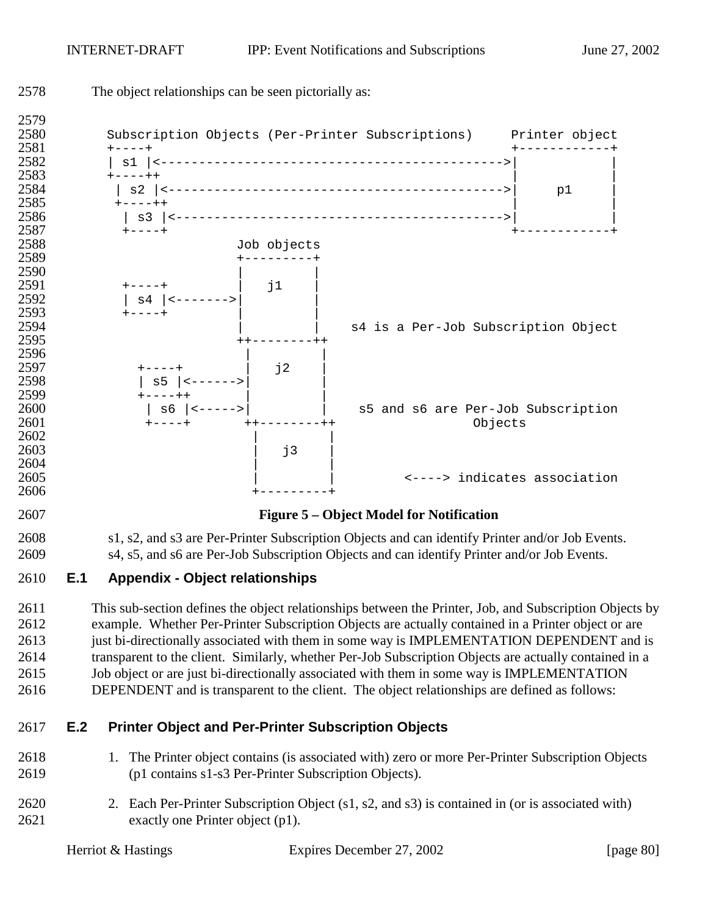The object relationships can be seen pictorially as:

```
Subscription Objects (Per-Printer Subscriptions)     Printer object
+----+                                               +------------+
| s1 |<--------------------------------------------->|            |
+----++                                              |            |
 | s2 |<-------------------------------------------->|     p1     |
 +----++                                             |            |
  | s3 |<------------------------------------------->|            |
  +----+                                             +------------+
                         Job objects
                         +---------+
                         |         |
  +----+                 |   j1    |
  | s4 |<------->|       |         |
  +----+                 |         |
                         |         |    s4 is a Per-Job Subscription Object
                         ++--------++
                          |         |
     +----+               |   j2    |
     | s5 |<------>|      |         |
     +----++              |         |
      | s6 |<----->|      |         |    s5 and s6 are Per-Job Subscription
      +----+              ++--------++                Objects
                           |         |
                           |   j3    |
                           |         |
                           |         |         <----> indicates association
                           +---------+
```

**Figure 5 – Object Model for Notification**

s1, s2, and s3 are Per-Printer Subscription Objects and can identify Printer and/or Job Events.
s4, s5, and s6 are Per-Job Subscription Objects and can identify Printer and/or Job Events.

## E.1 Appendix - Object relationships

This sub-section defines the object relationships between the Printer, Job, and Subscription Objects by example. Whether Per-Printer Subscription Objects are actually contained in a Printer object or are just bi-directionally associated with them in some way is IMPLEMENTATION DEPENDENT and is transparent to the client. Similarly, whether Per-Job Subscription Objects are actually contained in a Job object or are just bi-directionally associated with them in some way is IMPLEMENTATION DEPENDENT and is transparent to the client. The object relationships are defined as follows:

## E.2 Printer Object and Per-Printer Subscription Objects

1. The Printer object contains (is associated with) zero or more Per-Printer Subscription Objects (p1 contains s1-s3 Per-Printer Subscription Objects).

2. Each Per-Printer Subscription Object (s1, s2, and s3) is contained in (or is associated with) exactly one Printer object (p1).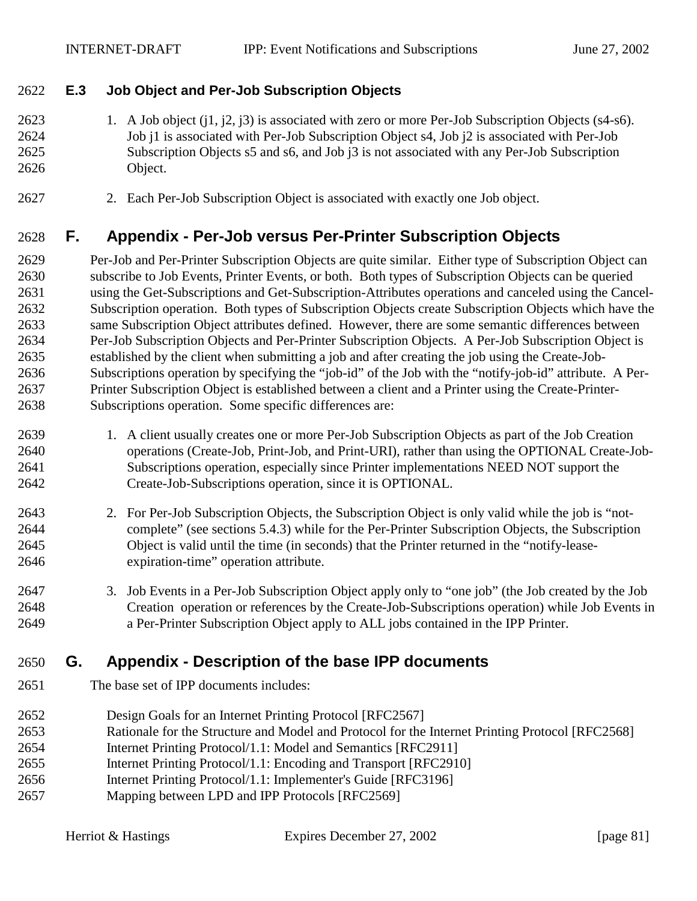### E.3 Job Object and Per-Job Subscription Objects

1. A Job object (j1, j2, j3) is associated with zero or more Per-Job Subscription Objects (s4-s6). Job j1 is associated with Per-Job Subscription Object s4, Job j2 is associated with Per-Job Subscription Objects s5 and s6, and Job j3 is not associated with any Per-Job Subscription Object.

2. Each Per-Job Subscription Object is associated with exactly one Job object.

# F. Appendix - Per-Job versus Per-Printer Subscription Objects

Per-Job and Per-Printer Subscription Objects are quite similar. Either type of Subscription Object can subscribe to Job Events, Printer Events, or both. Both types of Subscription Objects can be queried using the Get-Subscriptions and Get-Subscription-Attributes operations and canceled using the Cancel-Subscription operation. Both types of Subscription Objects create Subscription Objects which have the same Subscription Object attributes defined. However, there are some semantic differences between Per-Job Subscription Objects and Per-Printer Subscription Objects. A Per-Job Subscription Object is established by the client when submitting a job and after creating the job using the Create-Job-Subscriptions operation by specifying the "job-id" of the Job with the "notify-job-id" attribute. A Per-Printer Subscription Object is established between a client and a Printer using the Create-Printer-Subscriptions operation. Some specific differences are:

1. A client usually creates one or more Per-Job Subscription Objects as part of the Job Creation operations (Create-Job, Print-Job, and Print-URI), rather than using the OPTIONAL Create-Job-Subscriptions operation, especially since Printer implementations NEED NOT support the Create-Job-Subscriptions operation, since it is OPTIONAL.

2. For Per-Job Subscription Objects, the Subscription Object is only valid while the job is "not-complete" (see sections 5.4.3) while for the Per-Printer Subscription Objects, the Subscription Object is valid until the time (in seconds) that the Printer returned in the "notify-lease-expiration-time" operation attribute.

3. Job Events in a Per-Job Subscription Object apply only to "one job" (the Job created by the Job Creation operation or references by the Create-Job-Subscriptions operation) while Job Events in a Per-Printer Subscription Object apply to ALL jobs contained in the IPP Printer.

# G. Appendix - Description of the base IPP documents

The base set of IPP documents includes:

Design Goals for an Internet Printing Protocol [RFC2567]
Rationale for the Structure and Model and Protocol for the Internet Printing Protocol [RFC2568]
Internet Printing Protocol/1.1: Model and Semantics [RFC2911]
Internet Printing Protocol/1.1: Encoding and Transport [RFC2910]
Internet Printing Protocol/1.1: Implementer's Guide [RFC3196]
Mapping between LPD and IPP Protocols [RFC2569]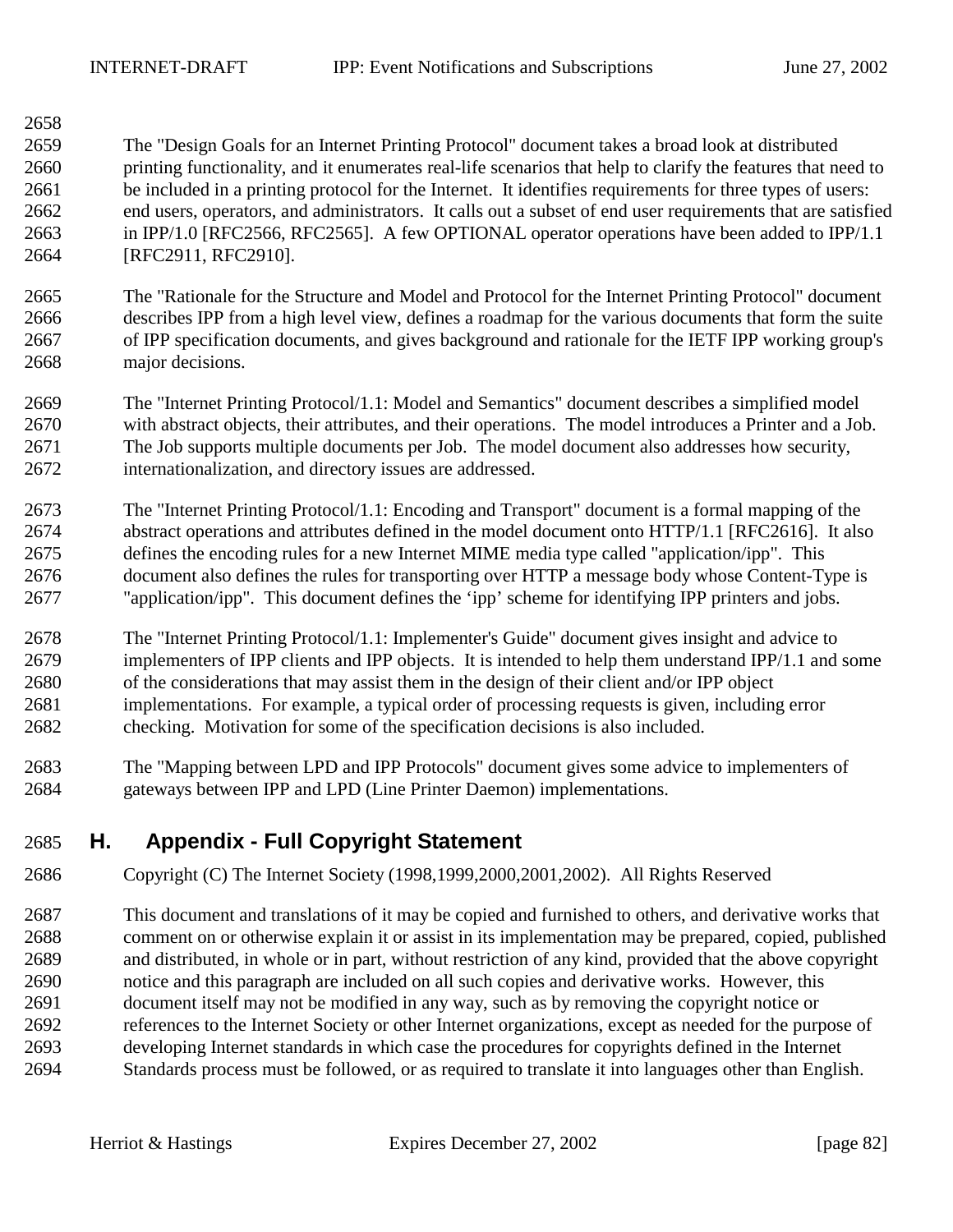The "Design Goals for an Internet Printing Protocol" document takes a broad look at distributed printing functionality, and it enumerates real-life scenarios that help to clarify the features that need to be included in a printing protocol for the Internet. It identifies requirements for three types of users: end users, operators, and administrators. It calls out a subset of end user requirements that are satisfied in IPP/1.0 [RFC2566, RFC2565]. A few OPTIONAL operator operations have been added to IPP/1.1 [RFC2911, RFC2910].

The "Rationale for the Structure and Model and Protocol for the Internet Printing Protocol" document describes IPP from a high level view, defines a roadmap for the various documents that form the suite of IPP specification documents, and gives background and rationale for the IETF IPP working group's major decisions.

The "Internet Printing Protocol/1.1: Model and Semantics" document describes a simplified model with abstract objects, their attributes, and their operations. The model introduces a Printer and a Job. The Job supports multiple documents per Job. The model document also addresses how security, internationalization, and directory issues are addressed.

The "Internet Printing Protocol/1.1: Encoding and Transport" document is a formal mapping of the abstract operations and attributes defined in the model document onto HTTP/1.1 [RFC2616]. It also defines the encoding rules for a new Internet MIME media type called "application/ipp". This document also defines the rules for transporting over HTTP a message body whose Content-Type is "application/ipp". This document defines the ‘ipp’ scheme for identifying IPP printers and jobs.

The "Internet Printing Protocol/1.1: Implementer's Guide" document gives insight and advice to implementers of IPP clients and IPP objects. It is intended to help them understand IPP/1.1 and some of the considerations that may assist them in the design of their client and/or IPP object implementations. For example, a typical order of processing requests is given, including error checking. Motivation for some of the specification decisions is also included.

The "Mapping between LPD and IPP Protocols" document gives some advice to implementers of gateways between IPP and LPD (Line Printer Daemon) implementations.

# H. Appendix - Full Copyright Statement

Copyright (C) The Internet Society (1998,1999,2000,2001,2002). All Rights Reserved

This document and translations of it may be copied and furnished to others, and derivative works that comment on or otherwise explain it or assist in its implementation may be prepared, copied, published and distributed, in whole or in part, without restriction of any kind, provided that the above copyright notice and this paragraph are included on all such copies and derivative works. However, this document itself may not be modified in any way, such as by removing the copyright notice or references to the Internet Society or other Internet organizations, except as needed for the purpose of developing Internet standards in which case the procedures for copyrights defined in the Internet Standards process must be followed, or as required to translate it into languages other than English.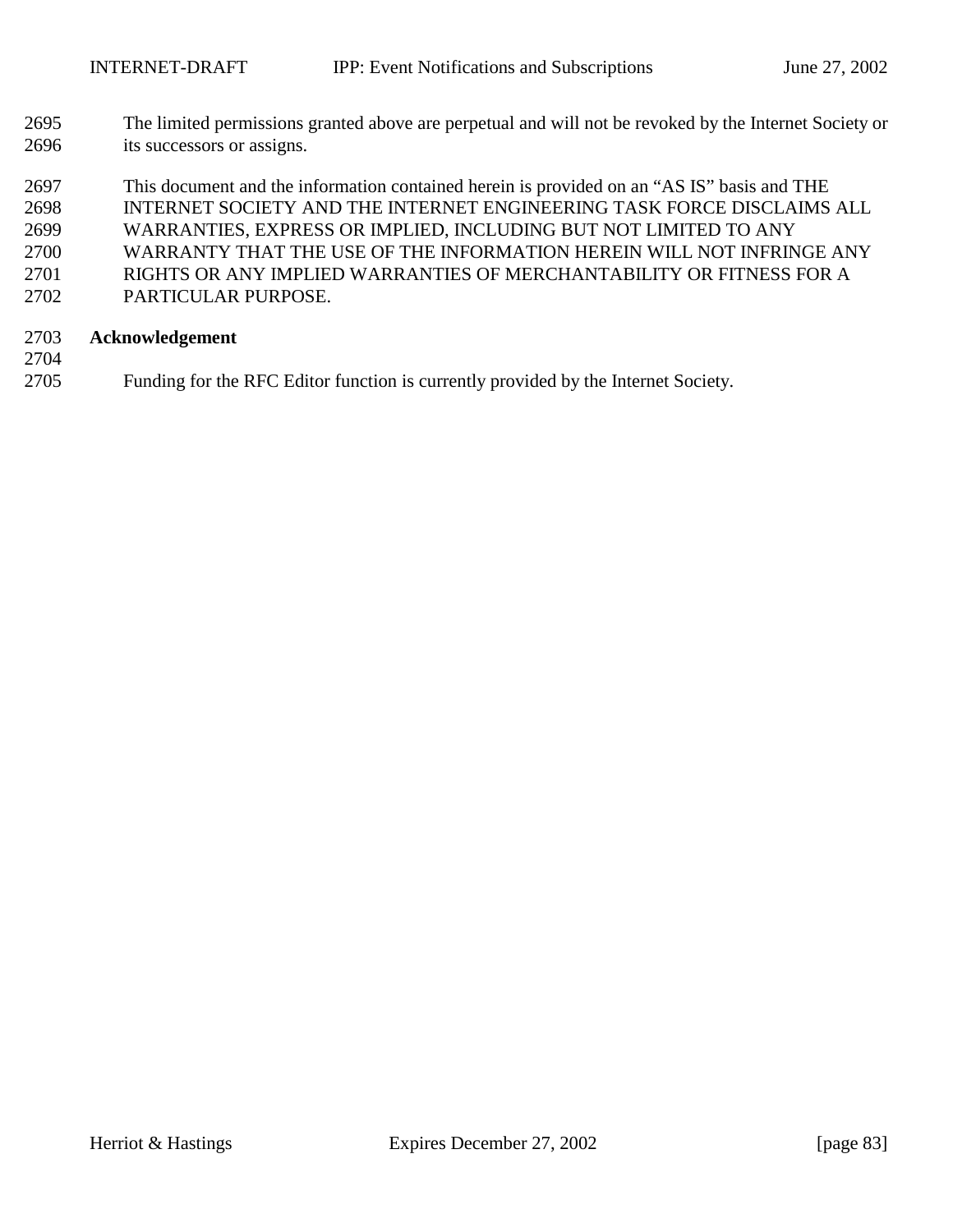The limited permissions granted above are perpetual and will not be revoked by the Internet Society or its successors or assigns.

This document and the information contained herein is provided on an "AS IS" basis and THE INTERNET SOCIETY AND THE INTERNET ENGINEERING TASK FORCE DISCLAIMS ALL WARRANTIES, EXPRESS OR IMPLIED, INCLUDING BUT NOT LIMITED TO ANY WARRANTY THAT THE USE OF THE INFORMATION HEREIN WILL NOT INFRINGE ANY RIGHTS OR ANY IMPLIED WARRANTIES OF MERCHANTABILITY OR FITNESS FOR A PARTICULAR PURPOSE.

## Acknowledgement

Funding for the RFC Editor function is currently provided by the Internet Society.